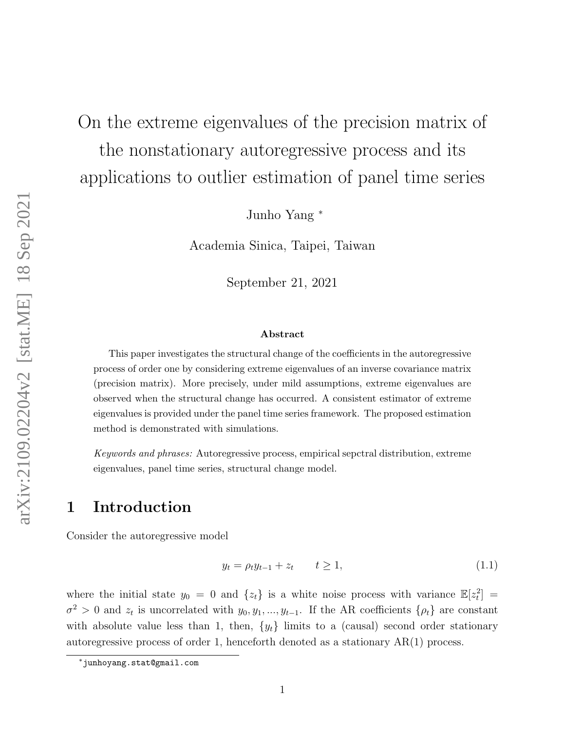# On the extreme eigenvalues of the precision matrix of the nonstationary autoregressive process and its applications to outlier estimation of panel time series

Junho Yang [*]

Academia Sinica, Taipei, Taiwan

September 21, 2021

**Abstract**

This paper investigates the structural change of the coefficients in the autoregressive process of order one by considering extreme eigenvalues of an inverse covariance matrix (precision matrix). More precisely, under mild assumptions, extreme eigenvalues are observed when the structural change has occurred. A consistent estimator of extreme eigenvalues is provided under the panel time series framework. The proposed estimation method is demonstrated with simulations.

*Keywords and phrases:* Autoregressive process, empirical sepctral distribution, extreme eigenvalues, panel time series, structural change model.

## 1 Introduction

Consider the autoregressive model

$$y_t = \rho_t y_{t-1} + z_t \qquad t \geq 1, \tag{1.1}$$

where the initial state $y_0 = 0$ and $\{z_t\}$ is a white noise process with variance $\mathbb{E}[z_t^2] = \sigma^2 > 0$ and $z_t$ is uncorrelated with $y_0, y_1, ..., y_{t-1}$. If the AR coefficients $\{\rho_t\}$ are constant with absolute value less than 1, then, $\{y_t\}$ limits to a (causal) second order stationary autoregressive process of order 1, henceforth denoted as a stationary AR(1) process.

[*] junhoyang.stat@gmail.com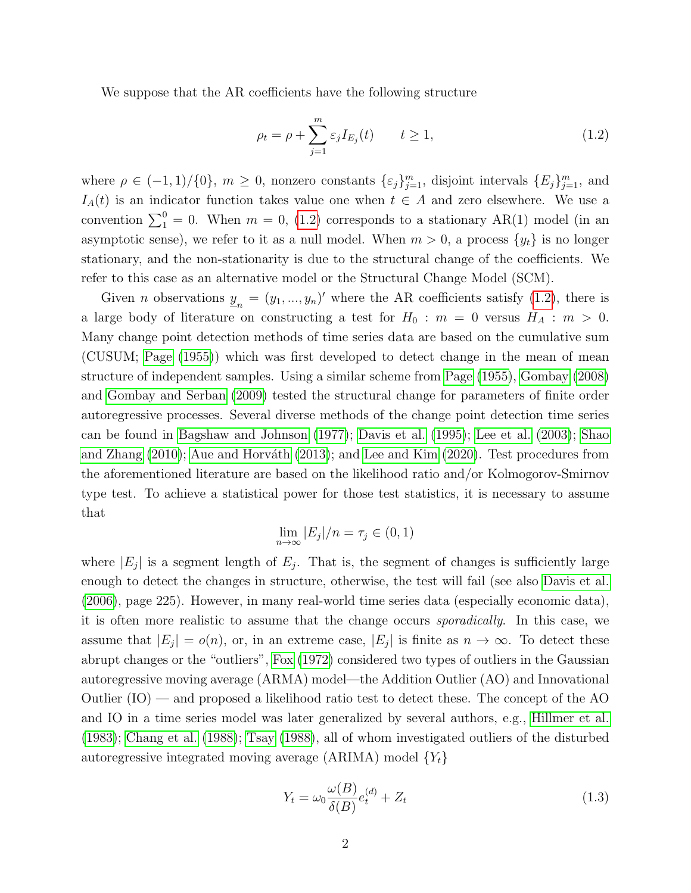We suppose that the AR coefficients have the following structure

$$\rho_t = \rho + \sum_{j=1}^{m} \varepsilon_j I_{E_j}(t) \qquad t \geq 1, \tag{1.2}$$

where $\rho \in (-1,1)/\{0\}$, $m \geq 0$, nonzero constants $\{\varepsilon_j\}_{j=1}^{m}$, disjoint intervals $\{E_j\}_{j=1}^{m}$, and $I_A(t)$ is an indicator function takes value one when $t \in A$ and zero elsewhere. We use a convention $\sum_1^0 = 0$. When $m = 0$, (1.2) corresponds to a stationary AR(1) model (in an asymptotic sense), we refer to it as a null model. When $m > 0$, a process $\{y_t\}$ is no longer stationary, and the non-stationarity is due to the structural change of the coefficients. We refer to this case as an alternative model or the Structural Change Model (SCM).

Given $n$ observations $\underline{y}_n = (y_1, ..., y_n)'$ where the AR coefficients satisfy (1.2), there is a large body of literature on constructing a test for $H_0 : m = 0$ versus $H_A : m > 0$. Many change point detection methods of time series data are based on the cumulative sum (CUSUM; Page (1955)) which was first developed to detect change in the mean of mean structure of independent samples. Using a similar scheme from Page (1955), Gombay (2008) and Gombay and Serban (2009) tested the structural change for parameters of finite order autoregressive processes. Several diverse methods of the change point detection time series can be found in Bagshaw and Johnson (1977); Davis et al. (1995); Lee et al. (2003); Shao and Zhang (2010); Aue and Horváth (2013); and Lee and Kim (2020). Test procedures from the aforementioned literature are based on the likelihood ratio and/or Kolmogorov-Smirnov type test. To achieve a statistical power for those test statistics, it is necessary to assume that

$$\lim_{n\to\infty} |E_j|/n = \tau_j \in (0,1)$$

where $|E_j|$ is a segment length of $E_j$. That is, the segment of changes is sufficiently large enough to detect the changes in structure, otherwise, the test will fail (see also Davis et al. (2006), page 225). However, in many real-world time series data (especially economic data), it is often more realistic to assume that the change occurs *sporadically*. In this case, we assume that $|E_j| = o(n)$, or, in an extreme case, $|E_j|$ is finite as $n \to \infty$. To detect these abrupt changes or the "outliers", Fox (1972) considered two types of outliers in the Gaussian autoregressive moving average (ARMA) model—the Addition Outlier (AO) and Innovational Outlier (IO) — and proposed a likelihood ratio test to detect these. The concept of the AO and IO in a time series model was later generalized by several authors, e.g., Hillmer et al. (1983); Chang et al. (1988); Tsay (1988), all of whom investigated outliers of the disturbed autoregressive integrated moving average (ARIMA) model $\{Y_t\}$

$$Y_t = \omega_0 \frac{\omega(B)}{\delta(B)} e_t^{(d)} + Z_t \tag{1.3}$$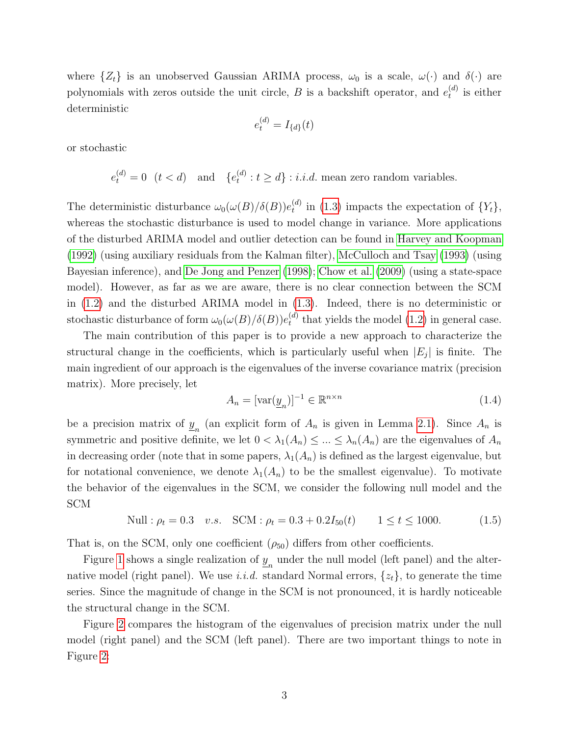where $\{Z_t\}$ is an unobserved Gaussian ARIMA process, $\omega_0$ is a scale, $\omega(\cdot)$ and $\delta(\cdot)$ are polynomials with zeros outside the unit circle, $B$ is a backshift operator, and $e_t^{(d)}$ is either deterministic

$$e_t^{(d)} = I_{\{d\}}(t)$$

or stochastic

$$e_t^{(d)} = 0 \;\; (t < d) \quad \text{and} \quad \{e_t^{(d)} : t \geq d\} : i.i.d. \text{ mean zero random variables.}$$

The deterministic disturbance $\omega_0(\omega(B)/\delta(B))e_t^{(d)}$ in (1.3) impacts the expectation of $\{Y_t\}$, whereas the stochastic disturbance is used to model change in variance. More applications of the disturbed ARIMA model and outlier detection can be found in Harvey and Koopman (1992) (using auxiliary residuals from the Kalman filter), McCulloch and Tsay (1993) (using Bayesian inference), and De Jong and Penzer (1998); Chow et al. (2009) (using a state-space model). However, as far as we are aware, there is no clear connection between the SCM in (1.2) and the disturbed ARIMA model in (1.3). Indeed, there is no deterministic or stochastic disturbance of form $\omega_0(\omega(B)/\delta(B))e_t^{(d)}$ that yields the model (1.2) in general case.

The main contribution of this paper is to provide a new approach to characterize the structural change in the coefficients, which is particularly useful when $|E_j|$ is finite. The main ingredient of our approach is the eigenvalues of the inverse covariance matrix (precision matrix). More precisely, let

$$A_n = [\text{var}(\underline{y}_n)]^{-1} \in \mathbb{R}^{n \times n} \tag{1.4}$$

be a precision matrix of $\underline{y}_n$ (an explicit form of $A_n$ is given in Lemma 2.1). Since $A_n$ is symmetric and positive definite, we let $0 < \lambda_1(A_n) \leq \ldots \leq \lambda_n(A_n)$ are the eigenvalues of $A_n$ in decreasing order (note that in some papers, $\lambda_1(A_n)$ is defined as the largest eigenvalue, but for notational convenience, we denote $\lambda_1(A_n)$ to be the smallest eigenvalue). To motivate the behavior of the eigenvalues in the SCM, we consider the following null model and the SCM

$$\text{Null} : \rho_t = 0.3 \quad v.s. \quad \text{SCM} : \rho_t = 0.3 + 0.2 I_{50}(t) \qquad 1 \leq t \leq 1000. \tag{1.5}$$

That is, on the SCM, only one coefficient ($\rho_{50}$) differs from other coefficients.

Figure 1 shows a single realization of $\underline{y}_n$ under the null model (left panel) and the alternative model (right panel). We use *i.i.d.* standard Normal errors, $\{z_t\}$, to generate the time series. Since the magnitude of change in the SCM is not pronounced, it is hardly noticeable the structural change in the SCM.

Figure 2 compares the histogram of the eigenvalues of precision matrix under the null model (right panel) and the SCM (left panel). There are two important things to note in Figure 2: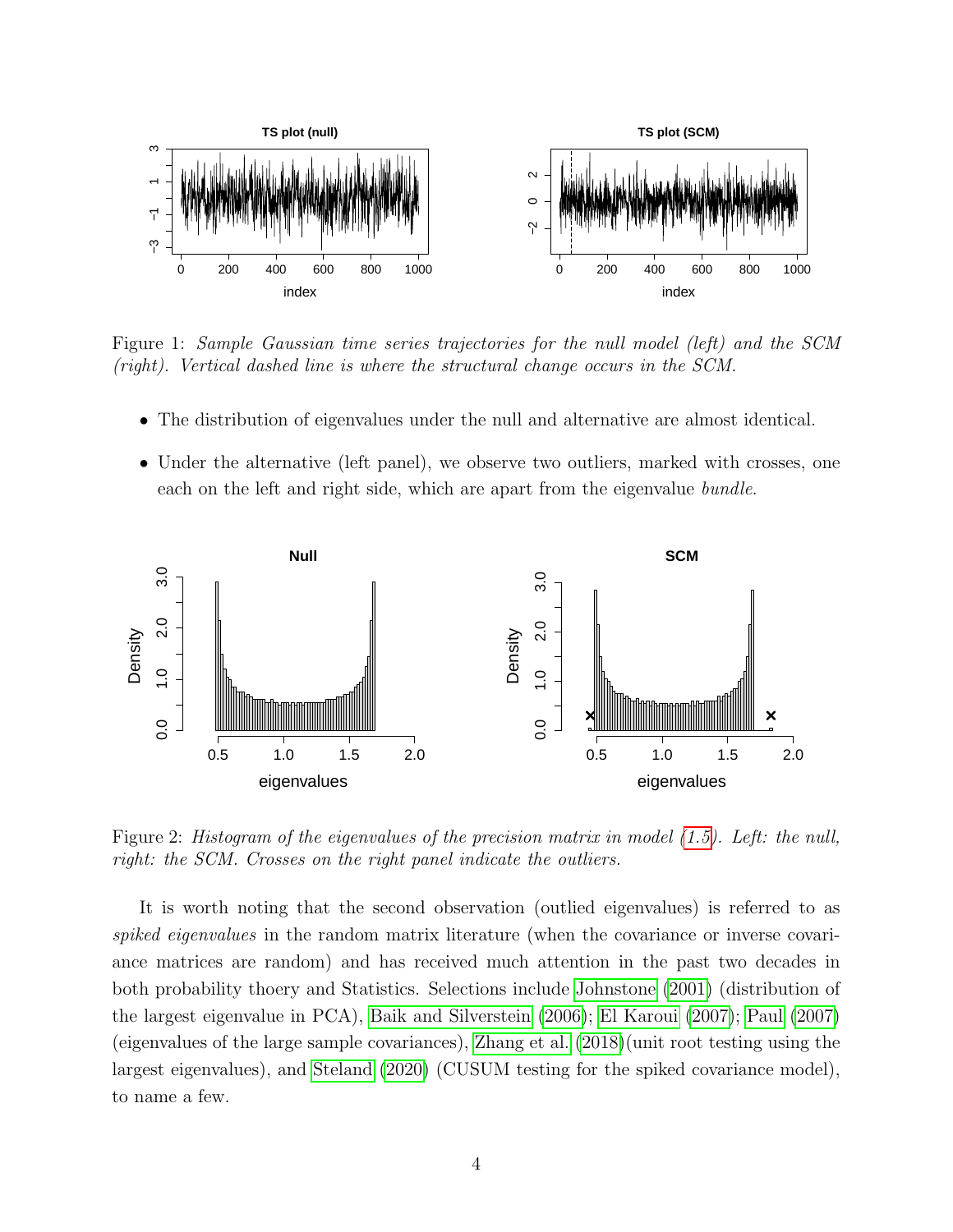Figure 1: *Sample Gaussian time series trajectories for the null model (left) and the SCM (right). Vertical dashed line is where the structural change occurs in the SCM.*

- The distribution of eigenvalues under the null and alternative are almost identical.
- Under the alternative (left panel), we observe two outliers, marked with crosses, one each on the left and right side, which are apart from the eigenvalue *bundle*.

Figure 2: *Histogram of the eigenvalues of the precision matrix in model (1.5). Left: the null, right: the SCM. Crosses on the right panel indicate the outliers.*

It is worth noting that the second observation (outlied eigenvalues) is referred to as *spiked eigenvalues* in the random matrix literature (when the covariance or inverse covariance matrices are random) and has received much attention in the past two decades in both probability thoery and Statistics. Selections include Johnstone (2001) (distribution of the largest eigenvalue in PCA), Baik and Silverstein (2006); El Karoui (2007); Paul (2007) (eigenvalues of the large sample covariances), Zhang et al. (2018)(unit root testing using the largest eigenvalues), and Steland (2020) (CUSUM testing for the spiked covariance model), to name a few.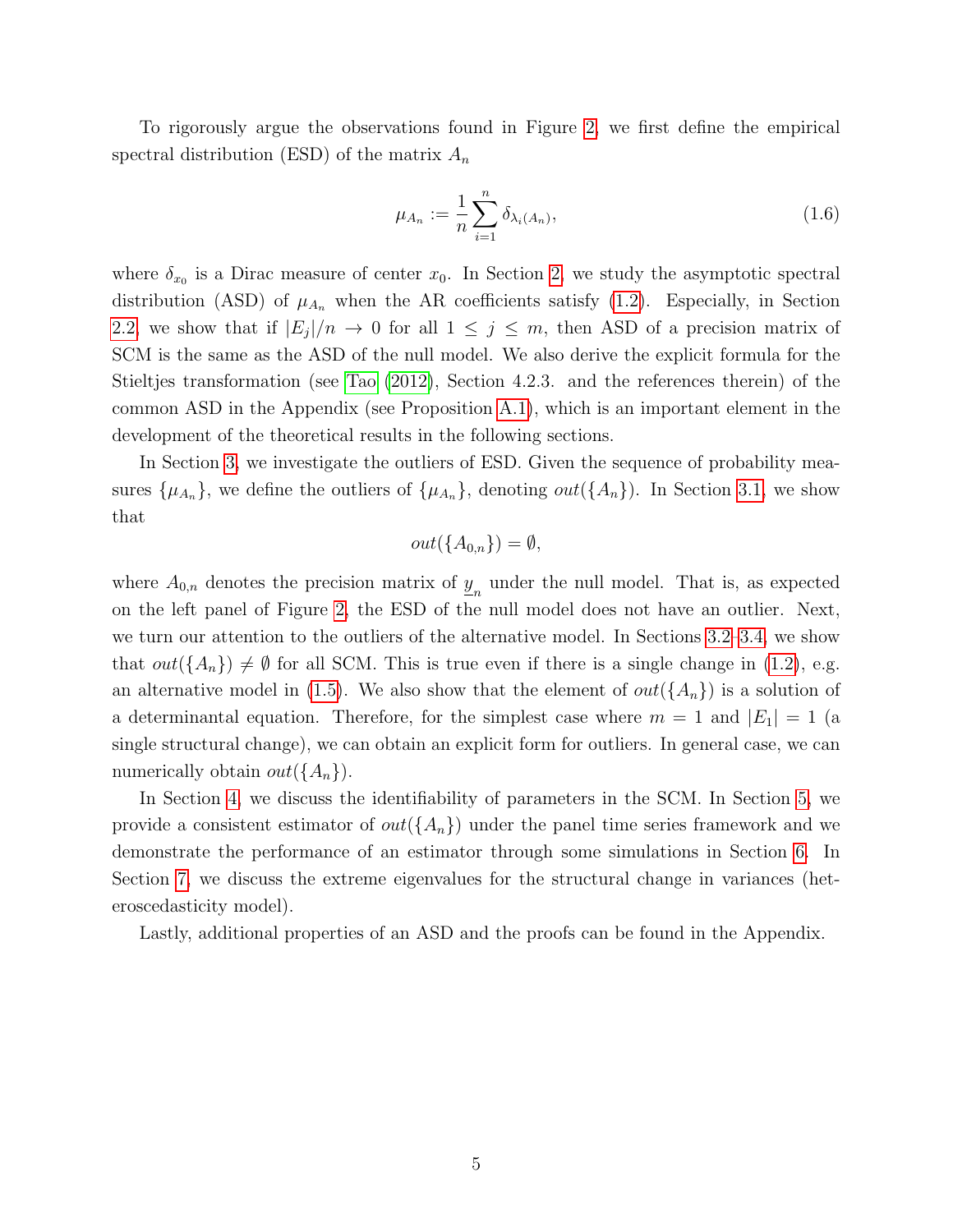To rigorously argue the observations found in Figure 2, we first define the empirical spectral distribution (ESD) of the matrix $A_n$

$$\mu_{A_n} := \frac{1}{n} \sum_{i=1}^{n} \delta_{\lambda_i(A_n)}, \tag{1.6}$$

where $\delta_{x_0}$ is a Dirac measure of center $x_0$. In Section 2, we study the asymptotic spectral distribution (ASD) of $\mu_{A_n}$ when the AR coefficients satisfy (1.2). Especially, in Section 2.2, we show that if $|E_j|/n \to 0$ for all $1 \leq j \leq m$, then ASD of a precision matrix of SCM is the same as the ASD of the null model. We also derive the explicit formula for the Stieltjes transformation (see Tao (2012), Section 4.2.3. and the references therein) of the common ASD in the Appendix (see Proposition A.1), which is an important element in the development of the theoretical results in the following sections.

In Section 3, we investigate the outliers of ESD. Given the sequence of probability measures $\{\mu_{A_n}\}$, we define the outliers of $\{\mu_{A_n}\}$, denoting $out(\{A_n\})$. In Section 3.1, we show that

$$out(\{A_{0,n}\}) = \emptyset,$$

where $A_{0,n}$ denotes the precision matrix of $\underline{y}_n$ under the null model. That is, as expected on the left panel of Figure 2, the ESD of the null model does not have an outlier. Next, we turn our attention to the outliers of the alternative model. In Sections 3.2–3.4, we show that $out(\{A_n\}) \neq \emptyset$ for all SCM. This is true even if there is a single change in (1.2), e.g. an alternative model in (1.5). We also show that the element of $out(\{A_n\})$ is a solution of a determinantal equation. Therefore, for the simplest case where $m = 1$ and $|E_1| = 1$ (a single structural change), we can obtain an explicit form for outliers. In general case, we can numerically obtain $out(\{A_n\})$.

In Section 4, we discuss the identifiability of parameters in the SCM. In Section 5, we provide a consistent estimator of $out(\{A_n\})$ under the panel time series framework and we demonstrate the performance of an estimator through some simulations in Section 6. In Section 7, we discuss the extreme eigenvalues for the structural change in variances (heteroscedasticity model).

Lastly, additional properties of an ASD and the proofs can be found in the Appendix.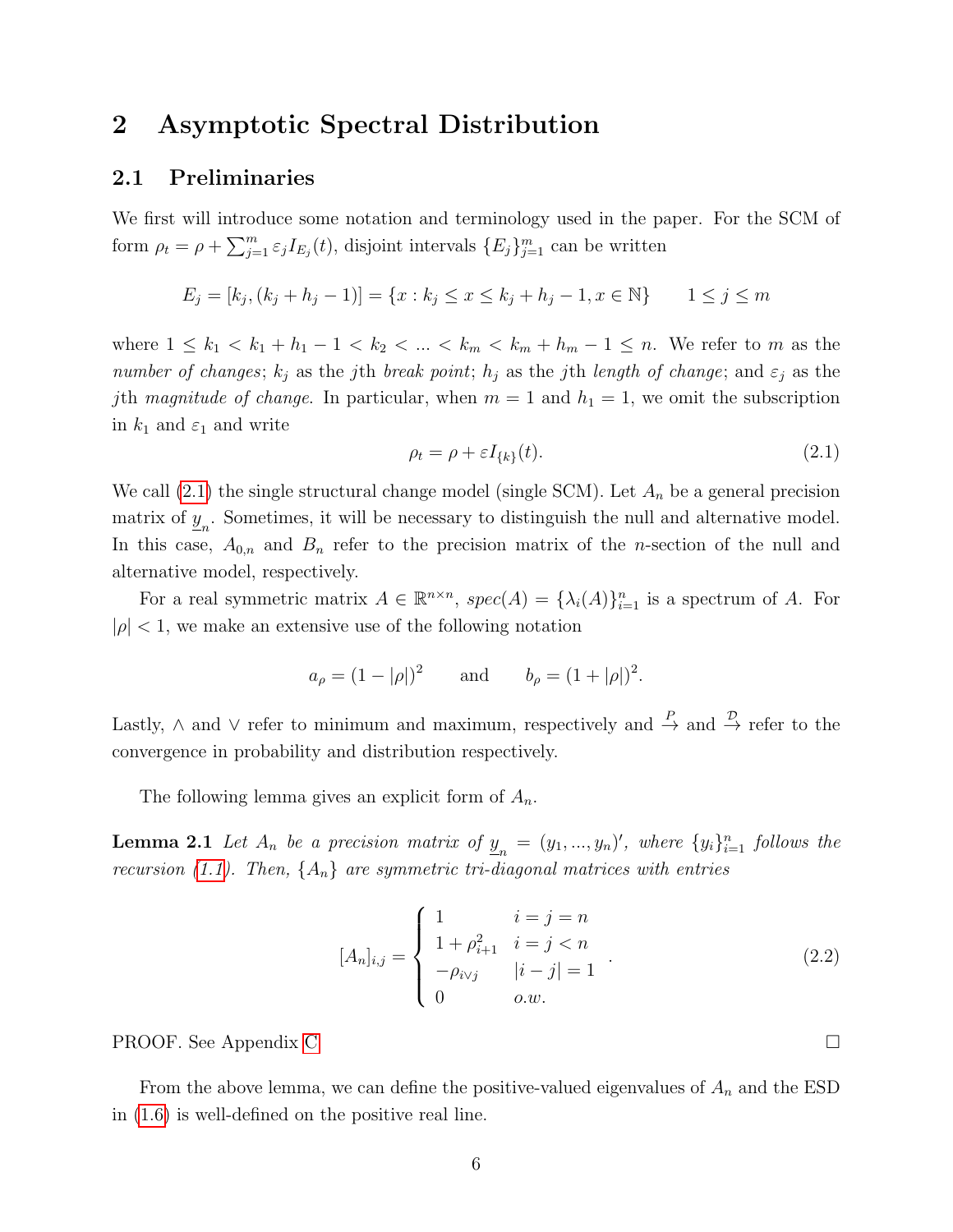# 2 Asymptotic Spectral Distribution

## 2.1 Preliminaries

We first will introduce some notation and terminology used in the paper. For the SCM of form $\rho_t = \rho + \sum_{j=1}^{m} \varepsilon_j I_{E_j}(t)$, disjoint intervals $\{E_j\}_{j=1}^{m}$ can be written

$$E_j = [k_j, (k_j + h_j - 1)] = \{x : k_j \leq x \leq k_j + h_j - 1, x \in \mathbb{N}\} \qquad 1 \leq j \leq m$$

where $1 \leq k_1 < k_1 + h_1 - 1 < k_2 < ... < k_m < k_m + h_m - 1 \leq n$. We refer to $m$ as the *number of changes*; $k_j$ as the $j$th *break point*; $h_j$ as the $j$th *length of change*; and $\varepsilon_j$ as the $j$th *magnitude of change*. In particular, when $m = 1$ and $h_1 = 1$, we omit the subscription in $k_1$ and $\varepsilon_1$ and write

$$\rho_t = \rho + \varepsilon I_{\{k\}}(t). \tag{2.1}$$

We call (2.1) the single structural change model (single SCM). Let $A_n$ be a general precision matrix of $\underline{y}_n$. Sometimes, it will be necessary to distinguish the null and alternative model. In this case, $A_{0,n}$ and $B_n$ refer to the precision matrix of the $n$-section of the null and alternative model, respectively.

For a real symmetric matrix $A \in \mathbb{R}^{n \times n}$, $spec(A) = \{\lambda_i(A)\}_{i=1}^{n}$ is a spectrum of $A$. For $|\rho| < 1$, we make an extensive use of the following notation

$$a_\rho = (1 - |\rho|)^2 \qquad \text{and} \qquad b_\rho = (1 + |\rho|)^2.$$

Lastly, $\wedge$ and $\vee$ refer to minimum and maximum, respectively and $\xrightarrow{P}$ and $\xrightarrow{\mathcal{D}}$ refer to the convergence in probability and distribution respectively.

The following lemma gives an explicit form of $A_n$.

**Lemma 2.1** *Let $A_n$ be a precision matrix of $\underline{y}_n = (y_1, ..., y_n)'$, where $\{y_i\}_{i=1}^{n}$ follows the recursion (1.1). Then, $\{A_n\}$ are symmetric tri-diagonal matrices with entries*

$$[A_n]_{i,j} = \begin{cases} 1 & i = j = n \\ 1 + \rho_{i+1}^2 & i = j < n \\ -\rho_{i \vee j} & |i - j| = 1 \\ 0 & o.w. \end{cases}. \tag{2.2}$$

PROOF. See Appendix C □

From the above lemma, we can define the positive-valued eigenvalues of $A_n$ and the ESD in (1.6) is well-defined on the positive real line.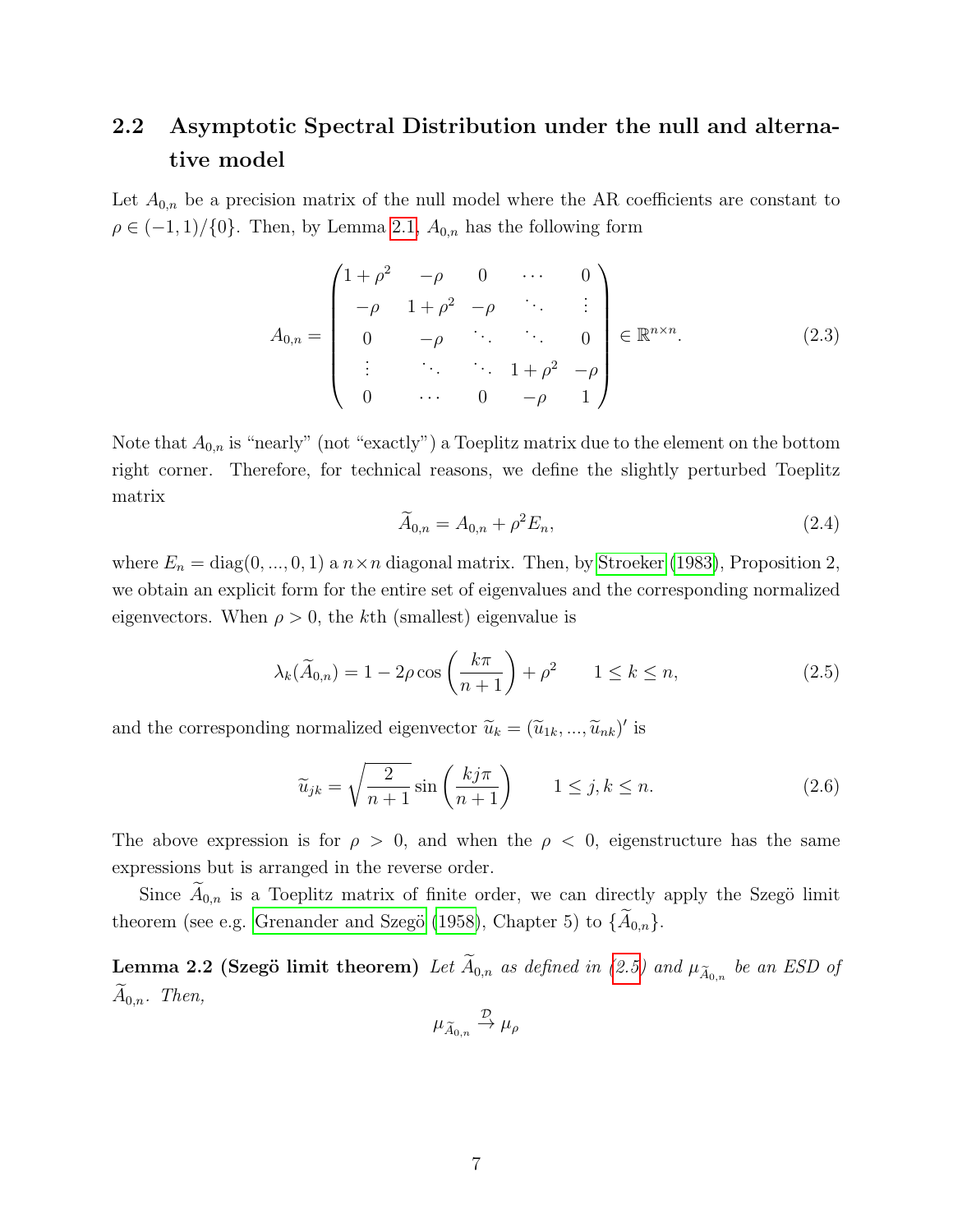### 2.2 Asymptotic Spectral Distribution under the null and alternative model

Let $A_{0,n}$ be a precision matrix of the null model where the AR coefficients are constant to $\rho \in (-1, 1)/\{0\}$. Then, by Lemma 2.1, $A_{0,n}$ has the following form

$$A_{0,n} = \begin{pmatrix} 1+\rho^2 & -\rho & 0 & \cdots & 0 \\ -\rho & 1+\rho^2 & -\rho & \ddots & \vdots \\ 0 & -\rho & \ddots & \ddots & 0 \\ \vdots & \ddots & \ddots & 1+\rho^2 & -\rho \\ 0 & \cdots & 0 & -\rho & 1 \end{pmatrix} \in \mathbb{R}^{n \times n}. \tag{2.3}$$

Note that $A_{0,n}$ is "nearly" (not "exactly") a Toeplitz matrix due to the element on the bottom right corner. Therefore, for technical reasons, we define the slightly perturbed Toeplitz matrix

$$\widetilde{A}_{0,n} = A_{0,n} + \rho^2 E_n, \tag{2.4}$$

where $E_n = \text{diag}(0, ..., 0, 1)$ a $n \times n$ diagonal matrix. Then, by Stroeker (1983), Proposition 2, we obtain an explicit form for the entire set of eigenvalues and the corresponding normalized eigenvectors. When $\rho > 0$, the $k$th (smallest) eigenvalue is

$$\lambda_k(\widetilde{A}_{0,n}) = 1 - 2\rho \cos\left(\frac{k\pi}{n+1}\right) + \rho^2 \qquad 1 \leq k \leq n, \tag{2.5}$$

and the corresponding normalized eigenvector $\widetilde{u}_k = (\widetilde{u}_{1k}, ..., \widetilde{u}_{nk})'$ is

$$\widetilde{u}_{jk} = \sqrt{\frac{2}{n+1}} \sin\left(\frac{kj\pi}{n+1}\right) \qquad 1 \leq j, k \leq n. \tag{2.6}$$

The above expression is for $\rho > 0$, and when the $\rho < 0$, eigenstructure has the same expressions but is arranged in the reverse order.

Since $\widetilde{A}_{0,n}$ is a Toeplitz matrix of finite order, we can directly apply the Szegö limit theorem (see e.g. Grenander and Szegö (1958), Chapter 5) to $\{\widetilde{A}_{0,n}\}$.

**Lemma 2.2 (Szegö limit theorem)** *Let $\widetilde{A}_{0,n}$ as defined in (2.5) and $\mu_{\widetilde{A}_{0,n}}$ be an ESD of $\widetilde{A}_{0,n}$. Then,*

$$\mu_{\widetilde{A}_{0,n}} \xrightarrow{\mathcal{D}} \mu_\rho$$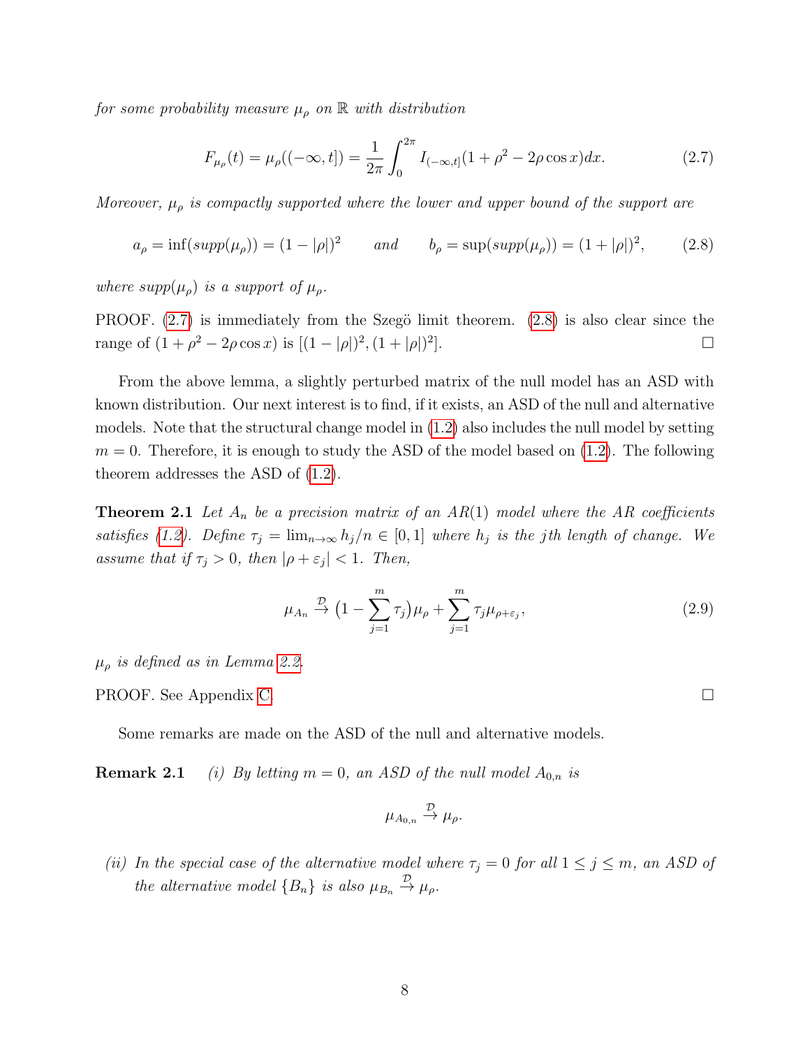*for some probability measure $\mu_\rho$ on $\mathbb{R}$ with distribution*

$$F_{\mu_\rho}(t) = \mu_\rho((-\infty, t]) = \frac{1}{2\pi}\int_0^{2\pi} I_{(-\infty,t]}(1+\rho^2 - 2\rho\cos x)dx. \tag{2.7}$$

*Moreover, $\mu_\rho$ is compactly supported where the lower and upper bound of the support are*

$$a_\rho = \inf(supp(\mu_\rho)) = (1-|\rho|)^2 \qquad \text{and} \qquad b_\rho = \sup(supp(\mu_\rho)) = (1+|\rho|)^2, \tag{2.8}$$

*where $supp(\mu_\rho)$ is a support of $\mu_\rho$.*

PROOF. (2.7) is immediately from the Szegö limit theorem. (2.8) is also clear since the range of $(1+\rho^2 - 2\rho\cos x)$ is $[(1-|\rho|)^2, (1+|\rho|)^2]$. $\square$

From the above lemma, a slightly perturbed matrix of the null model has an ASD with known distribution. Our next interest is to find, if it exists, an ASD of the null and alternative models. Note that the structural change model in (1.2) also includes the null model by setting $m = 0$. Therefore, it is enough to study the ASD of the model based on (1.2). The following theorem addresses the ASD of (1.2).

**Theorem 2.1** *Let $A_n$ be a precision matrix of an $AR(1)$ model where the AR coefficients satisfies (1.2). Define $\tau_j = \lim_{n\to\infty} h_j/n \in [0,1]$ where $h_j$ is the $j$th length of change. We assume that if $\tau_j > 0$, then $|\rho + \varepsilon_j| < 1$. Then,*

$$\mu_{A_n} \xrightarrow{\mathcal{D}} \big(1 - \sum_{j=1}^{m} \tau_j\big)\mu_\rho + \sum_{j=1}^{m} \tau_j \mu_{\rho+\varepsilon_j}, \tag{2.9}$$

*$\mu_\rho$ is defined as in Lemma 2.2.*

PROOF. See Appendix C. $\square$

Some remarks are made on the ASD of the null and alternative models.

**Remark 2.1** *(i) By letting $m = 0$, an ASD of the null model $A_{0,n}$ is*

$$\mu_{A_{0,n}} \xrightarrow{\mathcal{D}} \mu_\rho.$$

*(ii) In the special case of the alternative model where $\tau_j = 0$ for all $1 \le j \le m$, an ASD of the alternative model $\{B_n\}$ is also $\mu_{B_n} \xrightarrow{\mathcal{D}} \mu_\rho$.*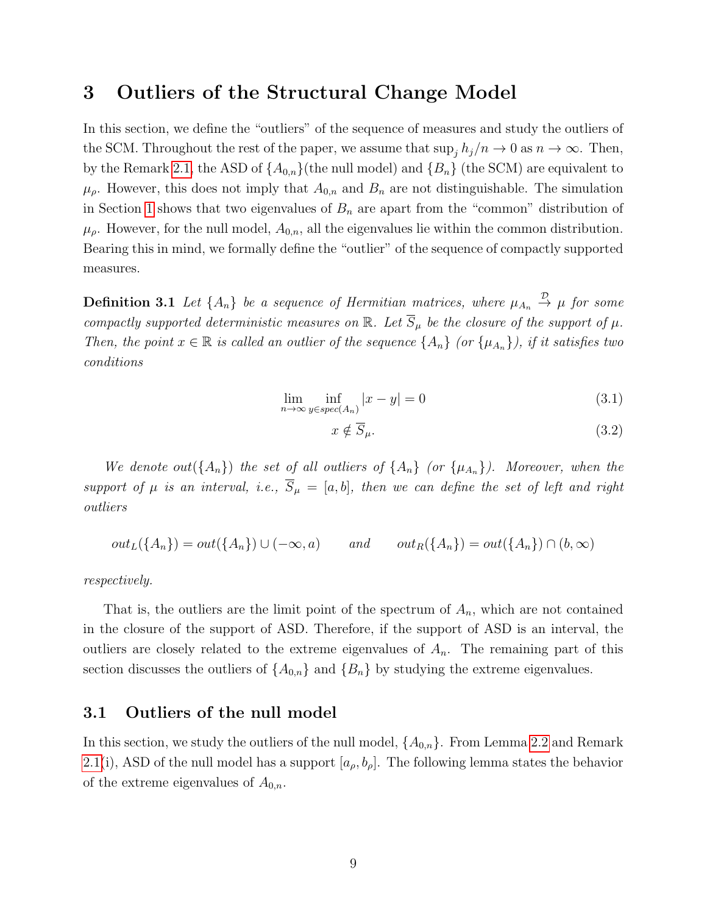# 3 Outliers of the Structural Change Model

In this section, we define the "outliers" of the sequence of measures and study the outliers of the SCM. Throughout the rest of the paper, we assume that $\sup_j h_j/n \to 0$ as $n \to \infty$. Then, by the Remark 2.1, the ASD of $\{A_{0,n}\}$(the null model) and $\{B_n\}$ (the SCM) are equivalent to $\mu_\rho$. However, this does not imply that $A_{0,n}$ and $B_n$ are not distinguishable. The simulation in Section 1 shows that two eigenvalues of $B_n$ are apart from the "common" distribution of $\mu_\rho$. However, for the null model, $A_{0,n}$, all the eigenvalues lie within the common distribution. Bearing this in mind, we formally define the "outlier" of the sequence of compactly supported measures.

**Definition 3.1** *Let $\{A_n\}$ be a sequence of Hermitian matrices, where $\mu_{A_n} \xrightarrow{\mathcal{D}} \mu$ for some compactly supported deterministic measures on $\mathbb{R}$. Let $\overline{S}_\mu$ be the closure of the support of $\mu$. Then, the point $x \in \mathbb{R}$ is called an outlier of the sequence $\{A_n\}$ (or $\{\mu_{A_n}\}$), if it satisfies two conditions*

$$\lim_{n\to\infty} \inf_{y \in spec(A_n)} |x - y| = 0 \tag{3.1}$$

$$x \notin \overline{S}_\mu. \tag{3.2}$$

*We denote $out(\{A_n\})$ the set of all outliers of $\{A_n\}$ (or $\{\mu_{A_n}\}$). Moreover, when the support of $\mu$ is an interval, i.e., $\overline{S}_\mu = [a, b]$, then we can define the set of left and right outliers*

$$out_L(\{A_n\}) = out(\{A_n\}) \cup (-\infty, a) \qquad and \qquad out_R(\{A_n\}) = out(\{A_n\}) \cap (b, \infty)$$

*respectively.*

That is, the outliers are the limit point of the spectrum of $A_n$, which are not contained in the closure of the support of ASD. Therefore, if the support of ASD is an interval, the outliers are closely related to the extreme eigenvalues of $A_n$. The remaining part of this section discusses the outliers of $\{A_{0,n}\}$ and $\{B_n\}$ by studying the extreme eigenvalues.

## 3.1 Outliers of the null model

In this section, we study the outliers of the null model, $\{A_{0,n}\}$. From Lemma 2.2 and Remark 2.1(i), ASD of the null model has a support $[a_\rho, b_\rho]$. The following lemma states the behavior of the extreme eigenvalues of $A_{0,n}$.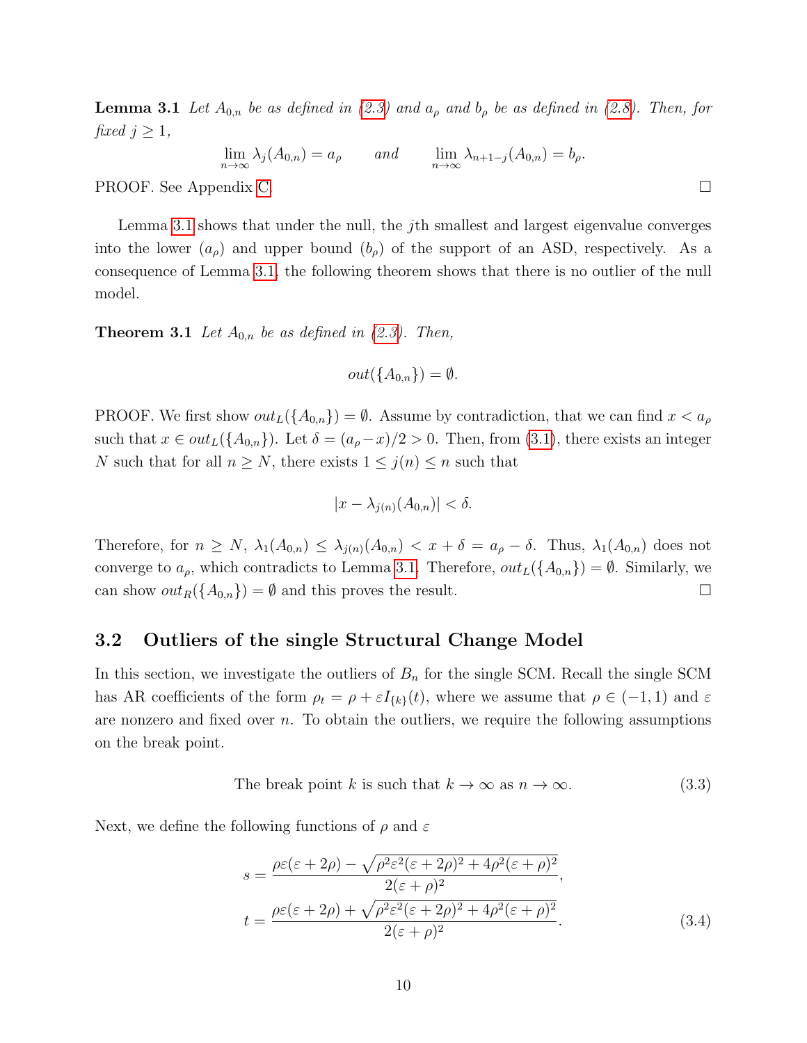**Lemma 3.1** *Let $A_{0,n}$ be as defined in (2.3) and $a_\rho$ and $b_\rho$ be as defined in (2.8). Then, for fixed $j \geq 1$,*

$$\lim_{n\to\infty} \lambda_j(A_{0,n}) = a_\rho \qquad \text{and} \qquad \lim_{n\to\infty} \lambda_{n+1-j}(A_{0,n}) = b_\rho.$$

PROOF. See Appendix C. □

Lemma 3.1 shows that under the null, the $j$th smallest and largest eigenvalue converges into the lower ($a_\rho$) and upper bound ($b_\rho$) of the support of an ASD, respectively. As a consequence of Lemma 3.1, the following theorem shows that there is no outlier of the null model.

**Theorem 3.1** *Let $A_{0,n}$ be as defined in (2.3). Then,*

$$out(\{A_{0,n}\}) = \emptyset.$$

PROOF. We first show $out_L(\{A_{0,n}\}) = \emptyset$. Assume by contradiction, that we can find $x < a_\rho$ such that $x \in out_L(\{A_{0,n}\})$. Let $\delta = (a_\rho - x)/2 > 0$. Then, from (3.1), there exists an integer $N$ such that for all $n \geq N$, there exists $1 \leq j(n) \leq n$ such that

$$|x - \lambda_{j(n)}(A_{0,n})| < \delta.$$

Therefore, for $n \geq N$, $\lambda_1(A_{0,n}) \leq \lambda_{j(n)}(A_{0,n}) < x + \delta = a_\rho - \delta$. Thus, $\lambda_1(A_{0,n})$ does not converge to $a_\rho$, which contradicts to Lemma 3.1. Therefore, $out_L(\{A_{0,n}\}) = \emptyset$. Similarly, we can show $out_R(\{A_{0,n}\}) = \emptyset$ and this proves the result. □

## 3.2 Outliers of the single Structural Change Model

In this section, we investigate the outliers of $B_n$ for the single SCM. Recall the single SCM has AR coefficients of the form $\rho_t = \rho + \varepsilon I_{\{k\}}(t)$, where we assume that $\rho \in (-1, 1)$ and $\varepsilon$ are nonzero and fixed over $n$. To obtain the outliers, we require the following assumptions on the break point.

$$\text{The break point } k \text{ is such that } k \to \infty \text{ as } n \to \infty. \tag{3.3}$$

Next, we define the following functions of $\rho$ and $\varepsilon$

$$s = \frac{\rho\varepsilon(\varepsilon + 2\rho) - \sqrt{\rho^2\varepsilon^2(\varepsilon + 2\rho)^2 + 4\rho^2(\varepsilon + \rho)^2}}{2(\varepsilon + \rho)^2},$$

$$t = \frac{\rho\varepsilon(\varepsilon + 2\rho) + \sqrt{\rho^2\varepsilon^2(\varepsilon + 2\rho)^2 + 4\rho^2(\varepsilon + \rho)^2}}{2(\varepsilon + \rho)^2}. \tag{3.4}$$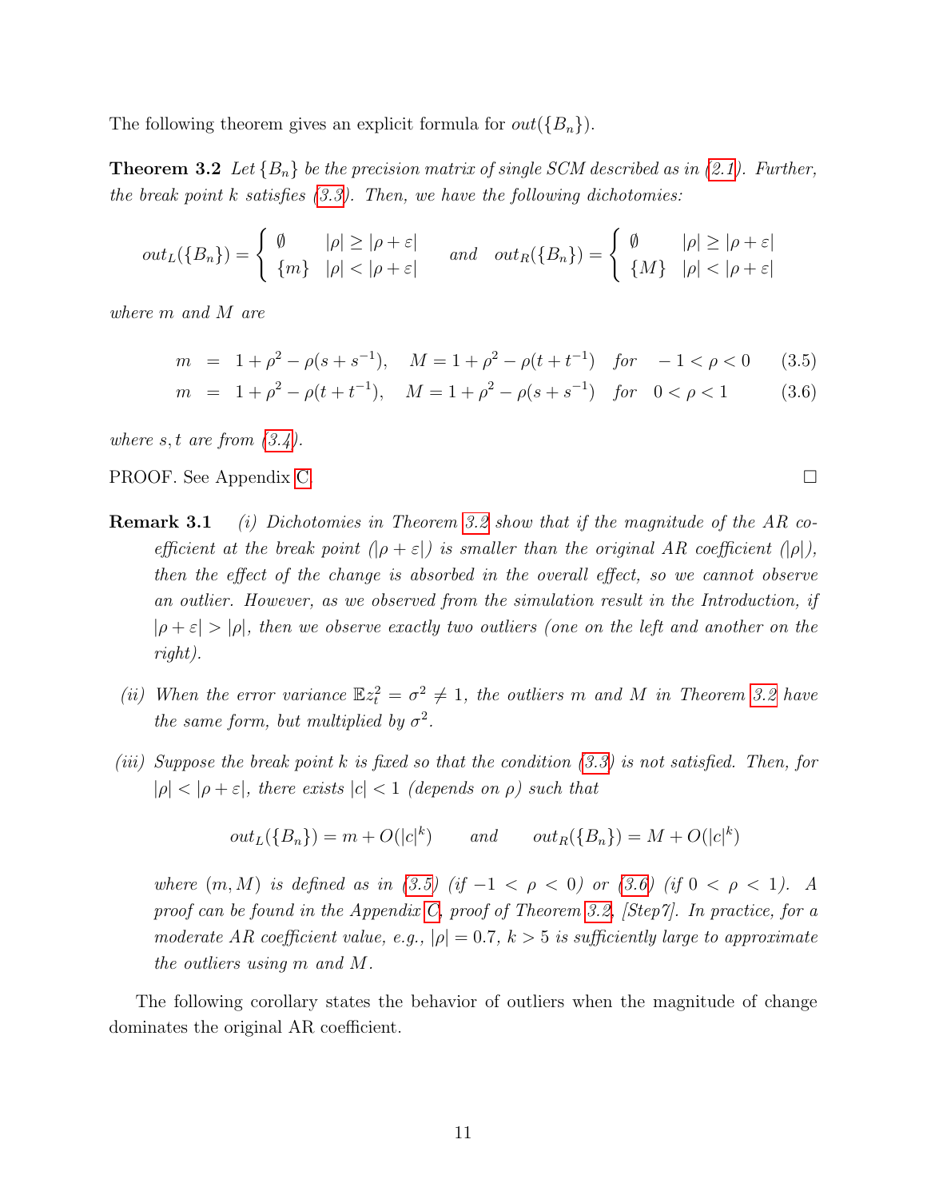The following theorem gives an explicit formula for $out(\{B_n\})$.

**Theorem 3.2** *Let $\{B_n\}$ be the precision matrix of single SCM described as in (2.1). Further, the break point $k$ satisfies (3.3). Then, we have the following dichotomies:*

$$out_L(\{B_n\}) = \begin{cases} \emptyset & |\rho| \geq |\rho+\varepsilon| \\ \{m\} & |\rho| < |\rho+\varepsilon| \end{cases} \quad \text{and} \quad out_R(\{B_n\}) = \begin{cases} \emptyset & |\rho| \geq |\rho+\varepsilon| \\ \{M\} & |\rho| < |\rho+\varepsilon| \end{cases}$$

*where $m$ and $M$ are*

$$m = 1+\rho^2 - \rho(s+s^{-1}), \quad M = 1+\rho^2-\rho(t+t^{-1}) \quad \text{for} \quad -1<\rho<0 \tag{3.5}$$

$$m = 1+\rho^2 - \rho(t+t^{-1}), \quad M = 1+\rho^2-\rho(s+s^{-1}) \quad \text{for} \quad 0<\rho<1 \tag{3.6}$$

*where $s, t$ are from (3.4).*

PROOF. See Appendix C. □

**Remark 3.1** *(i) Dichotomies in Theorem 3.2 show that if the magnitude of the AR coefficient at the break point ($|\rho+\varepsilon|$) is smaller than the original AR coefficient ($|\rho|$), then the effect of the change is absorbed in the overall effect, so we cannot observe an outlier. However, as we observed from the simulation result in the Introduction, if $|\rho+\varepsilon| > |\rho|$, then we observe exactly two outliers (one on the left and another on the right).*

*(ii) When the error variance $\mathbb{E}z_t^2 = \sigma^2 \neq 1$, the outliers $m$ and $M$ in Theorem 3.2 have the same form, but multiplied by $\sigma^2$.*

*(iii) Suppose the break point $k$ is fixed so that the condition (3.3) is not satisfied. Then, for $|\rho| < |\rho+\varepsilon|$, there exists $|c|<1$ (depends on $\rho$) such that*

$$out_L(\{B_n\}) = m + O(|c|^k) \qquad \text{and} \qquad out_R(\{B_n\}) = M + O(|c|^k)$$

*where $(m, M)$ is defined as in (3.5) (if $-1<\rho<0$) or (3.6) (if $0<\rho<1$). A proof can be found in the Appendix C, proof of Theorem 3.2, [Step7]. In practice, for a moderate AR coefficient value, e.g., $|\rho| = 0.7$, $k>5$ is sufficiently large to approximate the outliers using $m$ and $M$.*

The following corollary states the behavior of outliers when the magnitude of change dominates the original AR coefficient.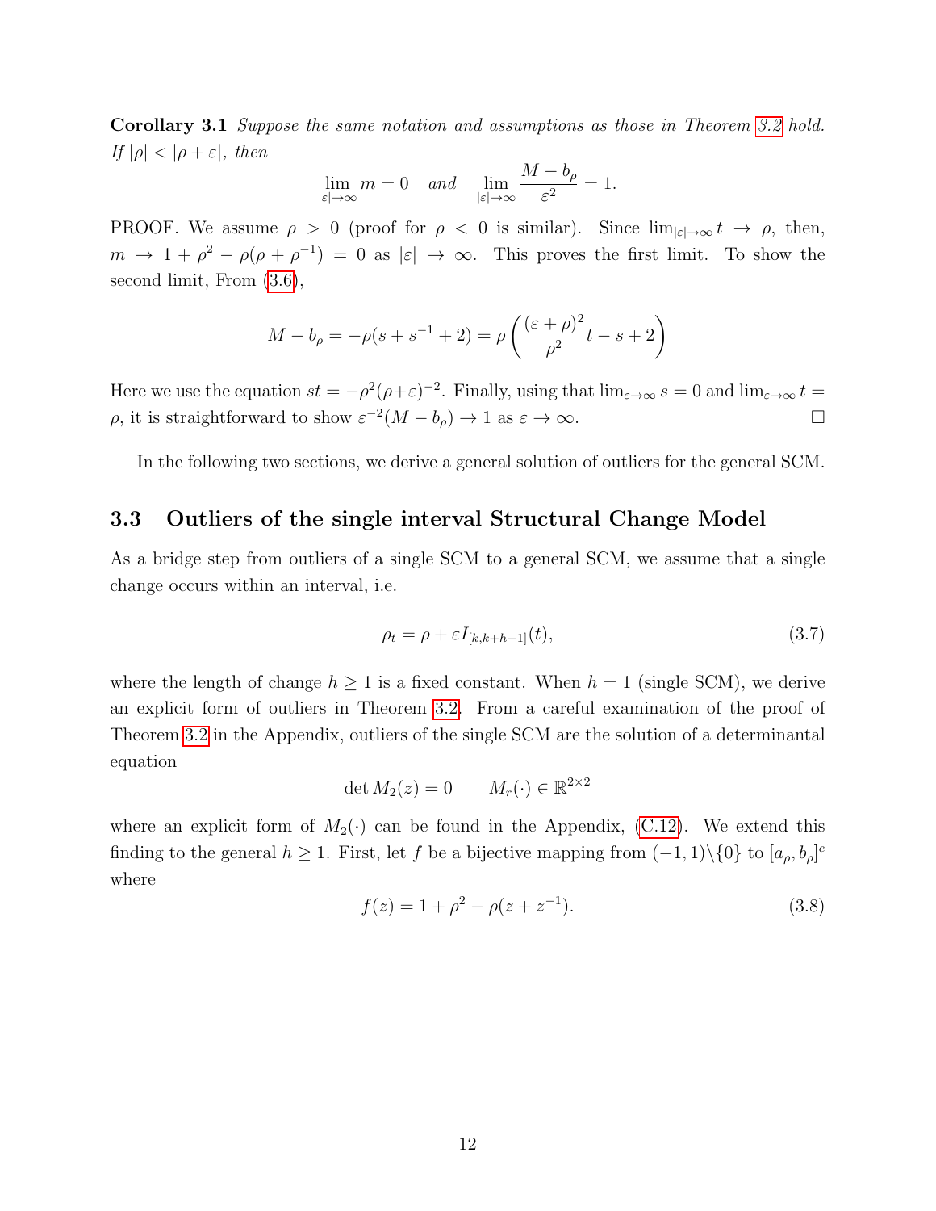**Corollary 3.1** *Suppose the same notation and assumptions as those in Theorem 3.2 hold. If $|\rho| < |\rho + \varepsilon|$, then*

$$\lim_{|\varepsilon|\to\infty} m = 0 \quad \textit{and} \quad \lim_{|\varepsilon|\to\infty} \frac{M - b_\rho}{\varepsilon^2} = 1.$$

PROOF. We assume $\rho > 0$ (proof for $\rho < 0$ is similar). Since $\lim_{|\varepsilon|\to\infty} t \to \rho$, then, $m \to 1 + \rho^2 - \rho(\rho + \rho^{-1}) = 0$ as $|\varepsilon| \to \infty$. This proves the first limit. To show the second limit, From (3.6),

$$M - b_\rho = -\rho(s + s^{-1} + 2) = \rho\left(\frac{(\varepsilon + \rho)^2}{\rho^2} t - s + 2\right)$$

Here we use the equation $st = -\rho^2(\rho+\varepsilon)^{-2}$. Finally, using that $\lim_{\varepsilon\to\infty} s = 0$ and $\lim_{\varepsilon\to\infty} t = \rho$, it is straightforward to show $\varepsilon^{-2}(M - b_\rho) \to 1$ as $\varepsilon \to \infty$. □

In the following two sections, we derive a general solution of outliers for the general SCM.

### 3.3 Outliers of the single interval Structural Change Model

As a bridge step from outliers of a single SCM to a general SCM, we assume that a single change occurs within an interval, i.e.

$$\rho_t = \rho + \varepsilon I_{[k,k+h-1]}(t), \tag{3.7}$$

where the length of change $h \geq 1$ is a fixed constant. When $h = 1$ (single SCM), we derive an explicit form of outliers in Theorem 3.2. From a careful examination of the proof of Theorem 3.2 in the Appendix, outliers of the single SCM are the solution of a determinantal equation

$$\det M_2(z) = 0 \qquad M_r(\cdot) \in \mathbb{R}^{2\times 2}$$

where an explicit form of $M_2(\cdot)$ can be found in the Appendix, (C.12). We extend this finding to the general $h \geq 1$. First, let $f$ be a bijective mapping from $(-1, 1)\backslash\{0\}$ to $[a_\rho, b_\rho]^c$ where

$$f(z) = 1 + \rho^2 - \rho(z + z^{-1}). \tag{3.8}$$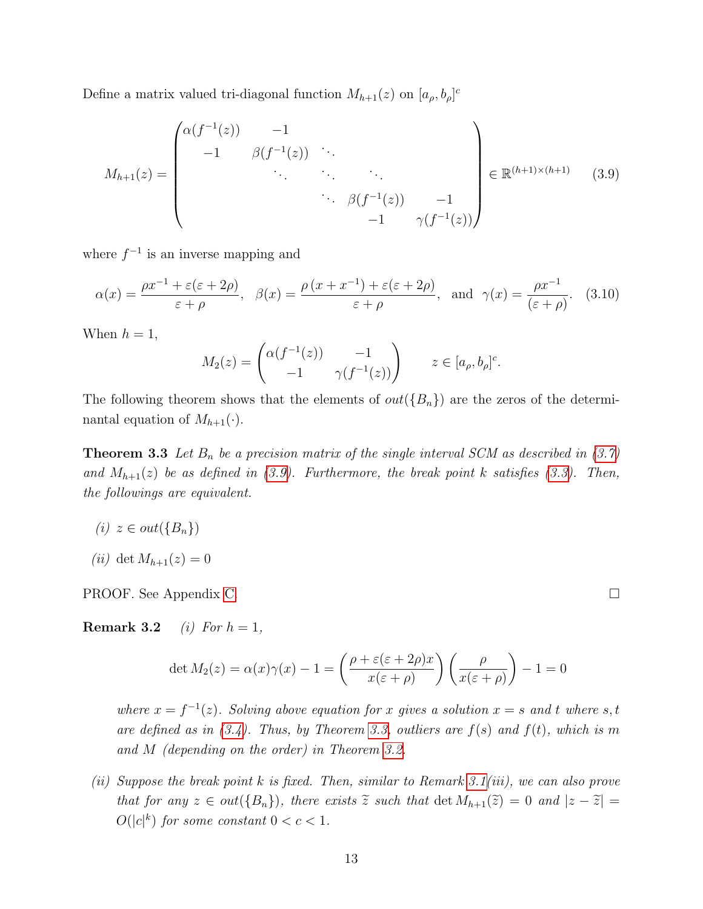Define a matrix valued tri-diagonal function $M_{h+1}(z)$ on $[a_\rho, b_\rho]^c$

$$
M_{h+1}(z) = \begin{pmatrix} \alpha(f^{-1}(z)) & -1 & & & \\ -1 & \beta(f^{-1}(z)) & \ddots & & \\ & \ddots & \ddots & \ddots & \\ & & \ddots & \beta(f^{-1}(z)) & -1 \\ & & & -1 & \gamma(f^{-1}(z)) \end{pmatrix} \in \mathbb{R}^{(h+1)\times(h+1)} \tag{3.9}
$$

where $f^{-1}$ is an inverse mapping and

$$
\alpha(x) = \frac{\rho x^{-1} + \varepsilon(\varepsilon + 2\rho)}{\varepsilon + \rho}, \quad \beta(x) = \frac{\rho\,(x + x^{-1}) + \varepsilon(\varepsilon + 2\rho)}{\varepsilon + \rho}, \quad \text{and} \quad \gamma(x) = \frac{\rho x^{-1}}{(\varepsilon + \rho)}. \tag{3.10}
$$

When $h = 1$,

$$
M_2(z) = \begin{pmatrix} \alpha(f^{-1}(z)) & -1 \\ -1 & \gamma(f^{-1}(z)) \end{pmatrix} \qquad z \in [a_\rho, b_\rho]^c.
$$

The following theorem shows that the elements of $out(\{B_n\})$ are the zeros of the determinantal equation of $M_{h+1}(\cdot)$.

**Theorem 3.3** *Let $B_n$ be a precision matrix of the single interval SCM as described in (3.7) and $M_{h+1}(z)$ be as defined in (3.9). Furthermore, the break point $k$ satisfies (3.3). Then, the followings are equivalent.*

*(i)* $z \in out(\{B_n\})$

*(ii)* $\det M_{h+1}(z) = 0$

PROOF. See Appendix C. □

**Remark 3.2** *(i) For $h = 1$,*

$$
\det M_2(z) = \alpha(x)\gamma(x) - 1 = \left(\frac{\rho + \varepsilon(\varepsilon + 2\rho)x}{x(\varepsilon + \rho)}\right)\left(\frac{\rho}{x(\varepsilon + \rho)}\right) - 1 = 0
$$

*where $x = f^{-1}(z)$. Solving above equation for $x$ gives a solution $x = s$ and $t$ where $s, t$ are defined as in (3.4). Thus, by Theorem 3.3, outliers are $f(s)$ and $f(t)$, which is $m$ and $M$ (depending on the order) in Theorem 3.2.*

*(ii) Suppose the break point $k$ is fixed. Then, similar to Remark 3.1(iii), we can also prove that for any $z \in out(\{B_n\})$, there exists $\widetilde{z}$ such that $\det M_{h+1}(\widetilde{z}) = 0$ and $|z - \widetilde{z}| = O(|c|^k)$ for some constant $0 < c < 1$.*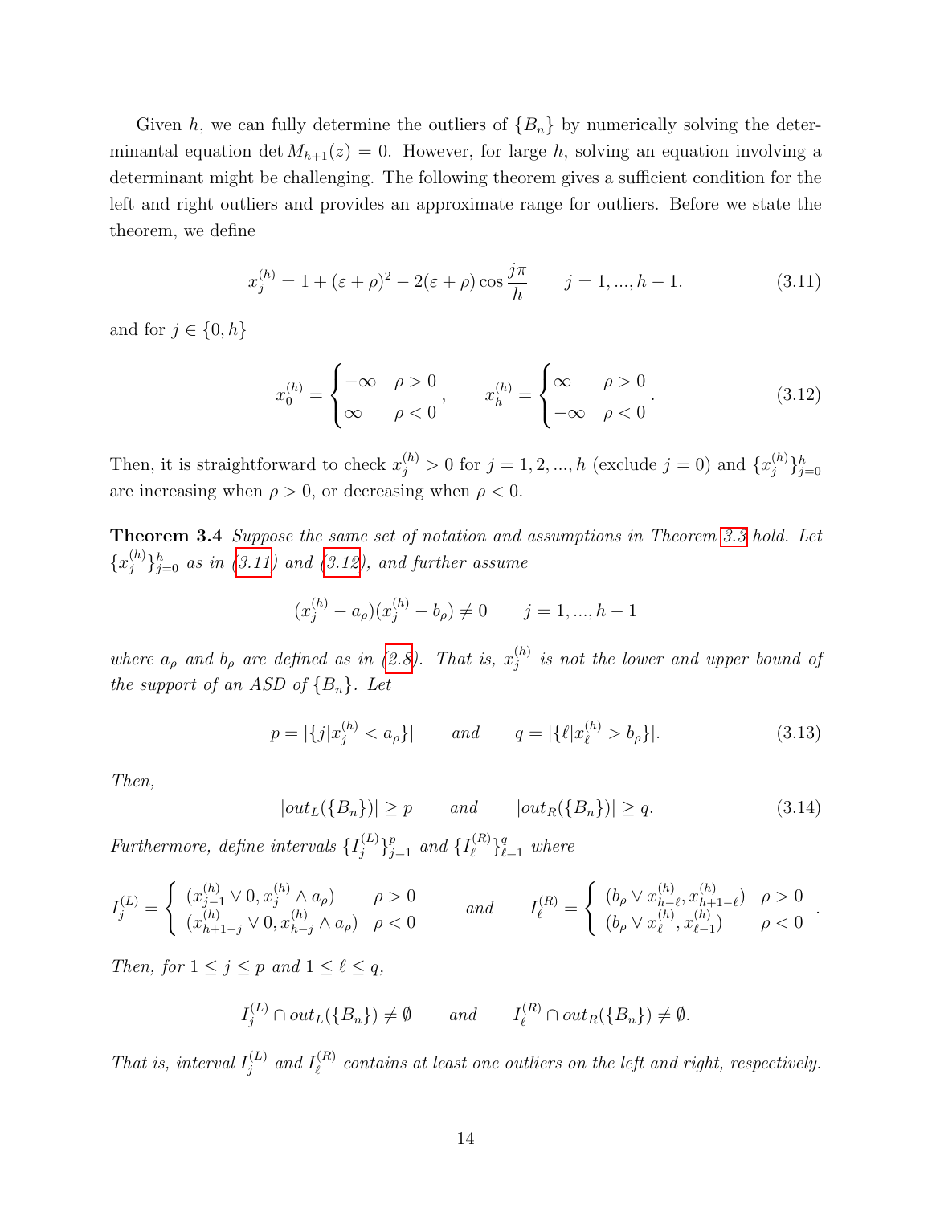Given $h$, we can fully determine the outliers of $\{B_n\}$ by numerically solving the determinantal equation $\det M_{h+1}(z) = 0$. However, for large $h$, solving an equation involving a determinant might be challenging. The following theorem gives a sufficient condition for the left and right outliers and provides an approximate range for outliers. Before we state the theorem, we define

$$x_j^{(h)} = 1 + (\varepsilon + \rho)^2 - 2(\varepsilon + \rho)\cos\frac{j\pi}{h} \qquad j = 1, ..., h-1. \tag{3.11}$$

and for $j \in \{0, h\}$

$$x_0^{(h)} = \begin{cases} -\infty & \rho > 0 \\ \infty & \rho < 0 \end{cases}, \qquad x_h^{(h)} = \begin{cases} \infty & \rho > 0 \\ -\infty & \rho < 0 \end{cases}. \tag{3.12}$$

Then, it is straightforward to check $x_j^{(h)} > 0$ for $j = 1, 2, ..., h$ (exclude $j = 0$) and $\{x_j^{(h)}\}_{j=0}^h$ are increasing when $\rho > 0$, or decreasing when $\rho < 0$.

**Theorem 3.4** *Suppose the same set of notation and assumptions in Theorem 3.3 hold. Let $\{x_j^{(h)}\}_{j=0}^h$ as in (3.11) and (3.12), and further assume*

$$(x_j^{(h)} - a_\rho)(x_j^{(h)} - b_\rho) \neq 0 \qquad j = 1, ..., h-1$$

*where $a_\rho$ and $b_\rho$ are defined as in (2.8). That is, $x_j^{(h)}$ is not the lower and upper bound of the support of an ASD of $\{B_n\}$. Let*

$$p = |\{j | x_j^{(h)} < a_\rho\}| \qquad \text{and} \qquad q = |\{\ell | x_\ell^{(h)} > b_\rho\}|. \tag{3.13}$$

*Then,*

$$|out_L(\{B_n\})| \geq p \qquad \text{and} \qquad |out_R(\{B_n\})| \geq q. \tag{3.14}$$

*Furthermore, define intervals $\{I_j^{(L)}\}_{j=1}^p$ and $\{I_\ell^{(R)}\}_{\ell=1}^q$ where*

$$I_j^{(L)} = \begin{cases} (x_{j-1}^{(h)} \vee 0, x_j^{(h)} \wedge a_\rho) & \rho > 0 \\ (x_{h+1-j}^{(h)} \vee 0, x_{h-j}^{(h)} \wedge a_\rho) & \rho < 0 \end{cases} \qquad \text{and} \qquad I_\ell^{(R)} = \begin{cases} (b_\rho \vee x_{h-\ell}^{(h)}, x_{h+1-\ell}^{(h)}) & \rho > 0 \\ (b_\rho \vee x_\ell^{(h)}, x_{\ell-1}^{(h)}) & \rho < 0 \end{cases}.$$

*Then, for $1 \leq j \leq p$ and $1 \leq \ell \leq q$,*

$$I_j^{(L)} \cap out_L(\{B_n\}) \neq \emptyset \qquad \text{and} \qquad I_\ell^{(R)} \cap out_R(\{B_n\}) \neq \emptyset.$$

*That is, interval $I_j^{(L)}$ and $I_\ell^{(R)}$ contains at least one outliers on the left and right, respectively.*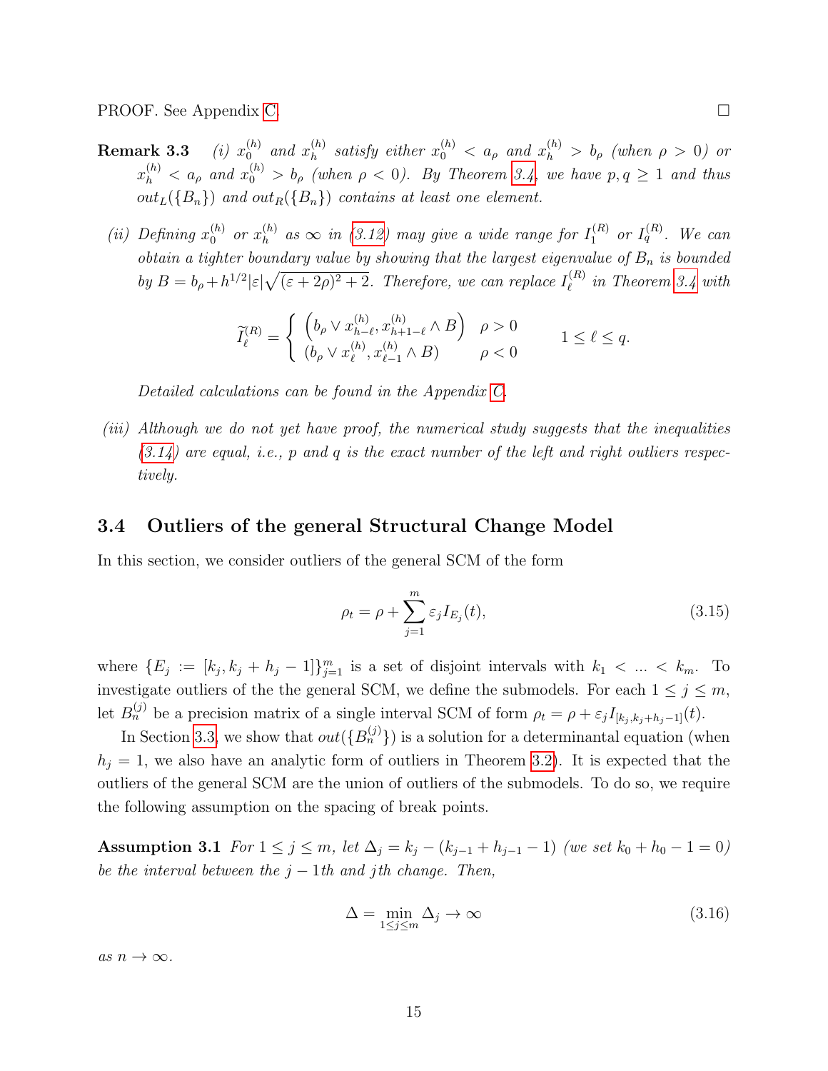PROOF. See Appendix C. □

**Remark 3.3** *(i) $x_0^{(h)}$ and $x_h^{(h)}$ satisfy either $x_0^{(h)} < a_\rho$ and $x_h^{(h)} > b_\rho$ (when $\rho > 0$) or $x_h^{(h)} < a_\rho$ and $x_0^{(h)} > b_\rho$ (when $\rho < 0$). By Theorem 3.4, we have $p, q \geq 1$ and thus $out_L(\{B_n\})$ and $out_R(\{B_n\})$ contains at least one element.*

*(ii) Defining $x_0^{(h)}$ or $x_h^{(h)}$ as $\infty$ in (3.12) may give a wide range for $I_1^{(R)}$ or $I_q^{(R)}$. We can obtain a tighter boundary value by showing that the largest eigenvalue of $B_n$ is bounded by $B = b_\rho + h^{1/2}|\varepsilon|\sqrt{(\varepsilon + 2\rho)^2 + 2}$. Therefore, we can replace $I_\ell^{(R)}$ in Theorem 3.4 with*

$$
\widetilde{I}_\ell^{(R)} = \begin{cases} \left(b_\rho \vee x_{h-\ell}^{(h)}, x_{h+1-\ell}^{(h)} \wedge B\right) & \rho > 0 \\ (b_\rho \vee x_\ell^{(h)}, x_{\ell-1}^{(h)} \wedge B) & \rho < 0 \end{cases} \qquad 1 \leq \ell \leq q.
$$

*Detailed calculations can be found in the Appendix C.*

*(iii) Although we do not yet have proof, the numerical study suggests that the inequalities (3.14) are equal, i.e., $p$ and $q$ is the exact number of the left and right outliers respectively.*

### 3.4 Outliers of the general Structural Change Model

In this section, we consider outliers of the general SCM of the form

$$
\rho_t = \rho + \sum_{j=1}^{m} \varepsilon_j I_{E_j}(t), \tag{3.15}
$$

where $\{E_j := [k_j, k_j + h_j - 1]\}_{j=1}^m$ is a set of disjoint intervals with $k_1 < \ldots < k_m$. To investigate outliers of the the general SCM, we define the submodels. For each $1 \leq j \leq m$, let $B_n^{(j)}$ be a precision matrix of a single interval SCM of form $\rho_t = \rho + \varepsilon_j I_{[k_j, k_j+h_j-1]}(t)$.

In Section 3.3, we show that $out(\{B_n^{(j)}\})$ is a solution for a determinantal equation (when $h_j = 1$, we also have an analytic form of outliers in Theorem 3.2). It is expected that the outliers of the general SCM are the union of outliers of the submodels. To do so, we require the following assumption on the spacing of break points.

**Assumption 3.1** *For $1 \leq j \leq m$, let $\Delta_j = k_j - (k_{j-1} + h_{j-1} - 1)$ (we set $k_0 + h_0 - 1 = 0$) be the interval between the $j-1$th and $j$th change. Then,*

$$
\Delta = \min_{1 \leq j \leq m} \Delta_j \to \infty \tag{3.16}
$$

*as $n \to \infty$.*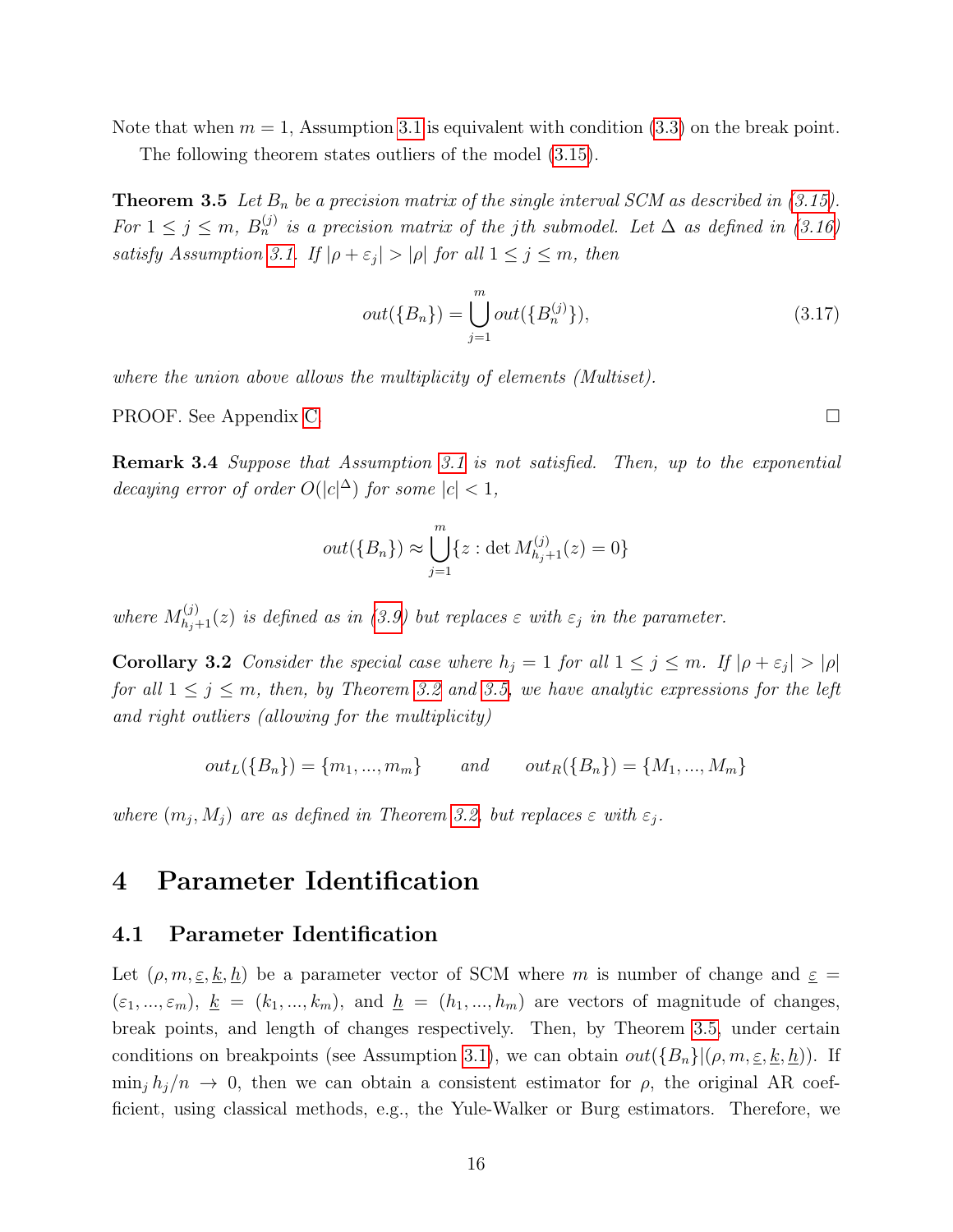Note that when $m = 1$, Assumption 3.1 is equivalent with condition (3.3) on the break point.

The following theorem states outliers of the model (3.15).

**Theorem 3.5** *Let $B_n$ be a precision matrix of the single interval SCM as described in (3.15). For $1 \leq j \leq m$, $B_n^{(j)}$ is a precision matrix of the $j$th submodel. Let $\Delta$ as defined in (3.16) satisfy Assumption 3.1. If $|\rho + \varepsilon_j| > |\rho|$ for all $1 \leq j \leq m$, then*

$$out(\{B_n\}) = \bigcup_{j=1}^{m} out(\{B_n^{(j)}\}), \tag{3.17}$$

*where the union above allows the multiplicity of elements (Multiset).*

PROOF. See Appendix C. □

**Remark 3.4** *Suppose that Assumption 3.1 is not satisfied. Then, up to the exponential decaying error of order $O(|c|^{\Delta})$ for some $|c| < 1$,*

$$out(\{B_n\}) \approx \bigcup_{j=1}^{m} \{z : \det M_{h_j+1}^{(j)}(z) = 0\}$$

*where $M_{h_j+1}^{(j)}(z)$ is defined as in (3.9) but replaces $\varepsilon$ with $\varepsilon_j$ in the parameter.*

**Corollary 3.2** *Consider the special case where $h_j = 1$ for all $1 \leq j \leq m$. If $|\rho + \varepsilon_j| > |\rho|$ for all $1 \leq j \leq m$, then, by Theorem 3.2 and 3.5, we have analytic expressions for the left and right outliers (allowing for the multiplicity)*

$$out_L(\{B_n\}) = \{m_1, ..., m_m\} \qquad \text{and} \qquad out_R(\{B_n\}) = \{M_1, ..., M_m\}$$

*where $(m_j, M_j)$ are as defined in Theorem 3.2, but replaces $\varepsilon$ with $\varepsilon_j$.*

# 4 Parameter Identification

## 4.1 Parameter Identification

Let $(\rho, m, \underline{\varepsilon}, \underline{k}, \underline{h})$ be a parameter vector of SCM where $m$ is number of change and $\underline{\varepsilon} = (\varepsilon_1, ..., \varepsilon_m)$, $\underline{k} = (k_1, ..., k_m)$, and $\underline{h} = (h_1, ..., h_m)$ are vectors of magnitude of changes, break points, and length of changes respectively. Then, by Theorem 3.5, under certain conditions on breakpoints (see Assumption 3.1), we can obtain $out(\{B_n\}|(\rho, m, \underline{\varepsilon}, \underline{k}, \underline{h}))$. If $\min_j h_j/n \to 0$, then we can obtain a consistent estimator for $\rho$, the original AR coefficient, using classical methods, e.g., the Yule-Walker or Burg estimators. Therefore, we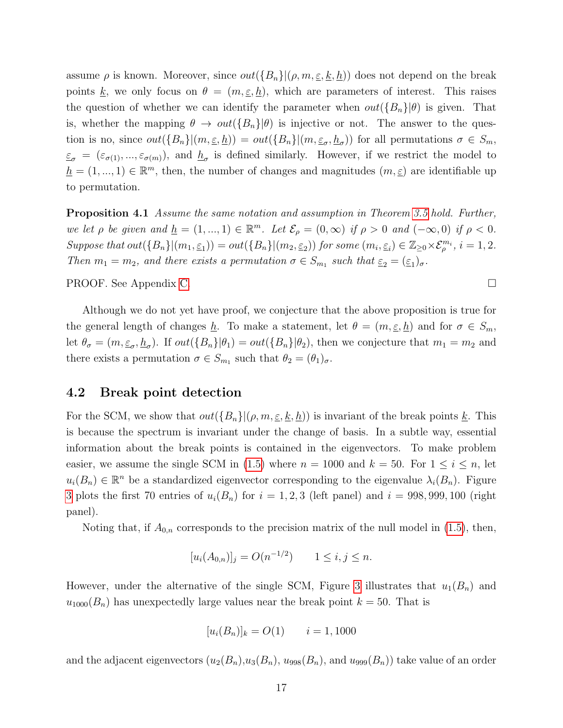assume $\rho$ is known. Moreover, since $out(\{B_n\}|(\rho, m, \underline{\varepsilon}, \underline{k}, \underline{h}))$ does not depend on the break points $\underline{k}$, we only focus on $\theta = (m, \underline{\varepsilon}, \underline{h})$, which are parameters of interest. This raises the question of whether we can identify the parameter when $out(\{B_n\}|\theta)$ is given. That is, whether the mapping $\theta \to out(\{B_n\}|\theta)$ is injective or not. The answer to the question is no, since $out(\{B_n\}|(m, \underline{\varepsilon}, \underline{h})) = out(\{B_n\}|(m, \underline{\varepsilon}_\sigma, \underline{h}_\sigma))$ for all permutations $\sigma \in S_m$, $\underline{\varepsilon}_\sigma = (\varepsilon_{\sigma(1)}, ..., \varepsilon_{\sigma(m)})$, and $\underline{h}_\sigma$ is defined similarly. However, if we restrict the model to $\underline{h} = (1, ..., 1) \in \mathbb{R}^m$, then, the number of changes and magnitudes $(m, \underline{\varepsilon})$ are identifiable up to permutation.

**Proposition 4.1** *Assume the same notation and assumption in Theorem 3.5 hold. Further, we let $\rho$ be given and $\underline{h} = (1, ..., 1) \in \mathbb{R}^m$. Let $\mathcal{E}_\rho = (0, \infty)$ if $\rho > 0$ and $(-\infty, 0)$ if $\rho < 0$. Suppose that $out(\{B_n\}|(m_1, \underline{\varepsilon}_1)) = out(\{B_n\}|(m_2, \underline{\varepsilon}_2))$ for some $(m_i, \underline{\varepsilon}_i) \in \mathbb{Z}_{\geq 0} \times \mathcal{E}_\rho^{m_i}$, $i = 1, 2$. Then $m_1 = m_2$, and there exists a permutation $\sigma \in S_{m_1}$ such that $\underline{\varepsilon}_2 = (\underline{\varepsilon}_1)_\sigma$.*

PROOF. See Appendix C. □

Although we do not yet have proof, we conjecture that the above proposition is true for the general length of changes $\underline{h}$. To make a statement, let $\theta = (m, \underline{\varepsilon}, \underline{h})$ and for $\sigma \in S_m$, let $\theta_\sigma = (m, \underline{\varepsilon}_\sigma, \underline{h}_\sigma)$. If $out(\{B_n\}|\theta_1) = out(\{B_n\}|\theta_2)$, then we conjecture that $m_1 = m_2$ and there exists a permutation $\sigma \in S_{m_1}$ such that $\theta_2 = (\theta_1)_\sigma$.

## 4.2 Break point detection

For the SCM, we show that $out(\{B_n\}|(\rho, m, \underline{\varepsilon}, \underline{k}, \underline{h}))$ is invariant of the break points $\underline{k}$. This is because the spectrum is invariant under the change of basis. In a subtle way, essential information about the break points is contained in the eigenvectors. To make problem easier, we assume the single SCM in (1.5) where $n = 1000$ and $k = 50$. For $1 \leq i \leq n$, let $u_i(B_n) \in \mathbb{R}^n$ be a standardized eigenvector corresponding to the eigenvalue $\lambda_i(B_n)$. Figure 3 plots the first 70 entries of $u_i(B_n)$ for $i = 1, 2, 3$ (left panel) and $i = 998, 999, 100$ (right panel).

Noting that, if $A_{0,n}$ corresponds to the precision matrix of the null model in (1.5), then,

$$[u_i(A_{0,n})]_j = O(n^{-1/2}) \qquad 1 \leq i, j \leq n.$$

However, under the alternative of the single SCM, Figure 3 illustrates that $u_1(B_n)$ and $u_{1000}(B_n)$ has unexpectedly large values near the break point $k = 50$. That is

$$[u_i(B_n)]_k = O(1) \qquad i = 1, 1000$$

and the adjacent eigenvectors ($u_2(B_n)$,$u_3(B_n)$, $u_{998}(B_n)$, and $u_{999}(B_n)$) take value of an order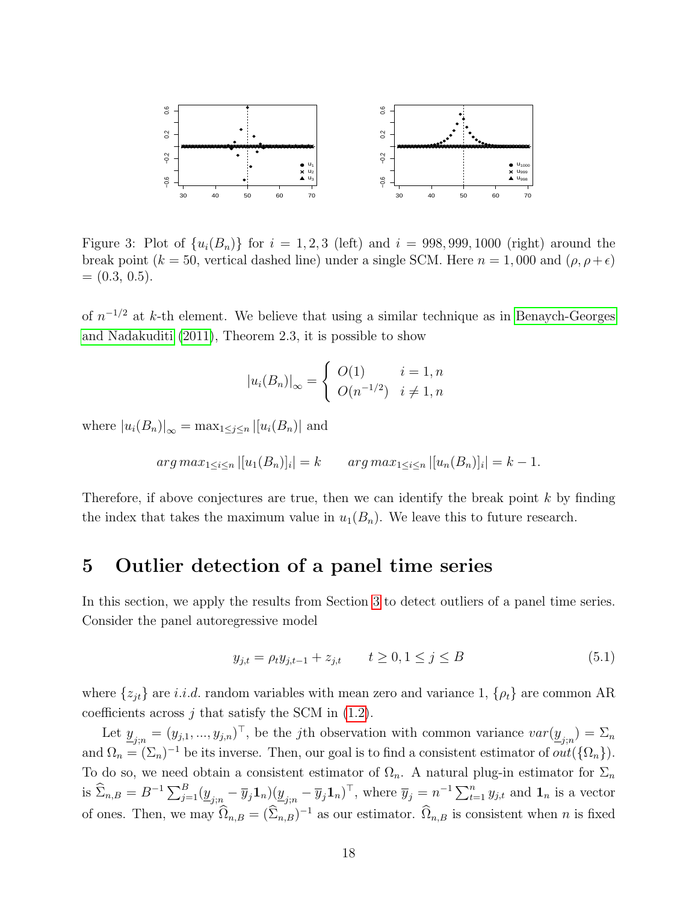Figure 3: Plot of $\{u_i(B_n)\}$ for $i = 1, 2, 3$ (left) and $i = 998, 999, 1000$ (right) around the break point ($k = 50$, vertical dashed line) under a single SCM. Here $n = 1,000$ and $(\rho, \rho+\epsilon) = (0.3, 0.5)$.

of $n^{-1/2}$ at $k$-th element. We believe that using a similar technique as in Benaych-Georges and Nadakuditi (2011), Theorem 2.3, it is possible to show

$$|u_i(B_n)|_\infty = \begin{cases} O(1) & i = 1, n \\ O(n^{-1/2}) & i \neq 1, n \end{cases}$$

where $|u_i(B_n)|_\infty = \max_{1 \leq j \leq n} |[u_i(B_n)|$ and

$$arg\,max_{1 \leq i \leq n} |[u_1(B_n)]_i| = k \qquad arg\,max_{1 \leq i \leq n} |[u_n(B_n)]_i| = k - 1.$$

Therefore, if above conjectures are true, then we can identify the break point $k$ by finding the index that takes the maximum value in $u_1(B_n)$. We leave this to future research.

# 5 Outlier detection of a panel time series

In this section, we apply the results from Section 3 to detect outliers of a panel time series. Consider the panel autoregressive model

$$y_{j,t} = \rho_t y_{j,t-1} + z_{j,t} \qquad t \geq 0, 1 \leq j \leq B \tag{5.1}$$

where $\{z_{jt}\}$ are $i.i.d.$ random variables with mean zero and variance 1, $\{\rho_t\}$ are common AR coefficients across $j$ that satisfy the SCM in (1.2).

Let $\underline{y}_{j;n} = (y_{j,1}, ..., y_{j,n})^\top$, be the $j$th observation with common variance $var(\underline{y}_{j;n}) = \Sigma_n$ and $\Omega_n = (\Sigma_n)^{-1}$ be its inverse. Then, our goal is to find a consistent estimator of $out(\{\Omega_n\})$. To do so, we need obtain a consistent estimator of $\Omega_n$. A natural plug-in estimator for $\Sigma_n$ is $\widehat{\Sigma}_{n,B} = B^{-1} \sum_{j=1}^{B} (\underline{y}_{j;n} - \overline{y}_j \mathbf{1}_n)(\underline{y}_{j;n} - \overline{y}_j \mathbf{1}_n)^\top$, where $\overline{y}_j = n^{-1} \sum_{t=1}^{n} y_{j,t}$ and $\mathbf{1}_n$ is a vector of ones. Then, we may $\widehat{\Omega}_{n,B} = (\widehat{\Sigma}_{n,B})^{-1}$ as our estimator. $\widehat{\Omega}_{n,B}$ is consistent when $n$ is fixed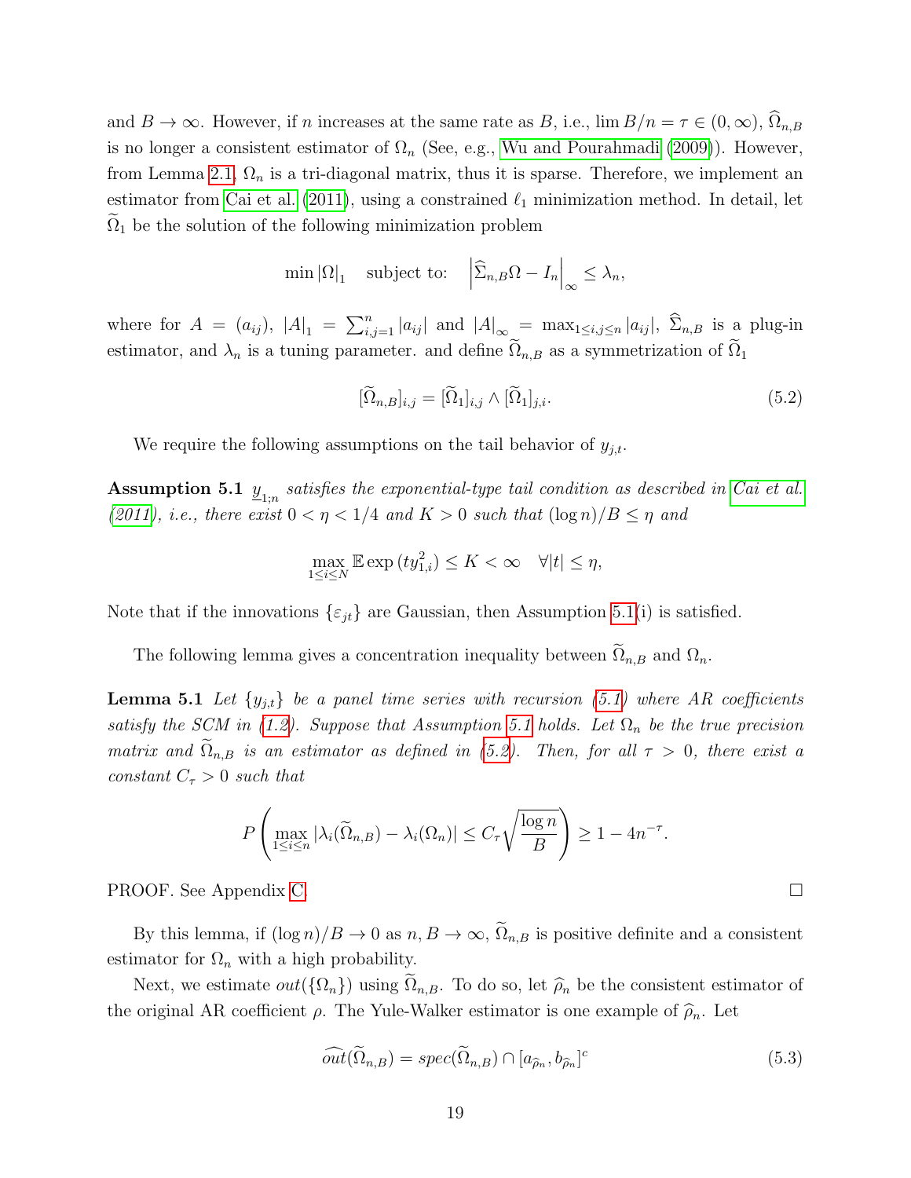and $B \to \infty$. However, if $n$ increases at the same rate as $B$, i.e., $\lim B/n = \tau \in (0, \infty)$, $\widehat{\Omega}_{n,B}$ is no longer a consistent estimator of $\Omega_n$ (See, e.g., Wu and Pourahmadi (2009)). However, from Lemma 2.1, $\Omega_n$ is a tri-diagonal matrix, thus it is sparse. Therefore, we implement an estimator from Cai et al. (2011), using a constrained $\ell_1$ minimization method. In detail, let $\widetilde{\Omega}_1$ be the solution of the following minimization problem

$$\min |\Omega|_1 \quad \text{subject to:} \quad \left|\widehat{\Sigma}_{n,B}\Omega - I_n\right|_\infty \leq \lambda_n,$$

where for $A = (a_{ij})$, $|A|_1 = \sum_{i,j=1}^n |a_{ij}|$ and $|A|_\infty = \max_{1 \leq i,j \leq n} |a_{ij}|$, $\widehat{\Sigma}_{n,B}$ is a plug-in estimator, and $\lambda_n$ is a tuning parameter. and define $\widetilde{\Omega}_{n,B}$ as a symmetrization of $\widetilde{\Omega}_1$

$$[\widetilde{\Omega}_{n,B}]_{i,j} = [\widetilde{\Omega}_1]_{i,j} \wedge [\widetilde{\Omega}_1]_{j,i}. \tag{5.2}$$

We require the following assumptions on the tail behavior of $y_{j,t}$.

**Assumption 5.1** *$\underline{y}_{1;n}$ satisfies the exponential-type tail condition as described in Cai et al. (2011), i.e., there exist $0 < \eta < 1/4$ and $K > 0$ such that $(\log n)/B \leq \eta$ and*

$$\max_{1 \leq i \leq N} \mathbb{E} \exp\left(t y_{1,i}^2\right) \leq K < \infty \quad \forall |t| \leq \eta,$$

Note that if the innovations $\{\varepsilon_{jt}\}$ are Gaussian, then Assumption 5.1(i) is satisfied.

The following lemma gives a concentration inequality between $\widetilde{\Omega}_{n,B}$ and $\Omega_n$.

**Lemma 5.1** *Let $\{y_{j,t}\}$ be a panel time series with recursion (5.1) where AR coefficients satisfy the SCM in (1.2). Suppose that Assumption 5.1 holds. Let $\Omega_n$ be the true precision matrix and $\widetilde{\Omega}_{n,B}$ is an estimator as defined in (5.2). Then, for all $\tau > 0$, there exist a constant $C_\tau > 0$ such that*

$$P\left(\max_{1 \leq i \leq n} |\lambda_i(\widetilde{\Omega}_{n,B}) - \lambda_i(\Omega_n)| \leq C_\tau \sqrt{\frac{\log n}{B}}\right) \geq 1 - 4n^{-\tau}.$$

PROOF. See Appendix C. □

By this lemma, if $(\log n)/B \to 0$ as $n, B \to \infty$, $\widetilde{\Omega}_{n,B}$ is positive definite and a consistent estimator for $\Omega_n$ with a high probability.

Next, we estimate $out(\{\Omega_n\})$ using $\widetilde{\Omega}_{n,B}$. To do so, let $\widehat{\rho}_n$ be the consistent estimator of the original AR coefficient $\rho$. The Yule-Walker estimator is one example of $\widehat{\rho}_n$. Let

$$\widehat{out}(\widetilde{\Omega}_{n,B}) = spec(\widetilde{\Omega}_{n,B}) \cap [a_{\widehat{\rho}_n}, b_{\widehat{\rho}_n}]^c \tag{5.3}$$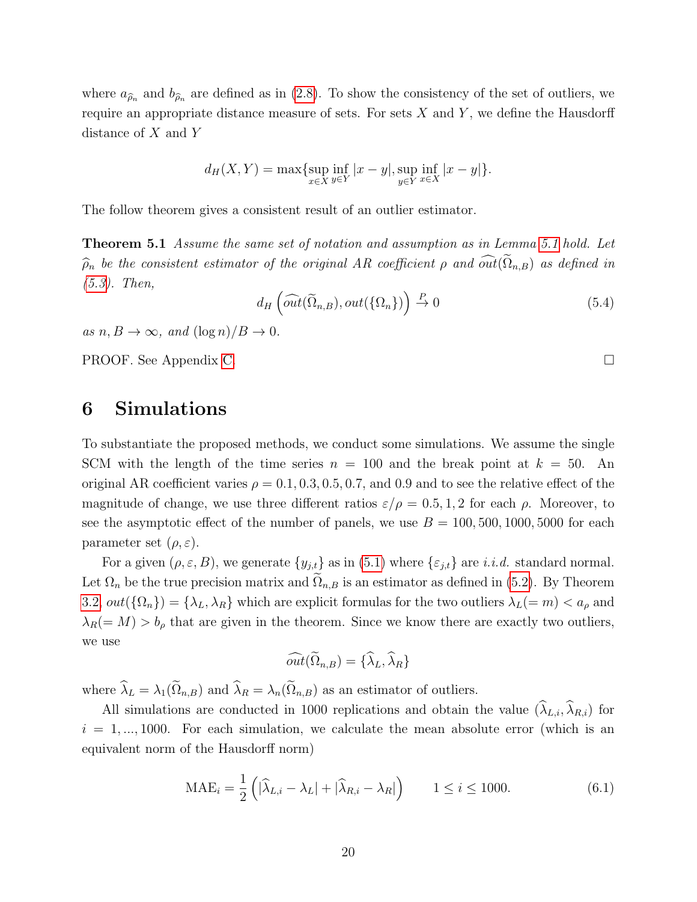where $a_{\widehat{\rho}_n}$ and $b_{\widehat{\rho}_n}$ are defined as in (2.8). To show the consistency of the set of outliers, we require an appropriate distance measure of sets. For sets $X$ and $Y$, we define the Hausdorff distance of $X$ and $Y$

$$d_H(X,Y) = \max\{\sup_{x\in X}\inf_{y\in Y}|x-y|, \sup_{y\in Y}\inf_{x\in X}|x-y|\}.$$

The follow theorem gives a consistent result of an outlier estimator.

**Theorem 5.1** *Assume the same set of notation and assumption as in Lemma 5.1 hold. Let $\widehat{\rho}_n$ be the consistent estimator of the original AR coefficient $\rho$ and $\widehat{out}(\widetilde{\Omega}_{n,B})$ as defined in (5.3). Then,*

$$d_H\left(\widehat{out}(\widetilde{\Omega}_{n,B}), out(\{\Omega_n\})\right) \stackrel{P}{\to} 0 \tag{5.4}$$

*as $n, B \to \infty$, and $(\log n)/B \to 0$.*

PROOF. See Appendix C □

# 6 Simulations

To substantiate the proposed methods, we conduct some simulations. We assume the single SCM with the length of the time series $n = 100$ and the break point at $k = 50$. An original AR coefficient varies $\rho = 0.1, 0.3, 0.5, 0.7$, and $0.9$ and to see the relative effect of the magnitude of change, we use three different ratios $\varepsilon/\rho = 0.5, 1, 2$ for each $\rho$. Moreover, to see the asymptotic effect of the number of panels, we use $B = 100, 500, 1000, 5000$ for each parameter set $(\rho, \varepsilon)$.

For a given $(\rho, \varepsilon, B)$, we generate $\{y_{j,t}\}$ as in (5.1) where $\{\varepsilon_{j,t}\}$ are *i.i.d.* standard normal. Let $\Omega_n$ be the true precision matrix and $\widetilde{\Omega}_{n,B}$ is an estimator as defined in (5.2). By Theorem 3.2, $out(\{\Omega_n\}) = \{\lambda_L, \lambda_R\}$ which are explicit formulas for the two outliers $\lambda_L (= m) < a_\rho$ and $\lambda_R (= M) > b_\rho$ that are given in the theorem. Since we know there are exactly two outliers, we use

$$\widehat{out}(\widetilde{\Omega}_{n,B}) = \{\widehat{\lambda}_L, \widehat{\lambda}_R\}$$

where $\widehat{\lambda}_L = \lambda_1(\widetilde{\Omega}_{n,B})$ and $\widehat{\lambda}_R = \lambda_n(\widetilde{\Omega}_{n,B})$ as an estimator of outliers.

All simulations are conducted in 1000 replications and obtain the value $(\widehat{\lambda}_{L,i}, \widehat{\lambda}_{R,i})$ for $i = 1, ..., 1000$. For each simulation, we calculate the mean absolute error (which is an equivalent norm of the Hausdorff norm)

$$\text{MAE}_i = \frac{1}{2}\left(|\widehat{\lambda}_{L,i} - \lambda_L| + |\widehat{\lambda}_{R,i} - \lambda_R|\right) \qquad 1 \leq i \leq 1000. \tag{6.1}$$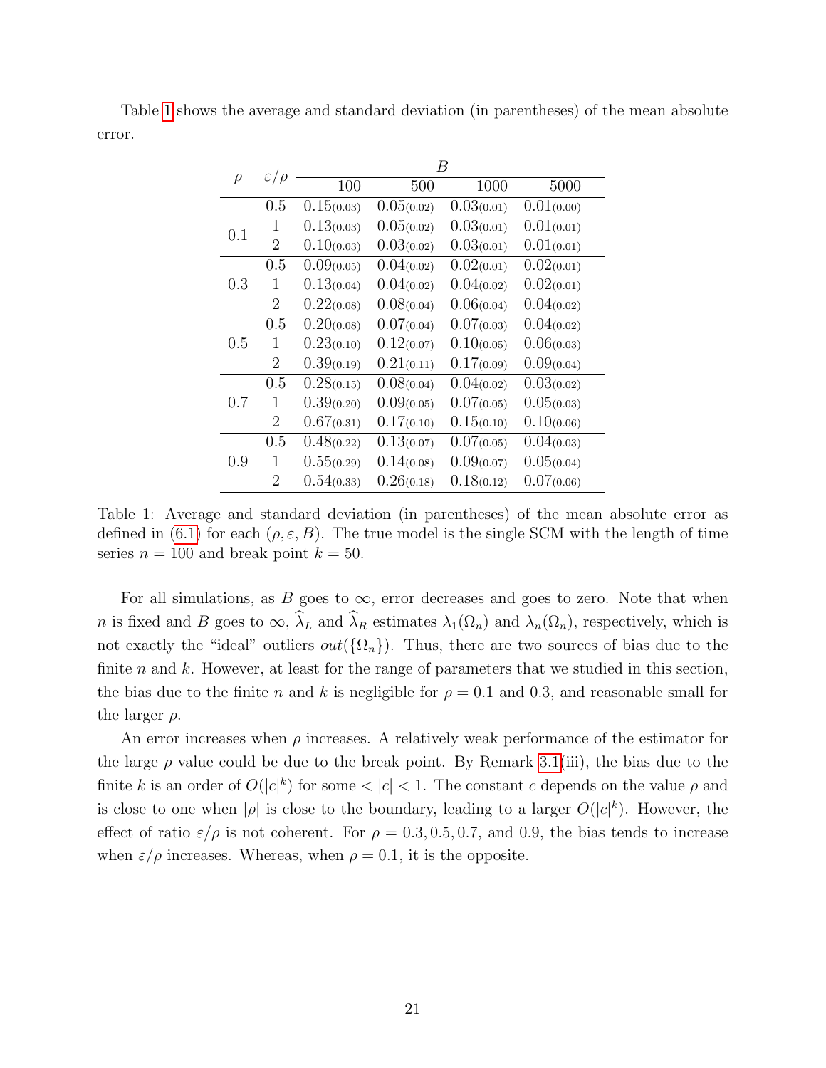Table 1 shows the average and standard deviation (in parentheses) of the mean absolute error.

| $\rho$ | $\varepsilon/\rho$ | $B$ | | | |
|---|---|---|---|---|---|
| | | 100 | 500 | 1000 | 5000 |
| 0.1 | 0.5 | 0.15(0.03) | 0.05(0.02) | 0.03(0.01) | 0.01(0.00) |
| | 1 | 0.13(0.03) | 0.05(0.02) | 0.03(0.01) | 0.01(0.01) |
| | 2 | 0.10(0.03) | 0.03(0.02) | 0.03(0.01) | 0.01(0.01) |
| 0.3 | 0.5 | 0.09(0.05) | 0.04(0.02) | 0.02(0.01) | 0.02(0.01) |
| | 1 | 0.13(0.04) | 0.04(0.02) | 0.04(0.02) | 0.02(0.01) |
| | 2 | 0.22(0.08) | 0.08(0.04) | 0.06(0.04) | 0.04(0.02) |
| 0.5 | 0.5 | 0.20(0.08) | 0.07(0.04) | 0.07(0.03) | 0.04(0.02) |
| | 1 | 0.23(0.10) | 0.12(0.07) | 0.10(0.05) | 0.06(0.03) |
| | 2 | 0.39(0.19) | 0.21(0.11) | 0.17(0.09) | 0.09(0.04) |
| 0.7 | 0.5 | 0.28(0.15) | 0.08(0.04) | 0.04(0.02) | 0.03(0.02) |
| | 1 | 0.39(0.20) | 0.09(0.05) | 0.07(0.05) | 0.05(0.03) |
| | 2 | 0.67(0.31) | 0.17(0.10) | 0.15(0.10) | 0.10(0.06) |
| 0.9 | 0.5 | 0.48(0.22) | 0.13(0.07) | 0.07(0.05) | 0.04(0.03) |
| | 1 | 0.55(0.29) | 0.14(0.08) | 0.09(0.07) | 0.05(0.04) |
| | 2 | 0.54(0.33) | 0.26(0.18) | 0.18(0.12) | 0.07(0.06) |

Table 1: Average and standard deviation (in parentheses) of the mean absolute error as defined in (6.1) for each $(\rho, \varepsilon, B)$. The true model is the single SCM with the length of time series $n = 100$ and break point $k = 50$.

For all simulations, as $B$ goes to $\infty$, error decreases and goes to zero. Note that when $n$ is fixed and $B$ goes to $\infty$, $\widehat{\lambda}_L$ and $\widehat{\lambda}_R$ estimates $\lambda_1(\Omega_n)$ and $\lambda_n(\Omega_n)$, respectively, which is not exactly the "ideal" outliers $out(\{\Omega_n\})$. Thus, there are two sources of bias due to the finite $n$ and $k$. However, at least for the range of parameters that we studied in this section, the bias due to the finite $n$ and $k$ is negligible for $\rho = 0.1$ and 0.3, and reasonable small for the larger $\rho$.

An error increases when $\rho$ increases. A relatively weak performance of the estimator for the large $\rho$ value could be due to the break point. By Remark 3.1(iii), the bias due to the finite $k$ is an order of $O(|c|^k)$ for some $< |c| < 1$. The constant $c$ depends on the value $\rho$ and is close to one when $|\rho|$ is close to the boundary, leading to a larger $O(|c|^k)$. However, the effect of ratio $\varepsilon/\rho$ is not coherent. For $\rho = 0.3, 0.5, 0.7$, and 0.9, the bias tends to increase when $\varepsilon/\rho$ increases. Whereas, when $\rho = 0.1$, it is the opposite.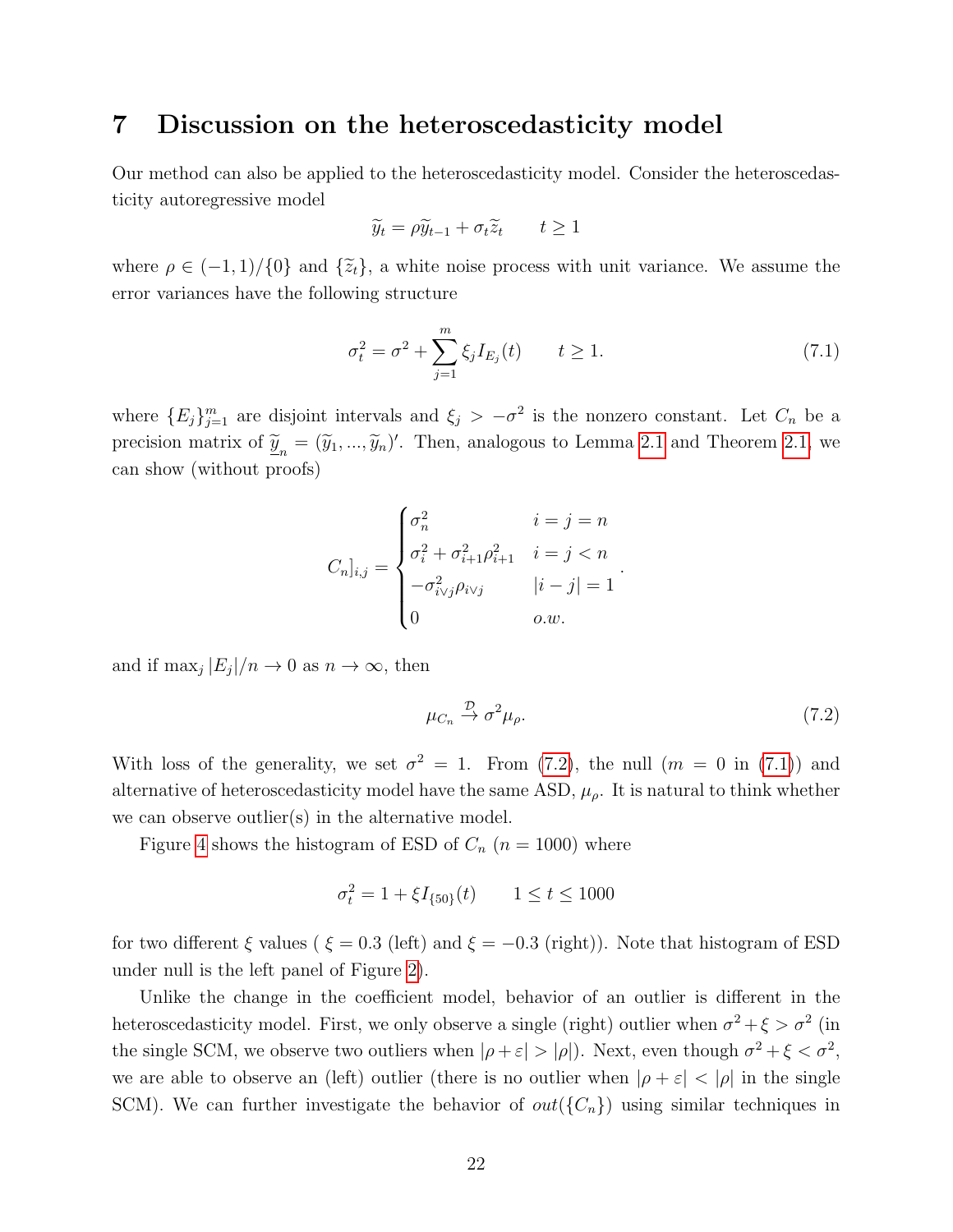## 7 Discussion on the heteroscedasticity model

Our method can also be applied to the heteroscedasticity model. Consider the heteroscedasticity autoregressive model

$$\widetilde{y}_t = \rho \widetilde{y}_{t-1} + \sigma_t \widetilde{z}_t \qquad t \geq 1$$

where $\rho \in (-1,1)/\{0\}$ and $\{\widetilde{z}_t\}$, a white noise process with unit variance. We assume the error variances have the following structure

$$\sigma_t^2 = \sigma^2 + \sum_{j=1}^{m} \xi_j I_{E_j}(t) \qquad t \geq 1. \tag{7.1}$$

where $\{E_j\}_{j=1}^m$ are disjoint intervals and $\xi_j > -\sigma^2$ is the nonzero constant. Let $C_n$ be a precision matrix of $\underline{\widetilde{y}}_n = (\widetilde{y}_1, ..., \widetilde{y}_n)'$. Then, analogous to Lemma 2.1 and Theorem 2.1, we can show (without proofs)

$$C_n]_{i,j} = \begin{cases} \sigma_n^2 & i = j = n \\ \sigma_i^2 + \sigma_{i+1}^2 \rho_{i+1}^2 & i = j < n \\ -\sigma_{i \vee j}^2 \rho_{i \vee j} & |i-j| = 1 \\ 0 & o.w. \end{cases}.$$

and if $\max_j |E_j|/n \to 0$ as $n \to \infty$, then

$$\mu_{C_n} \xrightarrow{\mathcal{D}} \sigma^2 \mu_\rho. \tag{7.2}$$

With loss of the generality, we set $\sigma^2 = 1$. From (7.2), the null ($m = 0$ in (7.1)) and alternative of heteroscedasticity model have the same ASD, $\mu_\rho$. It is natural to think whether we can observe outlier(s) in the alternative model.

Figure 4 shows the histogram of ESD of $C_n$ ($n = 1000$) where

$$\sigma_t^2 = 1 + \xi I_{\{50\}}(t) \qquad 1 \leq t \leq 1000$$

for two different $\xi$ values ( $\xi = 0.3$ (left) and $\xi = -0.3$ (right)). Note that histogram of ESD under null is the left panel of Figure 2).

Unlike the change in the coefficient model, behavior of an outlier is different in the heteroscedasticity model. First, we only observe a single (right) outlier when $\sigma^2 + \xi > \sigma^2$ (in the single SCM, we observe two outliers when $|\rho + \varepsilon| > |\rho|$). Next, even though $\sigma^2 + \xi < \sigma^2$, we are able to observe an (left) outlier (there is no outlier when $|\rho + \varepsilon| < |\rho|$ in the single SCM). We can further investigate the behavior of $out(\{C_n\})$ using similar techniques in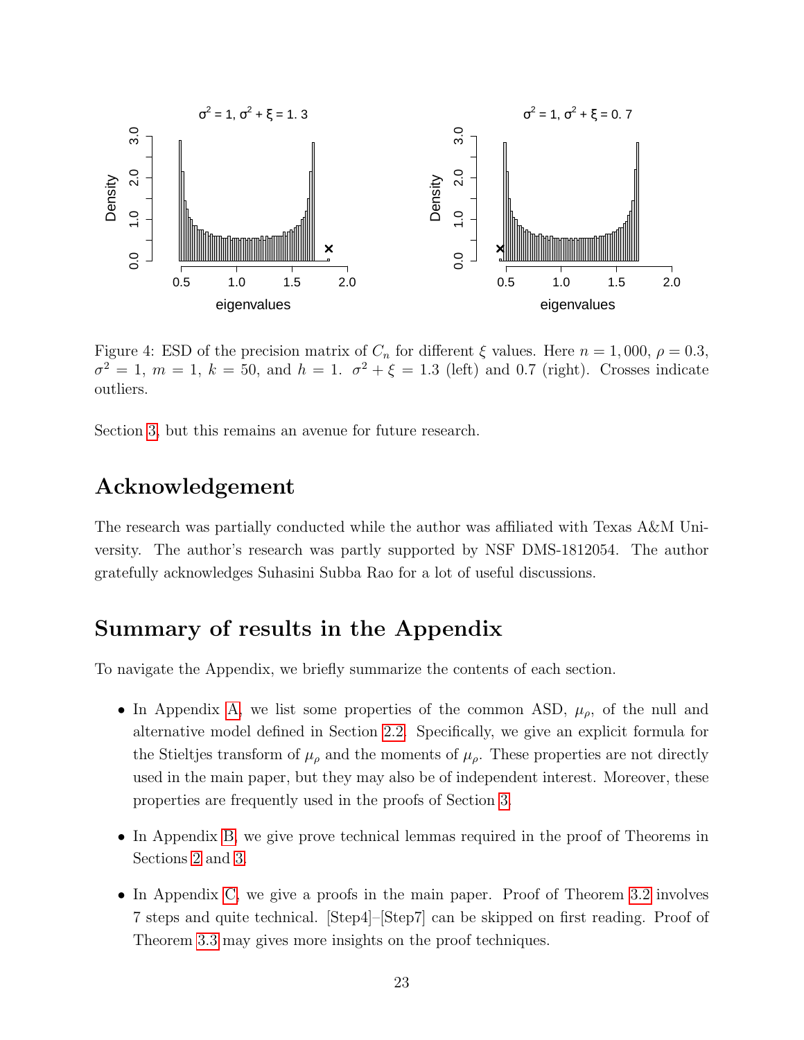Figure 4: ESD of the precision matrix of $C_n$ for different $\xi$ values. Here $n = 1,000$, $\rho = 0.3$, $\sigma^2 = 1$, $m = 1$, $k = 50$, and $h = 1$. $\sigma^2 + \xi = 1.3$ (left) and 0.7 (right). Crosses indicate outliers.

Section 3, but this remains an avenue for future research.

## Acknowledgement

The research was partially conducted while the author was affiliated with Texas A&M University. The author's research was partly supported by NSF DMS-1812054. The author gratefully acknowledges Suhasini Subba Rao for a lot of useful discussions.

## Summary of results in the Appendix

To navigate the Appendix, we briefly summarize the contents of each section.

- In Appendix A, we list some properties of the common ASD, $\mu_\rho$, of the null and alternative model defined in Section 2.2. Specifically, we give an explicit formula for the Stieltjes transform of $\mu_\rho$ and the moments of $\mu_\rho$. These properties are not directly used in the main paper, but they may also be of independent interest. Moreover, these properties are frequently used in the proofs of Section 3.
- In Appendix B, we give prove technical lemmas required in the proof of Theorems in Sections 2 and 3.
- In Appendix C, we give a proofs in the main paper. Proof of Theorem 3.2 involves 7 steps and quite technical. [Step4]–[Step7] can be skipped on first reading. Proof of Theorem 3.3 may gives more insights on the proof techniques.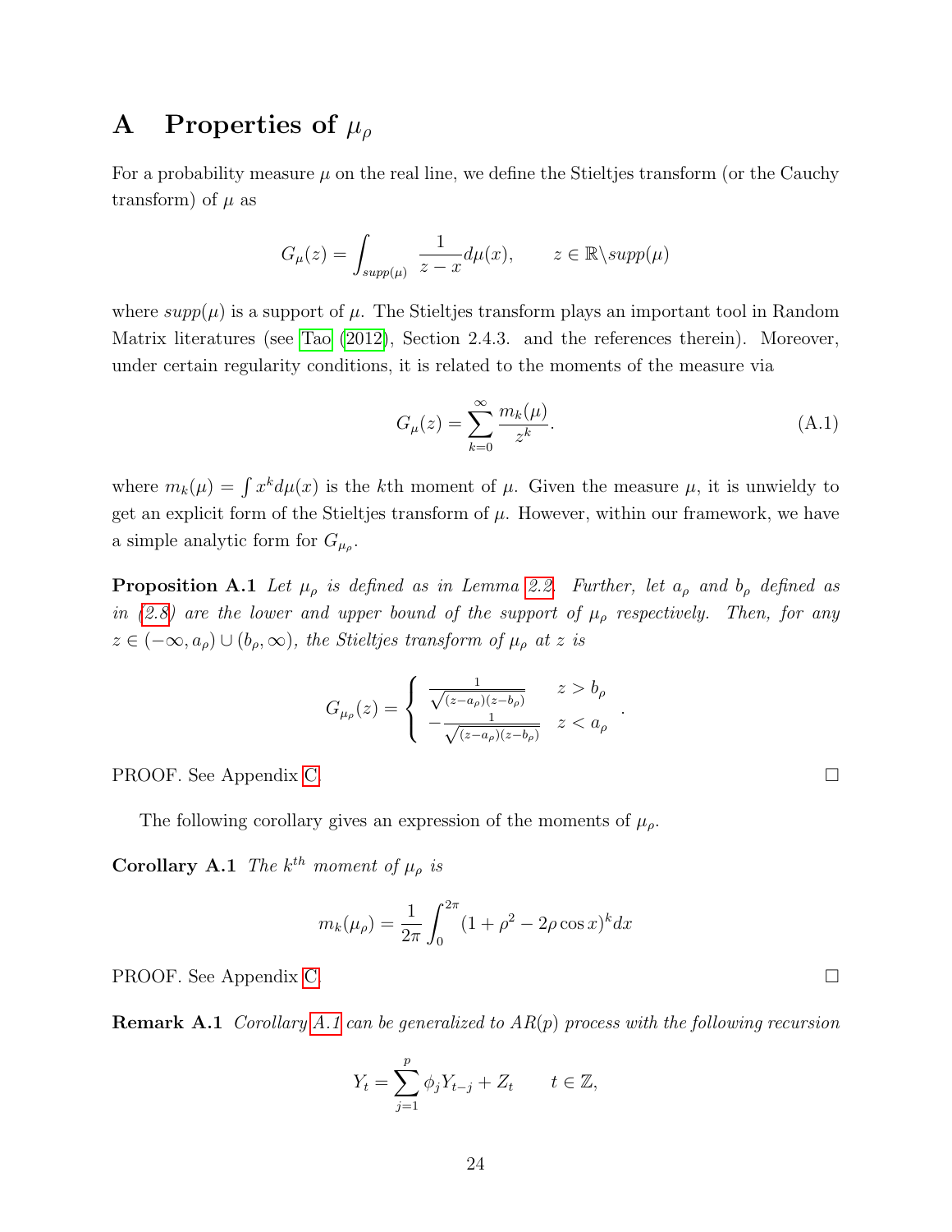# A Properties of $\mu_\rho$

For a probability measure $\mu$ on the real line, we define the Stieltjes transform (or the Cauchy transform) of $\mu$ as

$$G_\mu(z) = \int_{supp(\mu)} \frac{1}{z-x} d\mu(x), \qquad z \in \mathbb{R} \backslash supp(\mu)$$

where $supp(\mu)$ is a support of $\mu$. The Stieltjes transform plays an important tool in Random Matrix literatures (see Tao (2012), Section 2.4.3. and the references therein). Moreover, under certain regularity conditions, it is related to the moments of the measure via

$$G_\mu(z) = \sum_{k=0}^{\infty} \frac{m_k(\mu)}{z^k}. \tag{A.1}$$

where $m_k(\mu) = \int x^k d\mu(x)$ is the $k$th moment of $\mu$. Given the measure $\mu$, it is unwieldy to get an explicit form of the Stieltjes transform of $\mu$. However, within our framework, we have a simple analytic form for $G_{\mu_\rho}$.

**Proposition A.1** *Let $\mu_\rho$ is defined as in Lemma 2.2. Further, let $a_\rho$ and $b_\rho$ defined as in (2.8) are the lower and upper bound of the support of $\mu_\rho$ respectively. Then, for any $z \in (-\infty, a_\rho) \cup (b_\rho, \infty)$, the Stieltjes transform of $\mu_\rho$ at $z$ is*

$$G_{\mu_\rho}(z) = \begin{cases} \frac{1}{\sqrt{(z-a_\rho)(z-b_\rho)}} & z > b_\rho \\ -\frac{1}{\sqrt{(z-a_\rho)(z-b_\rho)}} & z < a_\rho \end{cases}.$$

PROOF. See Appendix C. □

The following corollary gives an expression of the moments of $\mu_\rho$.

**Corollary A.1** *The $k^{th}$ moment of $\mu_\rho$ is*

$$m_k(\mu_\rho) = \frac{1}{2\pi} \int_0^{2\pi} (1 + \rho^2 - 2\rho \cos x)^k dx$$

PROOF. See Appendix C. □

**Remark A.1** *Corollary A.1 can be generalized to AR(p) process with the following recursion*

$$Y_t = \sum_{j=1}^{p} \phi_j Y_{t-j} + Z_t \qquad t \in \mathbb{Z},$$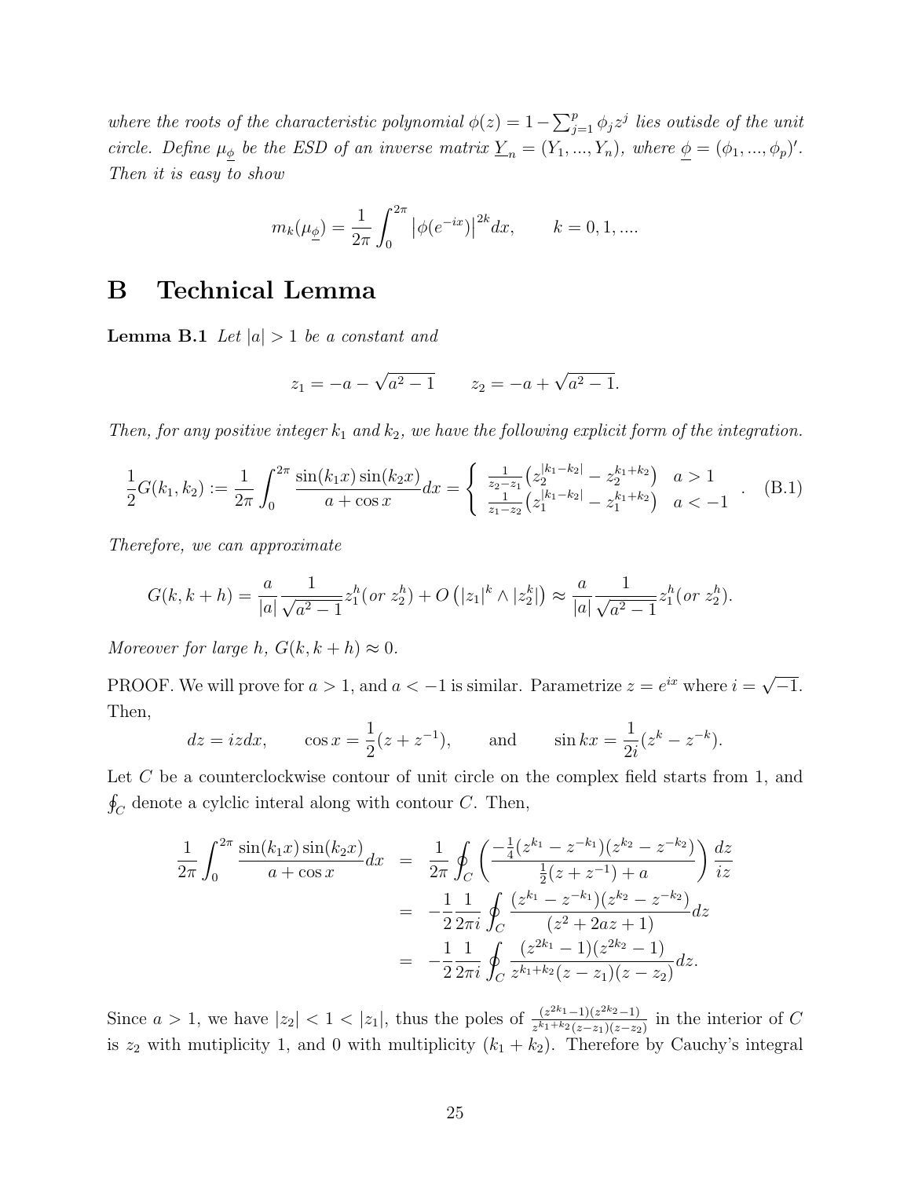*where the roots of the characteristic polynomial $\phi(z) = 1 - \sum_{j=1}^{p} \phi_j z^j$ lies outisde of the unit circle. Define $\mu_{\underline{\phi}}$ be the ESD of an inverse matrix $\underline{Y}_n = (Y_1, ..., Y_n)$, where $\underline{\phi} = (\phi_1, ..., \phi_p)'$. Then it is easy to show*

$$m_k(\mu_{\underline{\phi}}) = \frac{1}{2\pi} \int_0^{2\pi} \left|\phi(e^{-ix})\right|^{2k} dx, \qquad k = 0, 1, ....$$

# B Technical Lemma

**Lemma B.1** *Let $|a| > 1$ be a constant and*

$$z_1 = -a - \sqrt{a^2 - 1} \qquad z_2 = -a + \sqrt{a^2 - 1}.$$

*Then, for any positive integer $k_1$ and $k_2$, we have the following explicit form of the integration.*

$$\frac{1}{2} G(k_1, k_2) := \frac{1}{2\pi} \int_0^{2\pi} \frac{\sin(k_1 x) \sin(k_2 x)}{a + \cos x} dx = \begin{cases} \frac{1}{z_2 - z_1} \left(z_2^{|k_1 - k_2|} - z_2^{k_1 + k_2}\right) & a > 1 \\ \frac{1}{z_1 - z_2} \left(z_1^{|k_1 - k_2|} - z_1^{k_1 + k_2}\right) & a < -1 \end{cases}. \quad \text{(B.1)}$$

*Therefore, we can approximate*

$$G(k, k + h) = \frac{a}{|a|} \frac{1}{\sqrt{a^2 - 1}} z_1^h (\text{or } z_2^h) + O\left(|z_1|^k \wedge |z_2^k|\right) \approx \frac{a}{|a|} \frac{1}{\sqrt{a^2 - 1}} z_1^h (\text{or } z_2^h).$$

*Moreover for large $h$, $G(k, k + h) \approx 0$.*

PROOF. We will prove for $a > 1$, and $a < -1$ is similar. Parametrize $z = e^{ix}$ where $i = \sqrt{-1}$. Then,

$$dz = izdx, \qquad \cos x = \frac{1}{2}(z + z^{-1}), \qquad \text{and} \qquad \sin kx = \frac{1}{2i}(z^k - z^{-k}).$$

Let $C$ be a counterclockwise contour of unit circle on the complex field starts from 1, and $\oint_C$ denote a cylclic interal along with contour $C$. Then,

$$\begin{aligned}
\frac{1}{2\pi} \int_0^{2\pi} \frac{\sin(k_1 x) \sin(k_2 x)}{a + \cos x} dx &= \frac{1}{2\pi} \oint_C \left( \frac{-\frac{1}{4}(z^{k_1} - z^{-k_1})(z^{k_2} - z^{-k_2})}{\frac{1}{2}(z + z^{-1}) + a} \right) \frac{dz}{iz} \\
&= -\frac{1}{2} \frac{1}{2\pi i} \oint_C \frac{(z^{k_1} - z^{-k_1})(z^{k_2} - z^{-k_2})}{(z^2 + 2az + 1)} dz \\
&= -\frac{1}{2} \frac{1}{2\pi i} \oint_C \frac{(z^{2k_1} - 1)(z^{2k_2} - 1)}{z^{k_1 + k_2}(z - z_1)(z - z_2)} dz.
\end{aligned}$$

Since $a > 1$, we have $|z_2| < 1 < |z_1|$, thus the poles of $\frac{(z^{2k_1} - 1)(z^{2k_2} - 1)}{z^{k_1 + k_2}(z - z_1)(z - z_2)}$ in the interior of $C$ is $z_2$ with mutiplicity 1, and 0 with multiplicity $(k_1 + k_2)$. Therefore by Cauchy's integral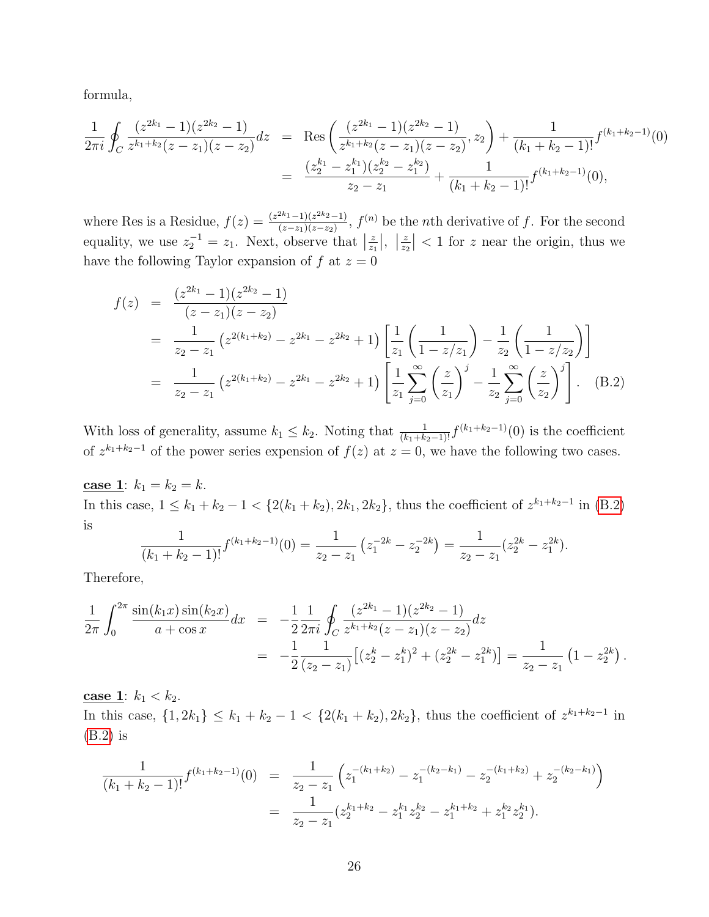formula,

$$
\begin{aligned}
\frac{1}{2\pi i}\oint_C \frac{(z^{2k_1}-1)(z^{2k_2}-1)}{z^{k_1+k_2}(z-z_1)(z-z_2)}dz &= \text{Res}\left(\frac{(z^{2k_1}-1)(z^{2k_2}-1)}{z^{k_1+k_2}(z-z_1)(z-z_2)}, z_2\right) + \frac{1}{(k_1+k_2-1)!}f^{(k_1+k_2-1)}(0) \\
&= \frac{(z_2^{k_1}-z_1^{k_1})(z_2^{k_2}-z_1^{k_2})}{z_2-z_1} + \frac{1}{(k_1+k_2-1)!}f^{(k_1+k_2-1)}(0),
\end{aligned}
$$

where Res is a Residue, $f(z) = \frac{(z^{2k_1}-1)(z^{2k_2}-1)}{(z-z_1)(z-z_2)}$, $f^{(n)}$ be the $n$th derivative of $f$. For the second equality, we use $z_2^{-1} = z_1$. Next, observe that $\left|\frac{z}{z_1}\right|$, $\left|\frac{z}{z_2}\right| < 1$ for $z$ near the origin, thus we have the following Taylor expansion of $f$ at $z=0$

$$
\begin{aligned}
f(z) &= \frac{(z^{2k_1}-1)(z^{2k_2}-1)}{(z-z_1)(z-z_2)} \\
&= \frac{1}{z_2-z_1}\left(z^{2(k_1+k_2)} - z^{2k_1} - z^{2k_2} + 1\right)\left[\frac{1}{z_1}\left(\frac{1}{1-z/z_1}\right) - \frac{1}{z_2}\left(\frac{1}{1-z/z_2}\right)\right] \\
&= \frac{1}{z_2-z_1}\left(z^{2(k_1+k_2)} - z^{2k_1} - z^{2k_2} + 1\right)\left[\frac{1}{z_1}\sum_{j=0}^{\infty}\left(\frac{z}{z_1}\right)^j - \frac{1}{z_2}\sum_{j=0}^{\infty}\left(\frac{z}{z_2}\right)^j\right]. \qquad \text{(B.2)}
\end{aligned}
$$

With loss of generality, assume $k_1 \le k_2$. Noting that $\frac{1}{(k_1+k_2-1)!}f^{(k_1+k_2-1)}(0)$ is the coefficient of $z^{k_1+k_2-1}$ of the power series expension of $f(z)$ at $z=0$, we have the following two cases.

**case 1**: $k_1 = k_2 = k$.
In this case, $1 \le k_1+k_2-1 < \{2(k_1+k_2), 2k_1, 2k_2\}$, thus the coefficient of $z^{k_1+k_2-1}$ in (B.2) is

$$
\frac{1}{(k_1+k_2-1)!}f^{(k_1+k_2-1)}(0) = \frac{1}{z_2-z_1}\left(z_1^{-2k} - z_2^{-2k}\right) = \frac{1}{z_2-z_1}(z_2^{2k} - z_1^{2k}).
$$

Therefore,

$$
\begin{aligned}
\frac{1}{2\pi}\int_0^{2\pi}\frac{\sin(k_1x)\sin(k_2x)}{a+\cos x}dx &= -\frac{1}{2}\frac{1}{2\pi i}\oint_C \frac{(z^{2k_1}-1)(z^{2k_2}-1)}{z^{k_1+k_2}(z-z_1)(z-z_2)}dz \\
&= -\frac{1}{2}\frac{1}{(z_2-z_1)}\left[(z_2^k - z_1^k)^2 + (z_2^{2k} - z_1^{2k})\right] = \frac{1}{z_2-z_1}\left(1 - z_2^{2k}\right).
\end{aligned}
$$

**case 1**: $k_1 < k_2$.
In this case, $\{1, 2k_1\} \le k_1+k_2-1 < \{2(k_1+k_2), 2k_2\}$, thus the coefficient of $z^{k_1+k_2-1}$ in (B.2) is

$$
\begin{aligned}
\frac{1}{(k_1+k_2-1)!}f^{(k_1+k_2-1)}(0) &= \frac{1}{z_2-z_1}\left(z_1^{-(k_1+k_2)} - z_1^{-(k_2-k_1)} - z_2^{-(k_1+k_2)} + z_2^{-(k_2-k_1)}\right) \\
&= \frac{1}{z_2-z_1}(z_2^{k_1+k_2} - z_1^{k_1}z_2^{k_2} - z_1^{k_1+k_2} + z_1^{k_2}z_2^{k_1}).
\end{aligned}
$$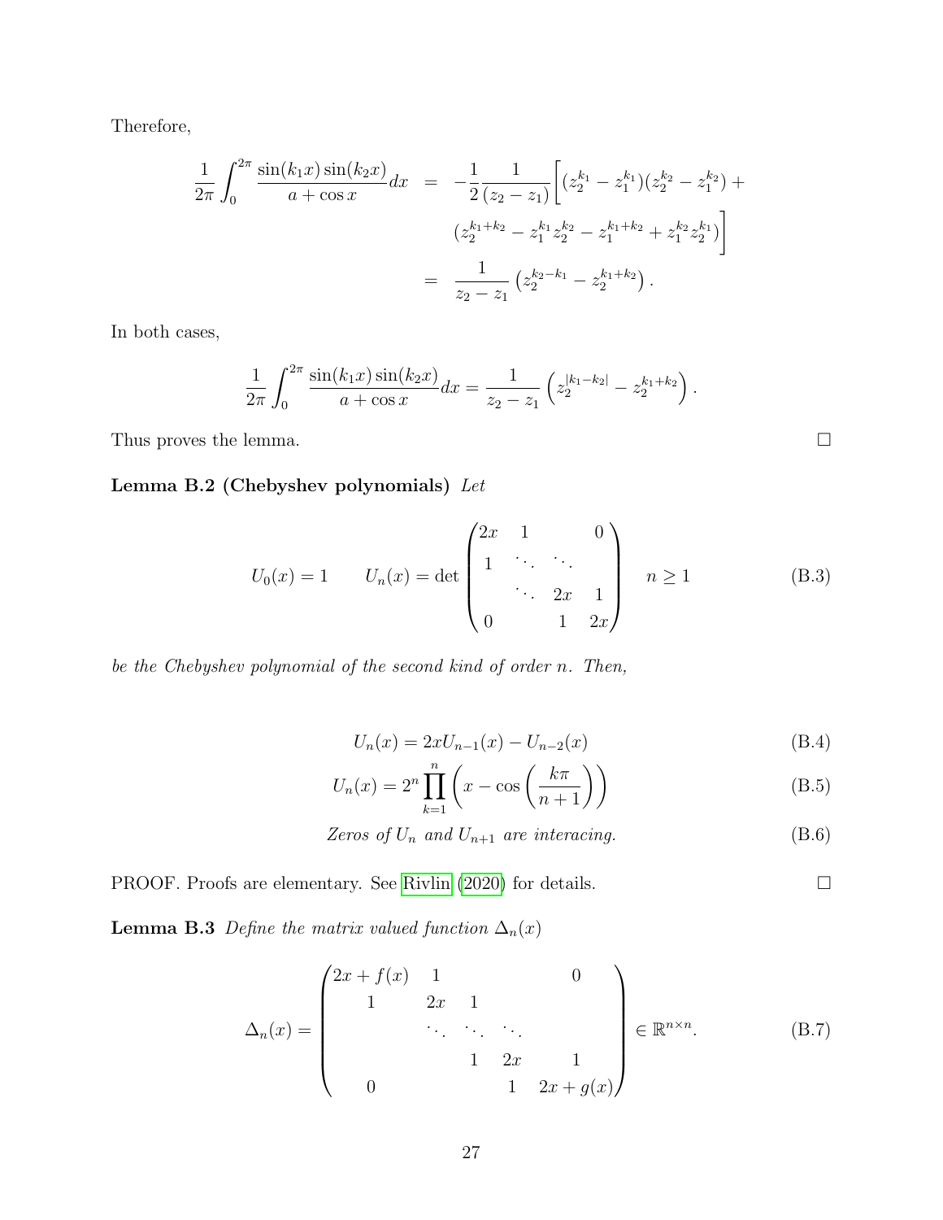Therefore,

$$
\begin{aligned}
\frac{1}{2\pi}\int_0^{2\pi} \frac{\sin(k_1 x)\sin(k_2 x)}{a+\cos x}dx &= -\frac{1}{2}\frac{1}{(z_2 - z_1)}\Big[(z_2^{k_1} - z_1^{k_1})(z_2^{k_2} - z_1^{k_2}) + \\
&\qquad (z_2^{k_1+k_2} - z_1^{k_1} z_2^{k_2} - z_1^{k_1+k_2} + z_1^{k_2} z_2^{k_1})\Big] \\
&= \frac{1}{z_2 - z_1}\left(z_2^{k_2-k_1} - z_2^{k_1+k_2}\right).
\end{aligned}
$$

In both cases,

$$
\frac{1}{2\pi}\int_0^{2\pi} \frac{\sin(k_1 x)\sin(k_2 x)}{a+\cos x}dx = \frac{1}{z_2 - z_1}\left(z_2^{|k_1-k_2|} - z_2^{k_1+k_2}\right).
$$

Thus proves the lemma. $\square$

**Lemma B.2 (Chebyshev polynomials)** *Let*

$$
U_0(x) = 1 \qquad U_n(x) = \det\begin{pmatrix} 2x & 1 & & 0 \\ 1 & \ddots & \ddots & \\ & \ddots & 2x & 1 \\ 0 & & 1 & 2x \end{pmatrix} \quad n \geq 1 \tag{B.3}
$$

*be the Chebyshev polynomial of the second kind of order $n$. Then,*

$$
U_n(x) = 2xU_{n-1}(x) - U_{n-2}(x) \tag{B.4}
$$

$$
U_n(x) = 2^n \prod_{k=1}^{n}\left(x - \cos\left(\frac{k\pi}{n+1}\right)\right) \tag{B.5}
$$

$$
\text{Zeros of } U_n \text{ and } U_{n+1} \text{ are interacing.} \tag{B.6}
$$

PROOF. Proofs are elementary. See Rivlin (2020) for details. $\square$

**Lemma B.3** *Define the matrix valued function $\Delta_n(x)$*

$$
\Delta_n(x) = \begin{pmatrix} 2x + f(x) & 1 & & & 0 \\ 1 & 2x & 1 & & \\ & \ddots & \ddots & \ddots & \\ & & 1 & 2x & 1 \\ 0 & & & 1 & 2x + g(x) \end{pmatrix} \in \mathbb{R}^{n\times n}. \tag{B.7}
$$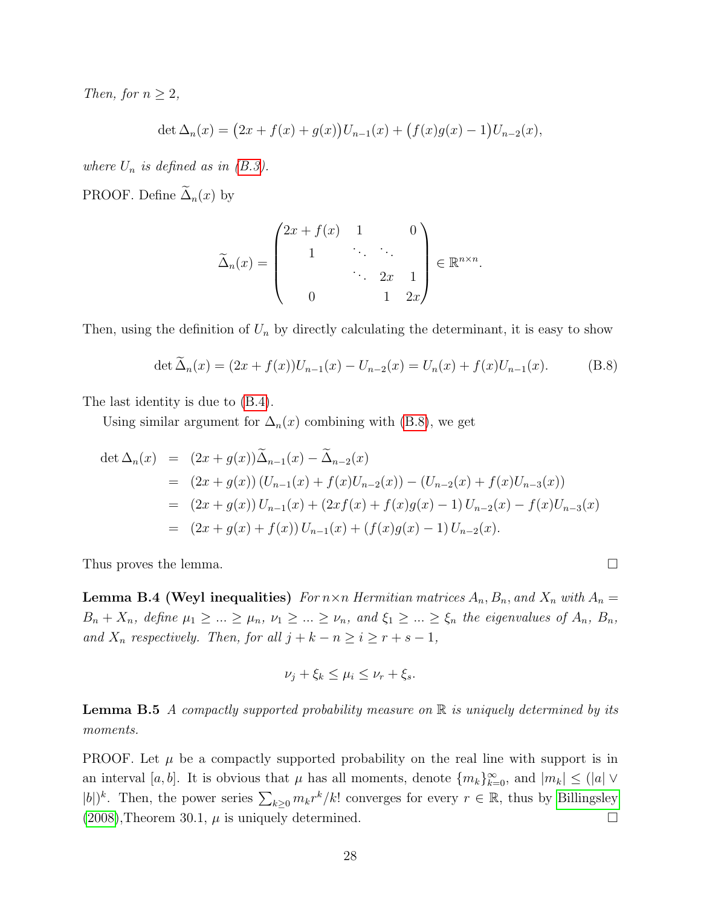*Then, for $n \geq 2$,*

$$\det \Delta_n(x) = \big(2x + f(x) + g(x)\big)U_{n-1}(x) + \big(f(x)g(x) - 1\big)U_{n-2}(x),$$

*where $U_n$ is defined as in (B.3).*

PROOF. Define $\widetilde{\Delta}_n(x)$ by

$$\widetilde{\Delta}_n(x) = \begin{pmatrix} 2x + f(x) & 1 & & 0 \\ 1 & \ddots & \ddots & \\ & \ddots & 2x & 1 \\ 0 & & 1 & 2x \end{pmatrix} \in \mathbb{R}^{n \times n}.$$

Then, using the definition of $U_n$ by directly calculating the determinant, it is easy to show

$$\det \widetilde{\Delta}_n(x) = (2x + f(x))U_{n-1}(x) - U_{n-2}(x) = U_n(x) + f(x)U_{n-1}(x). \tag{B.8}$$

The last identity is due to (B.4).

Using similar argument for $\Delta_n(x)$ combining with (B.8), we get

$$\begin{aligned}
\det \Delta_n(x) &= (2x + g(x))\widetilde{\Delta}_{n-1}(x) - \widetilde{\Delta}_{n-2}(x) \\
&= (2x + g(x))\left(U_{n-1}(x) + f(x)U_{n-2}(x)\right) - \left(U_{n-2}(x) + f(x)U_{n-3}(x)\right) \\
&= (2x + g(x))\,U_{n-1}(x) + \left(2xf(x) + f(x)g(x) - 1\right)U_{n-2}(x) - f(x)U_{n-3}(x) \\
&= (2x + g(x) + f(x))\,U_{n-1}(x) + \left(f(x)g(x) - 1\right)U_{n-2}(x).
\end{aligned}$$

Thus proves the lemma. □

**Lemma B.4 (Weyl inequalities)** *For $n \times n$ Hermitian matrices $A_n$, $B_n$, and $X_n$ with $A_n = B_n + X_n$, define $\mu_1 \geq \ldots \geq \mu_n$, $\nu_1 \geq \ldots \geq \nu_n$, and $\xi_1 \geq \ldots \geq \xi_n$ the eigenvalues of $A_n$, $B_n$, and $X_n$ respectively. Then, for all $j + k - n \geq i \geq r + s - 1$,*

$$\nu_j + \xi_k \leq \mu_i \leq \nu_r + \xi_s.$$

**Lemma B.5** *A compactly supported probability measure on $\mathbb{R}$ is uniquely determined by its moments.*

PROOF. Let $\mu$ be a compactly supported probability on the real line with support is in an interval $[a, b]$. It is obvious that $\mu$ has all moments, denote $\{m_k\}_{k=0}^{\infty}$, and $|m_k| \leq (|a| \vee |b|)^k$. Then, the power series $\sum_{k \geq 0} m_k r^k / k!$ converges for every $r \in \mathbb{R}$, thus by Billingsley (2008),Theorem 30.1, $\mu$ is uniquely determined. □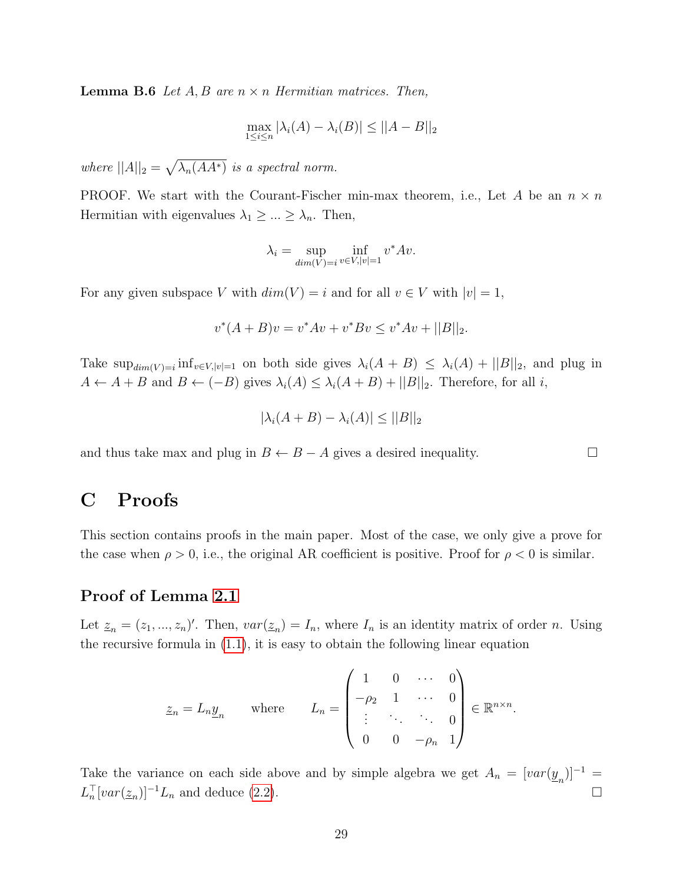**Lemma B.6** *Let $A, B$ are $n \times n$ Hermitian matrices. Then,*

$$\max_{1 \leq i \leq n} |\lambda_i(A) - \lambda_i(B)| \leq ||A - B||_2$$

*where $||A||_2 = \sqrt{\lambda_n(AA^*)}$ is a spectral norm.*

PROOF. We start with the Courant-Fischer min-max theorem, i.e., Let $A$ be an $n \times n$ Hermitian with eigenvalues $\lambda_1 \geq ... \geq \lambda_n$. Then,

$$\lambda_i = \sup_{dim(V)=i} \inf_{v \in V, |v|=1} v^* Av.$$

For any given subspace $V$ with $dim(V) = i$ and for all $v \in V$ with $|v| = 1$,

$$v^*(A + B)v = v^* Av + v^* Bv \leq v^* Av + ||B||_2.$$

Take $\sup_{dim(V)=i} \inf_{v \in V, |v|=1}$ on both side gives $\lambda_i(A + B) \leq \lambda_i(A) + ||B||_2$, and plug in $A \leftarrow A + B$ and $B \leftarrow (-B)$ gives $\lambda_i(A) \leq \lambda_i(A + B) + ||B||_2$. Therefore, for all $i$,

$$|\lambda_i(A + B) - \lambda_i(A)| \leq ||B||_2$$

and thus take max and plug in $B \leftarrow B - A$ gives a desired inequality. $\square$

# C Proofs

This section contains proofs in the main paper. Most of the case, we only give a prove for the case when $\rho > 0$, i.e., the original AR coefficient is positive. Proof for $\rho < 0$ is similar.

### Proof of Lemma 2.1

Let $\underline{z}_n = (z_1, ..., z_n)'$. Then, $var(\underline{z}_n) = I_n$, where $I_n$ is an identity matrix of order $n$. Using the recursive formula in (1.1), it is easy to obtain the following linear equation

$$\underline{z}_n = L_n \underline{y}_n \qquad \text{where} \qquad L_n = \begin{pmatrix} 1 & 0 & \cdots & 0 \\ -\rho_2 & 1 & \cdots & 0 \\ \vdots & \ddots & \ddots & 0 \\ 0 & 0 & -\rho_n & 1 \end{pmatrix} \in \mathbb{R}^{n \times n}.$$

Take the variance on each side above and by simple algebra we get $A_n = [var(\underline{y}_n)]^{-1} = L_n^\top [var(\underline{z}_n)]^{-1} L_n$ and deduce (2.2). $\square$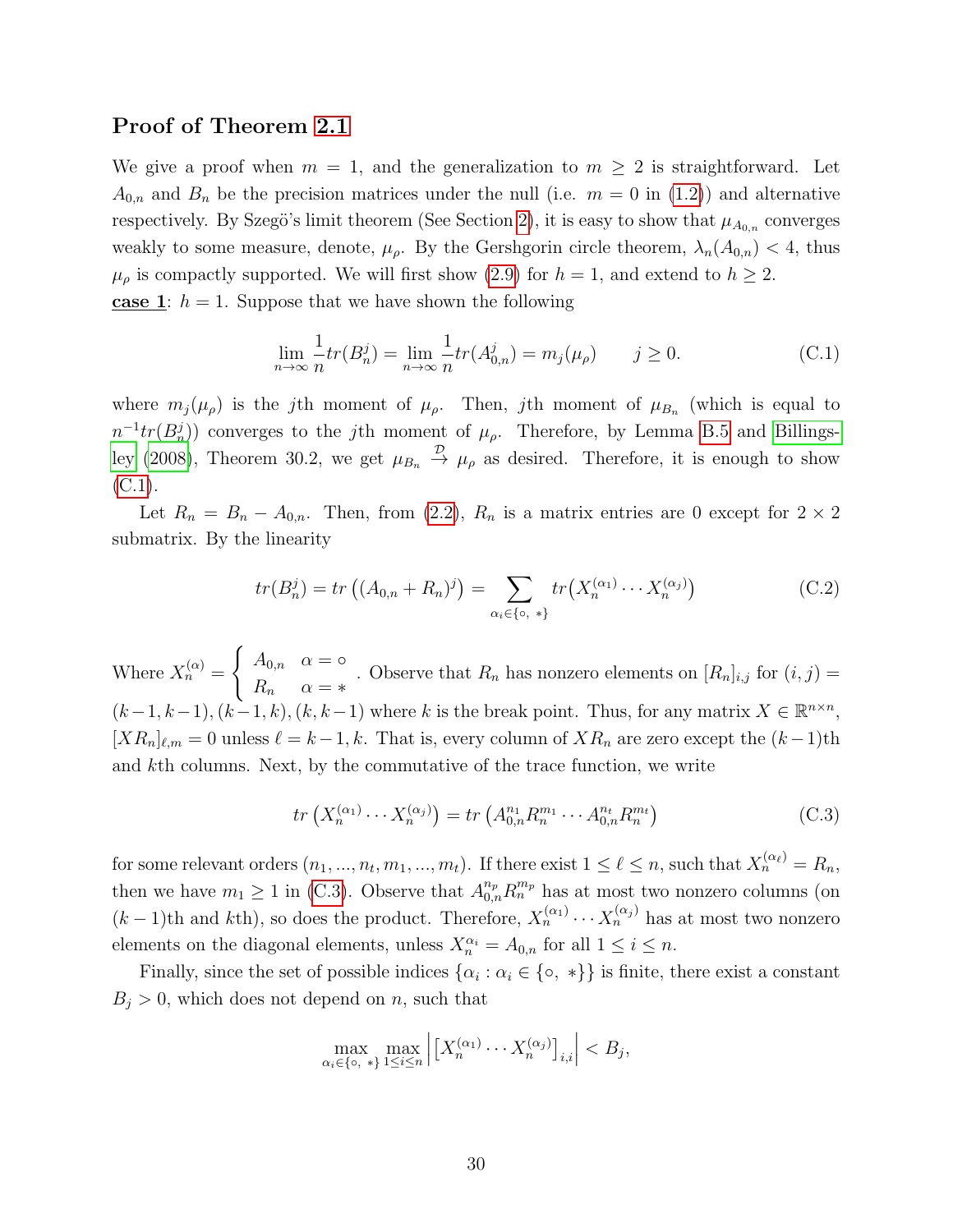### Proof of Theorem 2.1

We give a proof when $m = 1$, and the generalization to $m \geq 2$ is straightforward. Let $A_{0,n}$ and $B_n$ be the precision matrices under the null (i.e. $m = 0$ in (1.2)) and alternative respectively. By Szegö's limit theorem (See Section 2), it is easy to show that $\mu_{A_{0,n}}$ converges weakly to some measure, denote, $\mu_\rho$. By the Gershgorin circle theorem, $\lambda_n(A_{0,n}) < 4$, thus $\mu_\rho$ is compactly supported. We will first show (2.9) for $h = 1$, and extend to $h \geq 2$.

**case 1**: $h = 1$. Suppose that we have shown the following

$$\lim_{n\to\infty} \frac{1}{n} tr(B_n^j) = \lim_{n\to\infty} \frac{1}{n} tr(A_{0,n}^j) = m_j(\mu_\rho) \qquad j \geq 0. \tag{C.1}$$

where $m_j(\mu_\rho)$ is the $j$th moment of $\mu_\rho$. Then, $j$th moment of $\mu_{B_n}$ (which is equal to $n^{-1}tr(B_n^j)$) converges to the $j$th moment of $\mu_\rho$. Therefore, by Lemma B.5 and Billingsley (2008), Theorem 30.2, we get $\mu_{B_n} \xrightarrow{\mathcal{D}} \mu_\rho$ as desired. Therefore, it is enough to show (C.1).

Let $R_n = B_n - A_{0,n}$. Then, from (2.2), $R_n$ is a matrix entries are 0 except for $2 \times 2$ submatrix. By the linearity

$$tr(B_n^j) = tr\left((A_{0,n} + R_n)^j\right) = \sum_{\alpha_i \in \{\circ,\, *\}} tr\big(X_n^{(\alpha_1)} \cdots X_n^{(\alpha_j)}\big) \tag{C.2}$$

Where $X_n^{(\alpha)} = \begin{cases} A_{0,n} & \alpha = \circ \\ R_n & \alpha = * \end{cases}$. Observe that $R_n$ has nonzero elements on $[R_n]_{i,j}$ for $(i,j) = (k-1,k-1), (k-1,k), (k,k-1)$ where $k$ is the break point. Thus, for any matrix $X \in \mathbb{R}^{n\times n}$, $[XR_n]_{\ell,m} = 0$ unless $\ell = k-1, k$. That is, every column of $XR_n$ are zero except the $(k-1)$th and $k$th columns. Next, by the commutative of the trace function, we write

$$tr\left(X_n^{(\alpha_1)} \cdots X_n^{(\alpha_j)}\right) = tr\left(A_{0,n}^{n_1} R_n^{m_1} \cdots A_{0,n}^{n_t} R_n^{m_t}\right) \tag{C.3}$$

for some relevant orders $(n_1, ..., n_t, m_1, ..., m_t)$. If there exist $1 \leq \ell \leq n$, such that $X_n^{(\alpha_\ell)} = R_n$, then we have $m_1 \geq 1$ in (C.3). Observe that $A_{0,n}^{n_p} R_n^{m_p}$ has at most two nonzero columns (on $(k-1)$th and $k$th), so does the product. Therefore, $X_n^{(\alpha_1)} \cdots X_n^{(\alpha_j)}$ has at most two nonzero elements on the diagonal elements, unless $X_n^{\alpha_i} = A_{0,n}$ for all $1 \leq i \leq n$.

Finally, since the set of possible indices $\{\alpha_i : \alpha_i \in \{\circ,\, *\}\}$ is finite, there exist a constant $B_j > 0$, which does not depend on $n$, such that

$$\max_{\alpha_i \in \{\circ,\, *\}} \max_{1 \leq i \leq n} \left| \left[X_n^{(\alpha_1)} \cdots X_n^{(\alpha_j)}\right]_{i,i} \right| < B_j,$$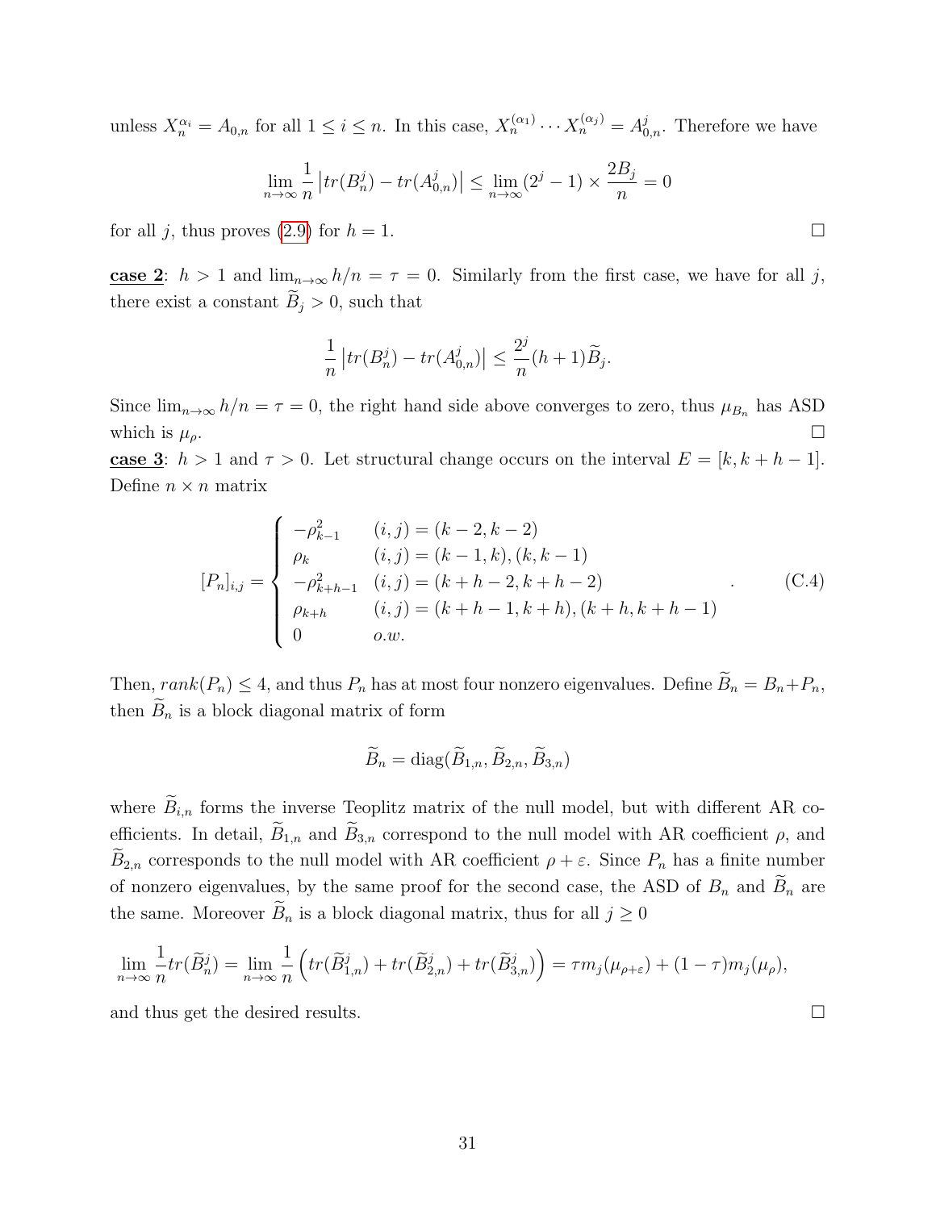unless $X_n^{\alpha_i} = A_{0,n}$ for all $1 \leq i \leq n$. In this case, $X_n^{(\alpha_1)} \cdots X_n^{(\alpha_j)} = A_{0,n}^j$. Therefore we have

$$\lim_{n\to\infty} \frac{1}{n} \left| tr(B_n^j) - tr(A_{0,n}^j) \right| \leq \lim_{n\to\infty} (2^j - 1) \times \frac{2B_j}{n} = 0$$

for all $j$, thus proves (2.9) for $h = 1$. $\square$

**case 2**: $h > 1$ and $\lim_{n\to\infty} h/n = \tau = 0$. Similarly from the first case, we have for all $j$, there exist a constant $\widetilde{B}_j > 0$, such that

$$\frac{1}{n} \left| tr(B_n^j) - tr(A_{0,n}^j) \right| \leq \frac{2^j}{n}(h+1)\widetilde{B}_j.$$

Since $\lim_{n\to\infty} h/n = \tau = 0$, the right hand side above converges to zero, thus $\mu_{B_n}$ has ASD which is $\mu_\rho$. $\square$

**case 3**: $h > 1$ and $\tau > 0$. Let structural change occurs on the interval $E = [k, k+h-1]$. Define $n \times n$ matrix

$$[P_n]_{i,j} = \begin{cases} -\rho_{k-1}^2 & (i,j) = (k-2, k-2) \\ \rho_k & (i,j) = (k-1, k), (k, k-1) \\ -\rho_{k+h-1}^2 & (i,j) = (k+h-2, k+h-2) \\ \rho_{k+h} & (i,j) = (k+h-1, k+h), (k+h, k+h-1) \\ 0 & o.w. \end{cases} \tag{C.4}$$

Then, $rank(P_n) \leq 4$, and thus $P_n$ has at most four nonzero eigenvalues. Define $\widetilde{B}_n = B_n + P_n$, then $\widetilde{B}_n$ is a block diagonal matrix of form

$$\widetilde{B}_n = \mathrm{diag}(\widetilde{B}_{1,n}, \widetilde{B}_{2,n}, \widetilde{B}_{3,n})$$

where $\widetilde{B}_{i,n}$ forms the inverse Teoplitz matrix of the null model, but with different AR coefficients. In detail, $\widetilde{B}_{1,n}$ and $\widetilde{B}_{3,n}$ correspond to the null model with AR coefficient $\rho$, and $\widetilde{B}_{2,n}$ corresponds to the null model with AR coefficient $\rho + \varepsilon$. Since $P_n$ has a finite number of nonzero eigenvalues, by the same proof for the second case, the ASD of $B_n$ and $\widetilde{B}_n$ are the same. Moreover $\widetilde{B}_n$ is a block diagonal matrix, thus for all $j \geq 0$

$$\lim_{n\to\infty} \frac{1}{n} tr(\widetilde{B}_n^j) = \lim_{n\to\infty} \frac{1}{n} \left( tr(\widetilde{B}_{1,n}^j) + tr(\widetilde{B}_{2,n}^j) + tr(\widetilde{B}_{3,n}^j) \right) = \tau m_j(\mu_{\rho+\varepsilon}) + (1-\tau) m_j(\mu_\rho),$$

and thus get the desired results. $\square$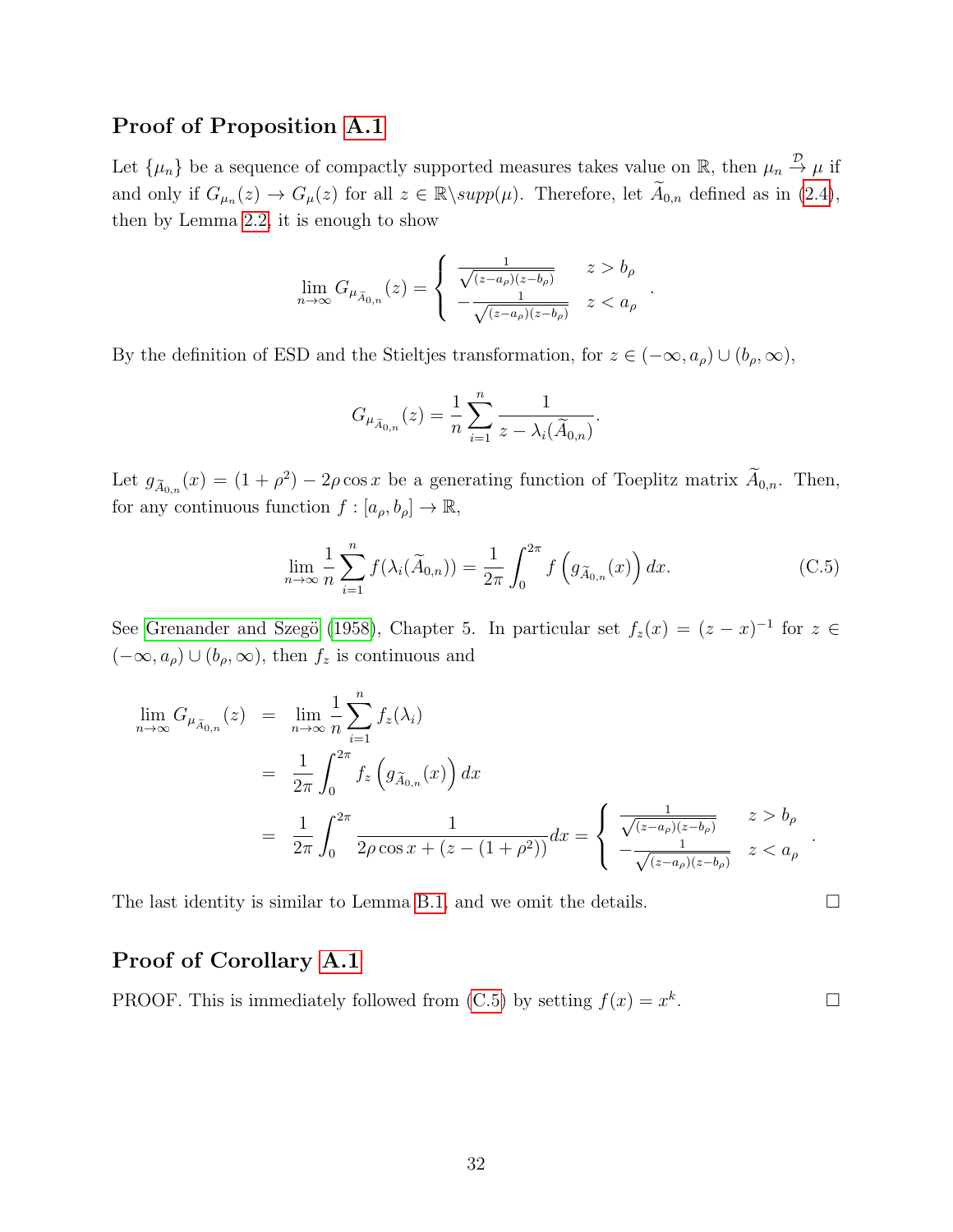## Proof of Proposition A.1

Let $\{\mu_n\}$ be a sequence of compactly supported measures takes value on $\mathbb{R}$, then $\mu_n \xrightarrow{\mathcal{D}} \mu$ if and only if $G_{\mu_n}(z) \to G_\mu(z)$ for all $z \in \mathbb{R}\backslash supp(\mu)$. Therefore, let $\widetilde{A}_{0,n}$ defined as in (2.4), then by Lemma 2.2, it is enough to show

$$\lim_{n\to\infty} G_{\mu_{\widetilde{A}_{0,n}}}(z) = \begin{cases} \frac{1}{\sqrt{(z-a_\rho)(z-b_\rho)}} & z > b_\rho \\ -\frac{1}{\sqrt{(z-a_\rho)(z-b_\rho)}} & z < a_\rho \end{cases}.$$

By the definition of ESD and the Stieltjes transformation, for $z \in (-\infty, a_\rho) \cup (b_\rho, \infty)$,

$$G_{\mu_{\widetilde{A}_{0,n}}}(z) = \frac{1}{n}\sum_{i=1}^n \frac{1}{z - \lambda_i(\widetilde{A}_{0,n})}.$$

Let $g_{\widetilde{A}_{0,n}}(x) = (1+\rho^2) - 2\rho\cos x$ be a generating function of Toeplitz matrix $\widetilde{A}_{0,n}$. Then, for any continuous function $f : [a_\rho, b_\rho] \to \mathbb{R}$,

$$\lim_{n\to\infty} \frac{1}{n}\sum_{i=1}^n f(\lambda_i(\widetilde{A}_{0,n})) = \frac{1}{2\pi}\int_0^{2\pi} f\left(g_{\widetilde{A}_{0,n}}(x)\right) dx. \tag{C.5}$$

See Grenander and Szegö (1958), Chapter 5. In particular set $f_z(x) = (z-x)^{-1}$ for $z \in (-\infty, a_\rho) \cup (b_\rho, \infty)$, then $f_z$ is continuous and

$$\begin{aligned}
\lim_{n\to\infty} G_{\mu_{\widetilde{A}_{0,n}}}(z) &= \lim_{n\to\infty} \frac{1}{n}\sum_{i=1}^n f_z(\lambda_i) \\
&= \frac{1}{2\pi}\int_0^{2\pi} f_z\left(g_{\widetilde{A}_{0,n}}(x)\right) dx \\
&= \frac{1}{2\pi}\int_0^{2\pi} \frac{1}{2\rho\cos x + (z - (1+\rho^2))} dx = \begin{cases} \frac{1}{\sqrt{(z-a_\rho)(z-b_\rho)}} & z > b_\rho \\ -\frac{1}{\sqrt{(z-a_\rho)(z-b_\rho)}} & z < a_\rho \end{cases}.
\end{aligned}$$

The last identity is similar to Lemma B.1, and we omit the details. □

## Proof of Corollary A.1

PROOF. This is immediately followed from (C.5) by setting $f(x) = x^k$. □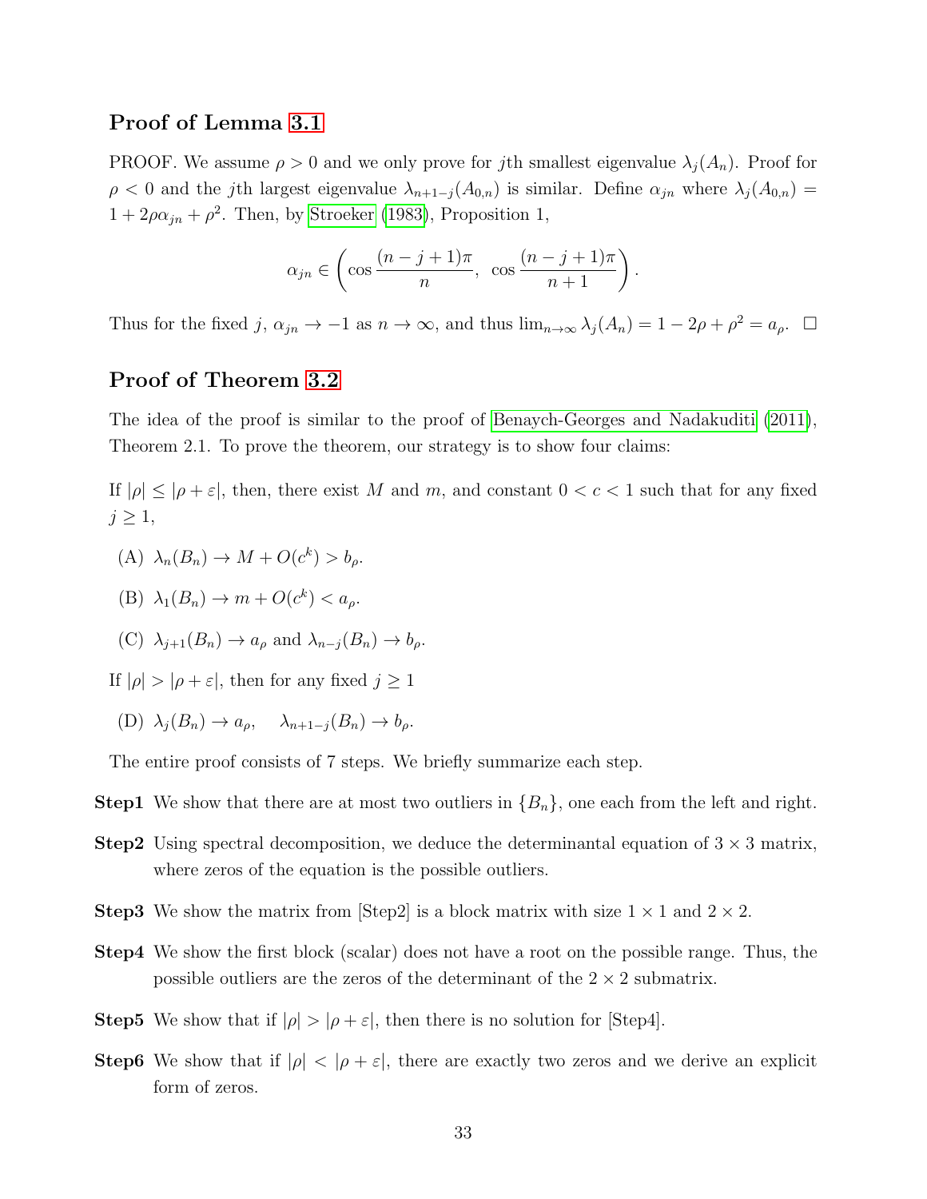## Proof of Lemma 3.1

PROOF. We assume $\rho > 0$ and we only prove for $j$th smallest eigenvalue $\lambda_j(A_n)$. Proof for $\rho < 0$ and the $j$th largest eigenvalue $\lambda_{n+1-j}(A_{0,n})$ is similar. Define $\alpha_{jn}$ where $\lambda_j(A_{0,n}) = 1 + 2\rho\alpha_{jn} + \rho^2$. Then, by Stroeker (1983), Proposition 1,

$$\alpha_{jn} \in \left( \cos \frac{(n-j+1)\pi}{n}, \ \cos \frac{(n-j+1)\pi}{n+1} \right).$$

Thus for the fixed $j$, $\alpha_{jn} \to -1$ as $n \to \infty$, and thus $\lim_{n\to\infty} \lambda_j(A_n) = 1 - 2\rho + \rho^2 = a_\rho$. $\square$

## Proof of Theorem 3.2

The idea of the proof is similar to the proof of Benaych-Georges and Nadakuditi (2011), Theorem 2.1. To prove the theorem, our strategy is to show four claims:

If $|\rho| \le |\rho + \varepsilon|$, then, there exist $M$ and $m$, and constant $0 < c < 1$ such that for any fixed $j \ge 1$,

(A) $\lambda_n(B_n) \to M + O(c^k) > b_\rho$.

(B) $\lambda_1(B_n) \to m + O(c^k) < a_\rho$.

(C) $\lambda_{j+1}(B_n) \to a_\rho$ and $\lambda_{n-j}(B_n) \to b_\rho$.

If $|\rho| > |\rho + \varepsilon|$, then for any fixed $j \ge 1$

(D) $\lambda_j(B_n) \to a_\rho, \quad \lambda_{n+1-j}(B_n) \to b_\rho$.

The entire proof consists of 7 steps. We briefly summarize each step.

**Step1** We show that there are at most two outliers in $\{B_n\}$, one each from the left and right.

**Step2** Using spectral decomposition, we deduce the determinantal equation of $3 \times 3$ matrix, where zeros of the equation is the possible outliers.

**Step3** We show the matrix from [Step2] is a block matrix with size $1 \times 1$ and $2 \times 2$.

**Step4** We show the first block (scalar) does not have a root on the possible range. Thus, the possible outliers are the zeros of the determinant of the $2 \times 2$ submatrix.

**Step5** We show that if $|\rho| > |\rho + \varepsilon|$, then there is no solution for [Step4].

**Step6** We show that if $|\rho| < |\rho + \varepsilon|$, there are exactly two zeros and we derive an explicit form of zeros.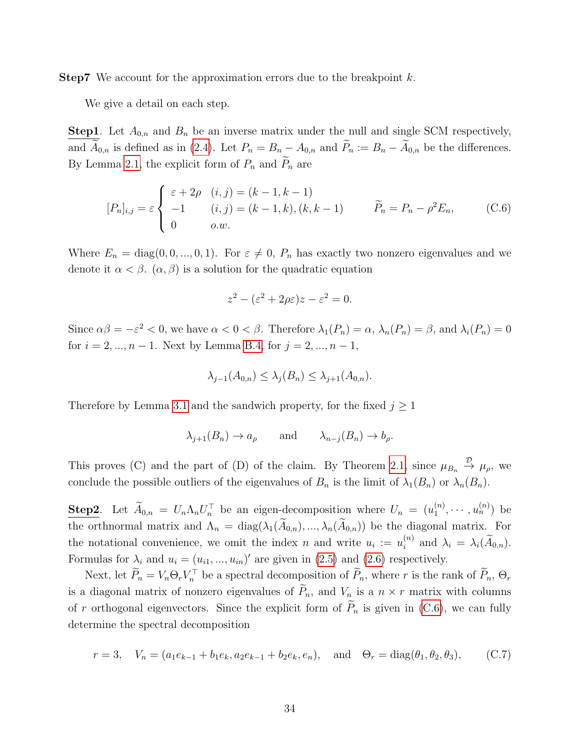**Step7** We account for the approximation errors due to the breakpoint $k$.

We give a detail on each step.

**Step1**. Let $A_{0,n}$ and $B_n$ be an inverse matrix under the null and single SCM respectively, and $\widetilde{A}_{0,n}$ is defined as in (2.4). Let $P_n = B_n - A_{0,n}$ and $\widetilde{P}_n := B_n - \widetilde{A}_{0,n}$ be the differences. By Lemma 2.1, the explicit form of $P_n$ and $\widetilde{P}_n$ are

$$
[P_n]_{i,j} = \varepsilon \begin{cases} \varepsilon + 2\rho & (i,j) = (k-1, k-1) \\ -1 & (i,j) = (k-1,k), (k,k-1) \\ 0 & o.w. \end{cases} \qquad \widetilde{P}_n = P_n - \rho^2 E_n, \tag{C.6}
$$

Where $E_n = \text{diag}(0, 0, ..., 0, 1)$. For $\varepsilon \neq 0$, $P_n$ has exactly two nonzero eigenvalues and we denote it $\alpha < \beta$. $(\alpha, \beta)$ is a solution for the quadratic equation

$$
z^2 - (\varepsilon^2 + 2\rho\varepsilon)z - \varepsilon^2 = 0.
$$

Since $\alpha\beta = -\varepsilon^2 < 0$, we have $\alpha < 0 < \beta$. Therefore $\lambda_1(P_n) = \alpha$, $\lambda_n(P_n) = \beta$, and $\lambda_i(P_n) = 0$ for $i = 2, ..., n-1$. Next by Lemma B.4, for $j = 2, ..., n-1$,

$$
\lambda_{j-1}(A_{0,n}) \leq \lambda_j(B_n) \leq \lambda_{j+1}(A_{0,n}).
$$

Therefore by Lemma 3.1 and the sandwich property, for the fixed $j \geq 1$

$$
\lambda_{j+1}(B_n) \to a_\rho \qquad \text{and} \qquad \lambda_{n-j}(B_n) \to b_\rho.
$$

This proves (C) and the part of (D) of the claim. By Theorem 2.1, since $\mu_{B_n} \xrightarrow{\mathcal{D}} \mu_\rho$, we conclude the possible outliers of the eigenvalues of $B_n$ is the limit of $\lambda_1(B_n)$ or $\lambda_n(B_n)$.

**Step2**. Let $\widetilde{A}_{0,n} = U_n \Lambda_n U_n^\top$ be an eigen-decomposition where $U_n = (u_1^{(n)}, \cdots, u_n^{(n)})$ be the orthnormal matrix and $\Lambda_n = \text{diag}(\lambda_1(\widetilde{A}_{0,n}), ..., \lambda_n(\widetilde{A}_{0,n}))$ be the diagonal matrix. For the notational convenience, we omit the index $n$ and write $u_i := u_i^{(n)}$ and $\lambda_i = \lambda_i(\widetilde{A}_{0,n})$. Formulas for $\lambda_i$ and $u_i = (u_{i1}, ..., u_{in})'$ are given in (2.5) and (2.6) respectively.

Next, let $\widetilde{P}_n = V_n \Theta_r V_n^\top$ be a spectral decomposition of $\widetilde{P}_n$, where $r$ is the rank of $\widetilde{P}_n$, $\Theta_r$ is a diagonal matrix of nonzero eigenvalues of $\widetilde{P}_n$, and $V_n$ is a $n \times r$ matrix with columns of $r$ orthogonal eigenvectors. Since the explicit form of $\widetilde{P}_n$ is given in (C.6), we can fully determine the spectral decomposition

$$
r = 3, \quad V_n = (a_1 e_{k-1} + b_1 e_k, a_2 e_{k-1} + b_2 e_k, e_n), \quad \text{and} \quad \Theta_r = \text{diag}(\theta_1, \theta_2, \theta_3), \tag{C.7}
$$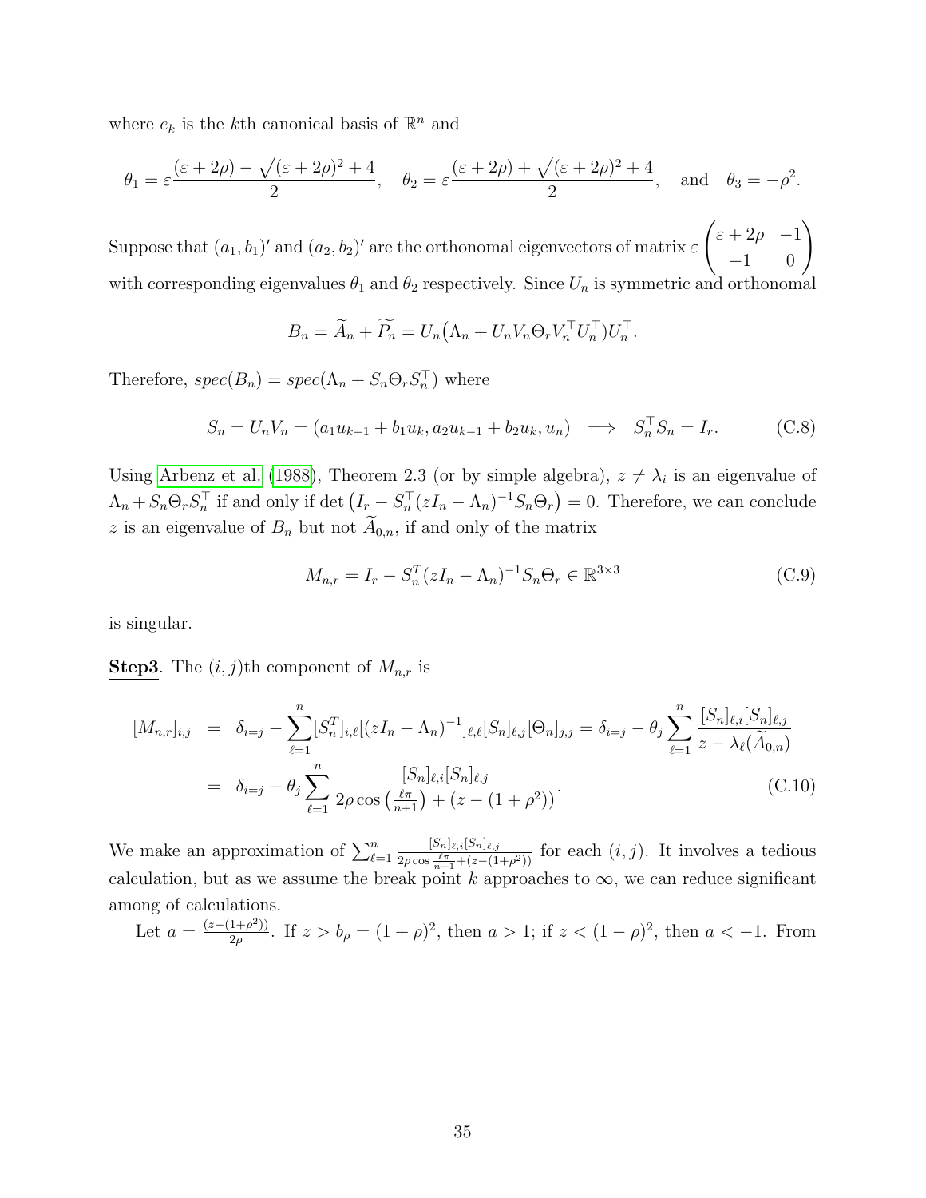where $e_k$ is the $k$th canonical basis of $\mathbb{R}^n$ and

$$\theta_1 = \varepsilon \frac{(\varepsilon + 2\rho) - \sqrt{(\varepsilon + 2\rho)^2 + 4}}{2}, \quad \theta_2 = \varepsilon \frac{(\varepsilon + 2\rho) + \sqrt{(\varepsilon + 2\rho)^2 + 4}}{2}, \quad \text{and} \quad \theta_3 = -\rho^2.$$

Suppose that $(a_1, b_1)'$ and $(a_2, b_2)'$ are the orthonomal eigenvectors of matrix $\varepsilon \begin{pmatrix} \varepsilon + 2\rho & -1 \\ -1 & 0 \end{pmatrix}$ with corresponding eigenvalues $\theta_1$ and $\theta_2$ respectively. Since $U_n$ is symmetric and orthonomal

$$B_n = \widetilde{A}_n + \widetilde{P_n} = U_n\big(\Lambda_n + U_n V_n \Theta_r V_n^\top U_n^\top\big)U_n^\top.$$

Therefore, $spec(B_n) = spec(\Lambda_n + S_n \Theta_r S_n^\top)$ where

$$S_n = U_n V_n = (a_1 u_{k-1} + b_1 u_k, a_2 u_{k-1} + b_2 u_k, u_n) \implies S_n^\top S_n = I_r. \tag{C.8}$$

Using Arbenz et al. (1988), Theorem 2.3 (or by simple algebra), $z \neq \lambda_i$ is an eigenvalue of $\Lambda_n + S_n \Theta_r S_n^\top$ if and only if $\det\big(I_r - S_n^\top (zI_n - \Lambda_n)^{-1} S_n \Theta_r\big) = 0$. Therefore, we can conclude $z$ is an eigenvalue of $B_n$ but not $\widetilde{A}_{0,n}$, if and only of the matrix

$$M_{n,r} = I_r - S_n^T (zI_n - \Lambda_n)^{-1} S_n \Theta_r \in \mathbb{R}^{3\times 3} \tag{C.9}$$

is singular.

**Step3**. The $(i,j)$th component of $M_{n,r}$ is

$$\begin{aligned}
[M_{n,r}]_{i,j} &= \delta_{i=j} - \sum_{\ell=1}^{n} [S_n^T]_{i,\ell} [(zI_n - \Lambda_n)^{-1}]_{\ell,\ell} [S_n]_{\ell,j} [\Theta_n]_{j,j} = \delta_{i=j} - \theta_j \sum_{\ell=1}^{n} \frac{[S_n]_{\ell,i}[S_n]_{\ell,j}}{z - \lambda_\ell(\widetilde{A}_{0,n})} \\
&= \delta_{i=j} - \theta_j \sum_{\ell=1}^{n} \frac{[S_n]_{\ell,i}[S_n]_{\ell,j}}{2\rho\cos\left(\frac{\ell\pi}{n+1}\right) + (z - (1+\rho^2))}.
\end{aligned} \tag{C.10}$$

We make an approximation of $\sum_{\ell=1}^{n} \frac{[S_n]_{\ell,i}[S_n]_{\ell,j}}{2\rho\cos\frac{\ell\pi}{n+1} + (z-(1+\rho^2))}$ for each $(i,j)$. It involves a tedious calculation, but as we assume the break point $k$ approaches to $\infty$, we can reduce significant among of calculations.

Let $a = \frac{(z-(1+\rho^2))}{2\rho}$. If $z > b_\rho = (1+\rho)^2$, then $a > 1$; if $z < (1-\rho)^2$, then $a < -1$. From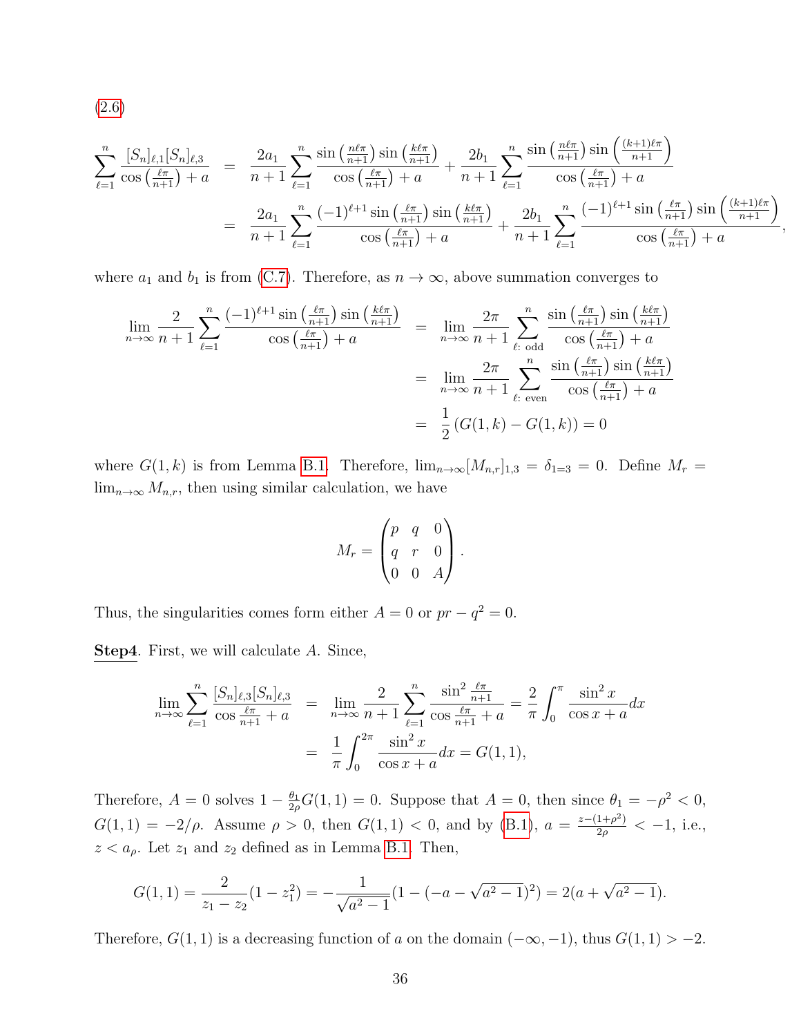(2.6)

$$
\begin{aligned}
\sum_{\ell=1}^{n} \frac{[S_n]_{\ell,1}[S_n]_{\ell,3}}{\cos\left(\frac{\ell\pi}{n+1}\right)+a} &= \frac{2a_1}{n+1}\sum_{\ell=1}^{n}\frac{\sin\left(\frac{n\ell\pi}{n+1}\right)\sin\left(\frac{k\ell\pi}{n+1}\right)}{\cos\left(\frac{\ell\pi}{n+1}\right)+a} + \frac{2b_1}{n+1}\sum_{\ell=1}^{n}\frac{\sin\left(\frac{n\ell\pi}{n+1}\right)\sin\left(\frac{(k+1)\ell\pi}{n+1}\right)}{\cos\left(\frac{\ell\pi}{n+1}\right)+a} \\
&= \frac{2a_1}{n+1}\sum_{\ell=1}^{n}\frac{(-1)^{\ell+1}\sin\left(\frac{\ell\pi}{n+1}\right)\sin\left(\frac{k\ell\pi}{n+1}\right)}{\cos\left(\frac{\ell\pi}{n+1}\right)+a} + \frac{2b_1}{n+1}\sum_{\ell=1}^{n}\frac{(-1)^{\ell+1}\sin\left(\frac{\ell\pi}{n+1}\right)\sin\left(\frac{(k+1)\ell\pi}{n+1}\right)}{\cos\left(\frac{\ell\pi}{n+1}\right)+a},
\end{aligned}
$$

where $a_1$ and $b_1$ is from (C.7). Therefore, as $n\to\infty$, above summation converges to

$$
\begin{aligned}
\lim_{n\to\infty}\frac{2}{n+1}\sum_{\ell=1}^{n}\frac{(-1)^{\ell+1}\sin\left(\frac{\ell\pi}{n+1}\right)\sin\left(\frac{k\ell\pi}{n+1}\right)}{\cos\left(\frac{\ell\pi}{n+1}\right)+a} &= \lim_{n\to\infty}\frac{2\pi}{n+1}\sum_{\ell:\text{ odd}}^{n}\frac{\sin\left(\frac{\ell\pi}{n+1}\right)\sin\left(\frac{k\ell\pi}{n+1}\right)}{\cos\left(\frac{\ell\pi}{n+1}\right)+a} \\
&= \lim_{n\to\infty}\frac{2\pi}{n+1}\sum_{\ell:\text{ even}}^{n}\frac{\sin\left(\frac{\ell\pi}{n+1}\right)\sin\left(\frac{k\ell\pi}{n+1}\right)}{\cos\left(\frac{\ell\pi}{n+1}\right)+a} \\
&= \frac{1}{2}\left(G(1,k)-G(1,k)\right)=0
\end{aligned}
$$

where $G(1,k)$ is from Lemma B.1. Therefore, $\lim_{n\to\infty}[M_{n,r}]_{1,3}=\delta_{1=3}=0$. Define $M_r=\lim_{n\to\infty}M_{n,r}$, then using similar calculation, we have

$$
M_r = \begin{pmatrix} p & q & 0 \\ q & r & 0 \\ 0 & 0 & A \end{pmatrix}.
$$

Thus, the singularities comes form either $A=0$ or $pr-q^2=0$.

**Step4**. First, we will calculate $A$. Since,

$$
\begin{aligned}
\lim_{n\to\infty}\sum_{\ell=1}^{n}\frac{[S_n]_{\ell,3}[S_n]_{\ell,3}}{\cos\frac{\ell\pi}{n+1}+a} &= \lim_{n\to\infty}\frac{2}{n+1}\sum_{\ell=1}^{n}\frac{\sin^2\frac{\ell\pi}{n+1}}{\cos\frac{\ell\pi}{n+1}+a} = \frac{2}{\pi}\int_0^{\pi}\frac{\sin^2 x}{\cos x + a}dx \\
&= \frac{1}{\pi}\int_0^{2\pi}\frac{\sin^2 x}{\cos x+a}dx = G(1,1),
\end{aligned}
$$

Therefore, $A=0$ solves $1-\frac{\theta_1}{2\rho}G(1,1)=0$. Suppose that $A=0$, then since $\theta_1=-\rho^2<0$, $G(1,1)=-2/\rho$. Assume $\rho>0$, then $G(1,1)<0$, and by (B.1), $a=\frac{z-(1+\rho^2)}{2\rho}<-1$, i.e., $z<a_\rho$. Let $z_1$ and $z_2$ defined as in Lemma B.1. Then,

$$
G(1,1)=\frac{2}{z_1-z_2}(1-z_1^2) = -\frac{1}{\sqrt{a^2-1}}(1-(-a-\sqrt{a^2-1})^2) = 2(a+\sqrt{a^2-1}).
$$

Therefore, $G(1,1)$ is a decreasing function of $a$ on the domain $(-\infty,-1)$, thus $G(1,1)>-2$.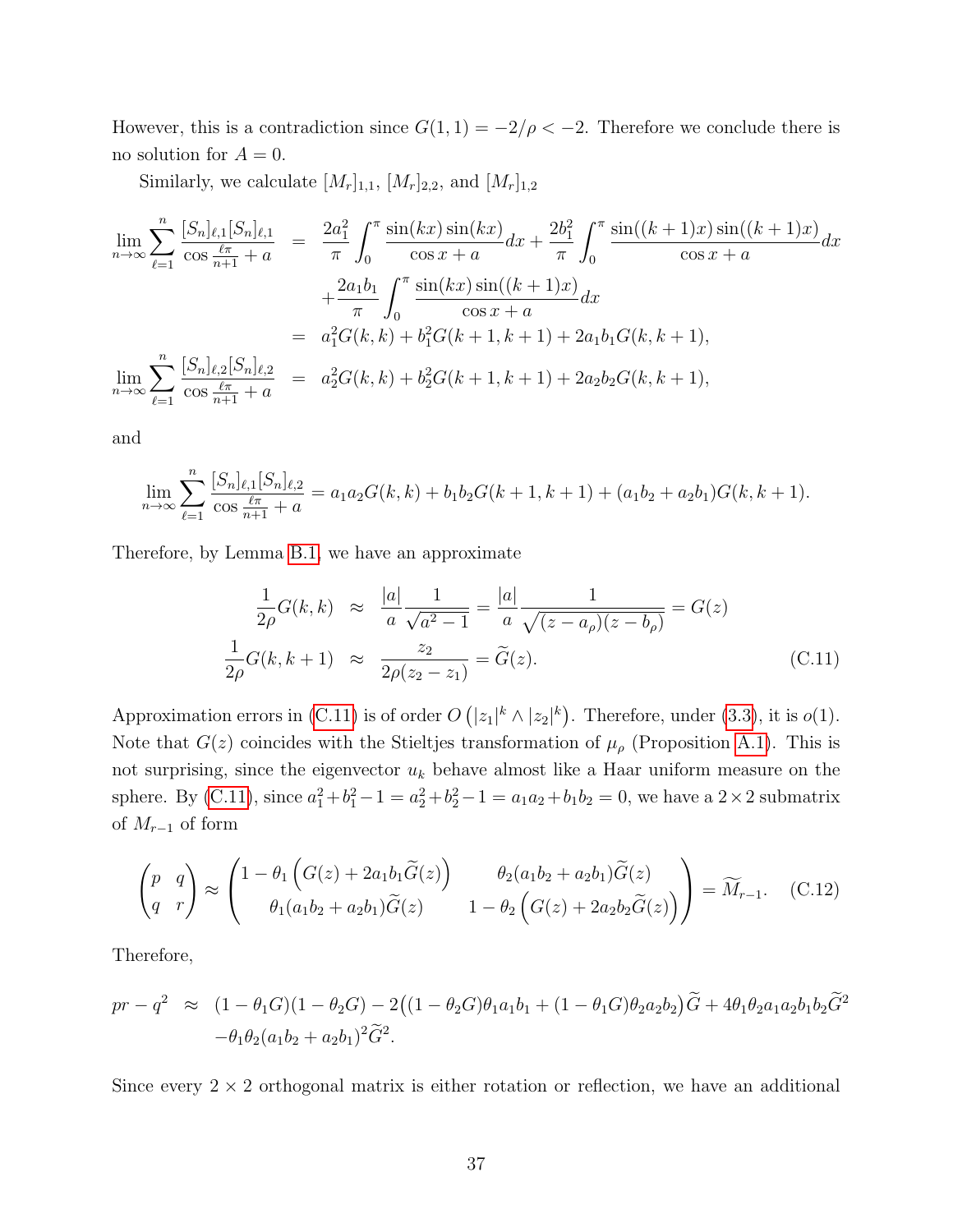However, this is a contradiction since $G(1,1) = -2/\rho < -2$. Therefore we conclude there is no solution for $A = 0$.

Similarly, we calculate $[M_r]_{1,1}$, $[M_r]_{2,2}$, and $[M_r]_{1,2}$

$$
\begin{aligned}
\lim_{n\to\infty} \sum_{\ell=1}^{n} \frac{[S_n]_{\ell,1}[S_n]_{\ell,1}}{\cos\frac{\ell\pi}{n+1} + a} &= \frac{2a_1^2}{\pi}\int_0^\pi \frac{\sin(kx)\sin(kx)}{\cos x + a}dx + \frac{2b_1^2}{\pi}\int_0^\pi \frac{\sin((k+1)x)\sin((k+1)x)}{\cos x + a}dx \\
&\quad + \frac{2a_1b_1}{\pi}\int_0^\pi \frac{\sin(kx)\sin((k+1)x)}{\cos x + a}dx \\
&= a_1^2 G(k,k) + b_1^2 G(k+1,k+1) + 2a_1b_1 G(k,k+1), \\
\lim_{n\to\infty} \sum_{\ell=1}^{n} \frac{[S_n]_{\ell,2}[S_n]_{\ell,2}}{\cos\frac{\ell\pi}{n+1} + a} &= a_2^2 G(k,k) + b_2^2 G(k+1,k+1) + 2a_2b_2 G(k,k+1),
\end{aligned}
$$

and

$$
\lim_{n\to\infty} \sum_{\ell=1}^{n} \frac{[S_n]_{\ell,1}[S_n]_{\ell,2}}{\cos\frac{\ell\pi}{n+1} + a} = a_1a_2 G(k,k) + b_1b_2 G(k+1,k+1) + (a_1b_2 + a_2b_1) G(k,k+1).
$$

Therefore, by Lemma B.1, we have an approximate

$$
\begin{aligned}
\frac{1}{2\rho}G(k,k) &\approx \frac{|a|}{a}\frac{1}{\sqrt{a^2-1}} = \frac{|a|}{a}\frac{1}{\sqrt{(z-a_\rho)(z-b_\rho)}} = G(z) \\
\frac{1}{2\rho}G(k,k+1) &\approx \frac{z_2}{2\rho(z_2 - z_1)} = \widetilde{G}(z).
\end{aligned}
\tag{C.11}
$$

Approximation errors in (C.11) is of order $O\left(|z_1|^k \wedge |z_2|^k\right)$. Therefore, under (3.3), it is $o(1)$. Note that $G(z)$ coincides with the Stieltjes transformation of $\mu_\rho$ (Proposition A.1). This is not surprising, since the eigenvector $u_k$ behave almost like a Haar uniform measure on the sphere. By (C.11), since $a_1^2 + b_1^2 - 1 = a_2^2 + b_2^2 - 1 = a_1a_2 + b_1b_2 = 0$, we have a $2\times 2$ submatrix of $M_{r-1}$ of form

$$
\begin{pmatrix} p & q \\ q & r \end{pmatrix} \approx \begin{pmatrix} 1 - \theta_1\left(G(z) + 2a_1b_1\widetilde{G}(z)\right) & \theta_2(a_1b_2 + a_2b_1)\widetilde{G}(z) \\ \theta_1(a_1b_2 + a_2b_1)\widetilde{G}(z) & 1 - \theta_2\left(G(z) + 2a_2b_2\widetilde{G}(z)\right) \end{pmatrix} = \widetilde{M}_{r-1}. \tag{C.12}
$$

Therefore,

$$
\begin{aligned}
pr - q^2 &\approx (1-\theta_1 G)(1-\theta_2 G) - 2\big((1-\theta_2 G)\theta_1 a_1b_1 + (1-\theta_1 G)\theta_2 a_2b_2\big)\widetilde{G} + 4\theta_1\theta_2 a_1a_2b_1b_2\widetilde{G}^2 \\
&\quad - \theta_1\theta_2(a_1b_2 + a_2b_1)^2\widetilde{G}^2.
\end{aligned}
$$

Since every $2\times 2$ orthogonal matrix is either rotation or reflection, we have an additional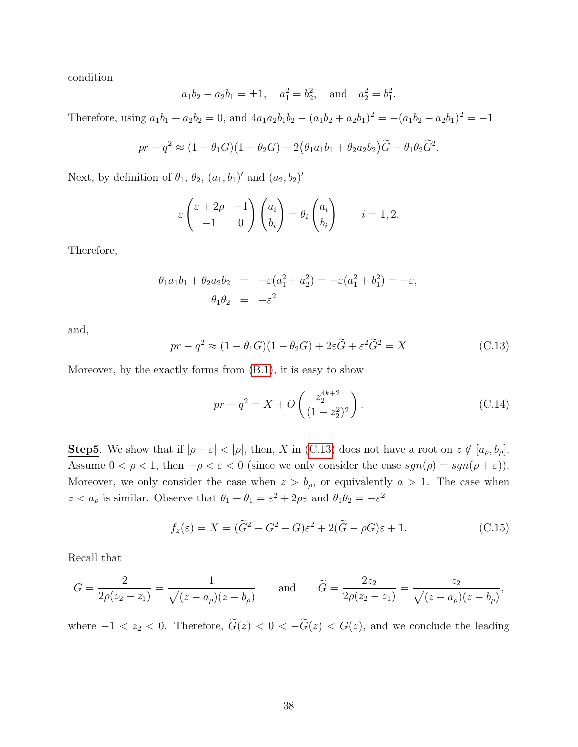condition

$$a_1 b_2 - a_2 b_1 = \pm 1, \quad a_1^2 = b_2^2, \quad \text{and} \quad a_2^2 = b_1^2.$$

Therefore, using $a_1 b_1 + a_2 b_2 = 0$, and $4a_1 a_2 b_1 b_2 - (a_1 b_2 + a_2 b_1)^2 = -(a_1 b_2 - a_2 b_1)^2 = -1$

$$pr - q^2 \approx (1 - \theta_1 G)(1 - \theta_2 G) - 2\big(\theta_1 a_1 b_1 + \theta_2 a_2 b_2\big)\widetilde{G} - \theta_1 \theta_2 \widetilde{G}^2.$$

Next, by definition of $\theta_1$, $\theta_2$, $(a_1, b_1)'$ and $(a_2, b_2)'$

$$\varepsilon \begin{pmatrix} \varepsilon + 2\rho & -1 \\ -1 & 0 \end{pmatrix} \begin{pmatrix} a_i \\ b_i \end{pmatrix} = \theta_i \begin{pmatrix} a_i \\ b_i \end{pmatrix} \qquad i = 1, 2.$$

Therefore,

$$\begin{aligned} \theta_1 a_1 b_1 + \theta_2 a_2 b_2 &= -\varepsilon(a_1^2 + a_2^2) = -\varepsilon(a_1^2 + b_1^2) = -\varepsilon, \\ \theta_1 \theta_2 &= -\varepsilon^2 \end{aligned}$$

and,

$$pr - q^2 \approx (1 - \theta_1 G)(1 - \theta_2 G) + 2\varepsilon \widetilde{G} + \varepsilon^2 \widetilde{G}^2 = X \tag{C.13}$$

Moreover, by the exactly forms from (B.1), it is easy to show

$$pr - q^2 = X + O\left(\frac{z_2^{4k+2}}{(1 - z_2^2)^2}\right). \tag{C.14}$$

**Step5**. We show that if $|\rho + \varepsilon| < |\rho|$, then, $X$ in (C.13) does not have a root on $z \notin [a_\rho, b_\rho]$. Assume $0 < \rho < 1$, then $-\rho < \varepsilon < 0$ (since we only consider the case $sgn(\rho) = sgn(\rho + \varepsilon)$). Moreover, we only consider the case when $z > b_\rho$, or equivalently $a > 1$. The case when $z < a_\rho$ is similar. Observe that $\theta_1 + \theta_1 = \varepsilon^2 + 2\rho\varepsilon$ and $\theta_1 \theta_2 = -\varepsilon^2$

$$f_z(\varepsilon) = X = (\widetilde{G}^2 - G^2 - G)\varepsilon^2 + 2(\widetilde{G} - \rho G)\varepsilon + 1. \tag{C.15}$$

Recall that

$$G = \frac{2}{2\rho(z_2 - z_1)} = \frac{1}{\sqrt{(z - a_\rho)(z - b_\rho)}} \qquad \text{and} \qquad \widetilde{G} = \frac{2z_2}{2\rho(z_2 - z_1)} = \frac{z_2}{\sqrt{(z - a_\rho)(z - b_\rho)}},$$

where $-1 < z_2 < 0$. Therefore, $\widetilde{G}(z) < 0 < -\widetilde{G}(z) < G(z)$, and we conclude the leading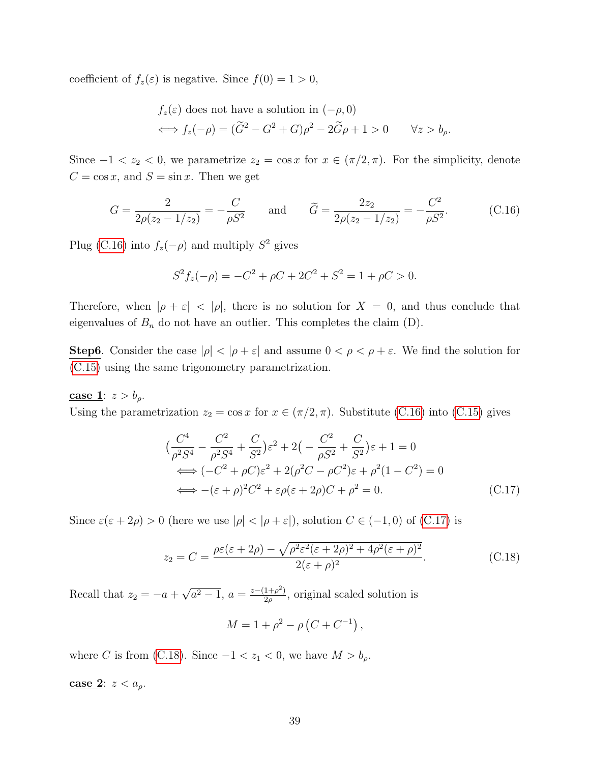coefficient of $f_z(\varepsilon)$ is negative. Since $f(0) = 1 > 0$,

$$
\begin{aligned}
& f_z(\varepsilon) \text{ does not have a solution in } (-\rho, 0) \\
\iff & f_z(-\rho) = (\widetilde{G}^2 - G^2 + G)\rho^2 - 2\widetilde{G}\rho + 1 > 0 \qquad \forall z > b_\rho.
\end{aligned}
$$

Since $-1 < z_2 < 0$, we parametrize $z_2 = \cos x$ for $x \in (\pi/2, \pi)$. For the simplicity, denote $C = \cos x$, and $S = \sin x$. Then we get

$$
G = \frac{2}{2\rho(z_2 - 1/z_2)} = -\frac{C}{\rho S^2} \qquad \text{and} \qquad \widetilde{G} = \frac{2z_2}{2\rho(z_2 - 1/z_2)} = -\frac{C^2}{\rho S^2}. \tag{C.16}
$$

Plug (C.16) into $f_z(-\rho)$ and multiply $S^2$ gives

$$
S^2 f_z(-\rho) = -C^2 + \rho C + 2C^2 + S^2 = 1 + \rho C > 0.
$$

Therefore, when $|\rho + \varepsilon| < |\rho|$, there is no solution for $X = 0$, and thus conclude that eigenvalues of $B_n$ do not have an outlier. This completes the claim (D).

**Step6**. Consider the case $|\rho| < |\rho + \varepsilon|$ and assume $0 < \rho < \rho + \varepsilon$. We find the solution for (C.15) using the same trigonometry parametrization.

**case 1**: $z > b_\rho$.
Using the parametrization $z_2 = \cos x$ for $x \in (\pi/2, \pi)$. Substitute (C.16) into (C.15) gives

$$
\begin{aligned}
& \big(\frac{C^4}{\rho^2 S^4} - \frac{C^2}{\rho^2 S^4} + \frac{C}{S^2}\big)\varepsilon^2 + 2\big(-\frac{C^2}{\rho S^2} + \frac{C}{S^2}\big)\varepsilon + 1 = 0 \\
\iff & (-C^2 + \rho C)\varepsilon^2 + 2(\rho^2 C - \rho C^2)\varepsilon + \rho^2(1 - C^2) = 0 \\
\iff & -(\varepsilon + \rho)^2 C^2 + \varepsilon\rho(\varepsilon + 2\rho)C + \rho^2 = 0.
\end{aligned} \tag{C.17}
$$

Since $\varepsilon(\varepsilon + 2\rho) > 0$ (here we use $|\rho| < |\rho + \varepsilon|$), solution $C \in (-1, 0)$ of (C.17) is

$$
z_2 = C = \frac{\rho\varepsilon(\varepsilon + 2\rho) - \sqrt{\rho^2\varepsilon^2(\varepsilon + 2\rho)^2 + 4\rho^2(\varepsilon + \rho)^2}}{2(\varepsilon + \rho)^2}. \tag{C.18}
$$

Recall that $z_2 = -a + \sqrt{a^2 - 1}$, $a = \frac{z - (1 + \rho^2)}{2\rho}$, original scaled solution is

$$
M = 1 + \rho^2 - \rho\left(C + C^{-1}\right),
$$

where $C$ is from (C.18). Since $-1 < z_1 < 0$, we have $M > b_\rho$.

**case 2**: $z < a_\rho$.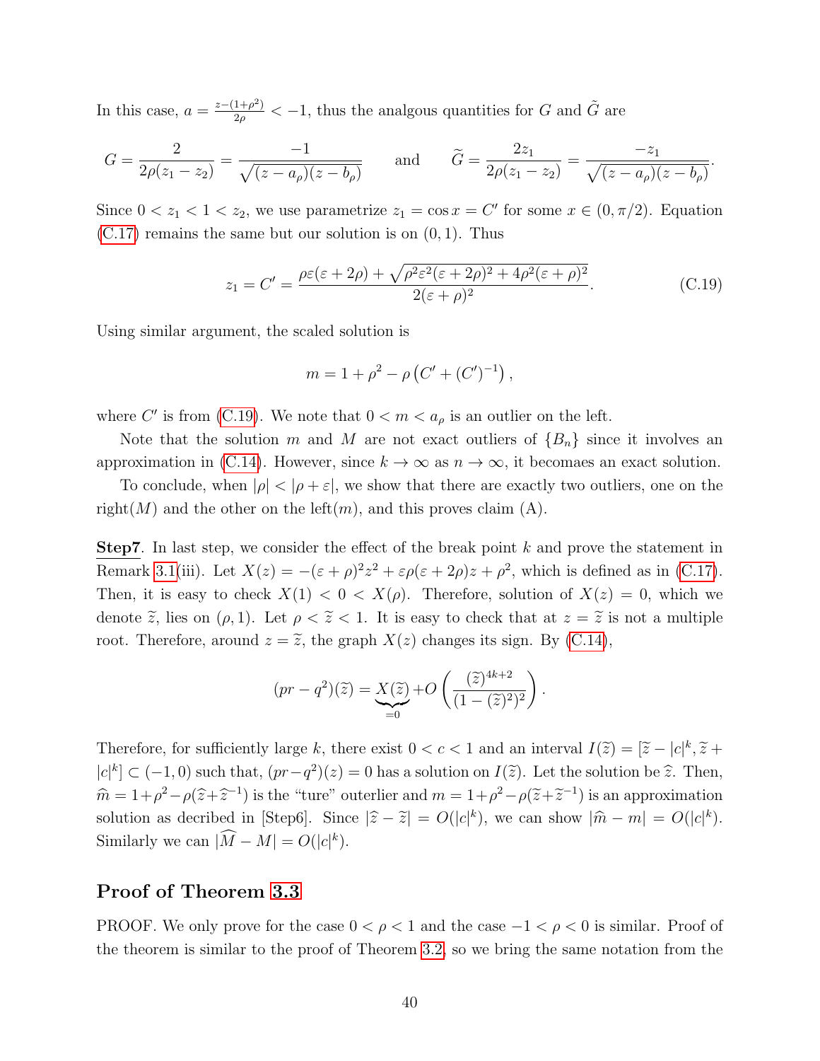In this case, $a = \frac{z-(1+\rho^2)}{2\rho} < -1$, thus the analgous quantities for $G$ and $\tilde{G}$ are

$$G = \frac{2}{2\rho(z_1 - z_2)} = \frac{-1}{\sqrt{(z-a_\rho)(z-b_\rho)}} \qquad \text{and} \qquad \widetilde{G} = \frac{2z_1}{2\rho(z_1 - z_2)} = \frac{-z_1}{\sqrt{(z-a_\rho)(z-b_\rho)}}.$$

Since $0 < z_1 < 1 < z_2$, we use parametrize $z_1 = \cos x = C'$ for some $x \in (0, \pi/2)$. Equation (C.17) remains the same but our solution is on $(0,1)$. Thus

$$z_1 = C' = \frac{\rho\varepsilon(\varepsilon + 2\rho) + \sqrt{\rho^2\varepsilon^2(\varepsilon+2\rho)^2 + 4\rho^2(\varepsilon+\rho)^2}}{2(\varepsilon+\rho)^2}. \tag{C.19}$$

Using similar argument, the scaled solution is

$$m = 1 + \rho^2 - \rho\left(C' + (C')^{-1}\right),$$

where $C'$ is from (C.19). We note that $0 < m < a_\rho$ is an outlier on the left.

Note that the solution $m$ and $M$ are not exact outliers of $\{B_n\}$ since it involves an approximation in (C.14). However, since $k \to \infty$ as $n \to \infty$, it becomaes an exact solution.

To conclude, when $|\rho| < |\rho + \varepsilon|$, we show that there are exactly two outliers, one on the right($M$) and the other on the left($m$), and this proves claim (A).

**Step7**. In last step, we consider the effect of the break point $k$ and prove the statement in Remark 3.1(iii). Let $X(z) = -(\varepsilon+\rho)^2 z^2 + \varepsilon\rho(\varepsilon+2\rho)z + \rho^2$, which is defined as in (C.17). Then, it is easy to check $X(1) < 0 < X(\rho)$. Therefore, solution of $X(z) = 0$, which we denote $\widetilde{z}$, lies on $(\rho, 1)$. Let $\rho < \widetilde{z} < 1$. It is easy to check that at $z = \widetilde{z}$ is not a multiple root. Therefore, around $z = \widetilde{z}$, the graph $X(z)$ changes its sign. By (C.14),

$$(pr - q^2)(\widetilde{z}) = \underbrace{X(\widetilde{z})}_{=0} + O\left(\frac{(\widetilde{z})^{4k+2}}{(1-(\widetilde{z})^2)^2}\right).$$

Therefore, for sufficiently large $k$, there exist $0 < c < 1$ and an interval $I(\widetilde{z}) = [\widetilde{z} - |c|^k, \widetilde{z} + |c|^k] \subset (-1, 0)$ such that, $(pr - q^2)(z) = 0$ has a solution on $I(\widetilde{z})$. Let the solution be $\widehat{z}$. Then, $\widehat{m} = 1 + \rho^2 - \rho(\widehat{z} + \widehat{z}^{-1})$ is the "ture" outerlier and $m = 1 + \rho^2 - \rho(\widetilde{z} + \widetilde{z}^{-1})$ is an approximation solution as decribed in [Step6]. Since $|\widehat{z} - \widetilde{z}| = O(|c|^k)$, we can show $|\widehat{m} - m| = O(|c|^k)$. Similarly we can $|\widehat{M} - M| = O(|c|^k)$.

## Proof of Theorem 3.3

PROOF. We only prove for the case $0 < \rho < 1$ and the case $-1 < \rho < 0$ is similar. Proof of the theorem is similar to the proof of Theorem 3.2, so we bring the same notation from the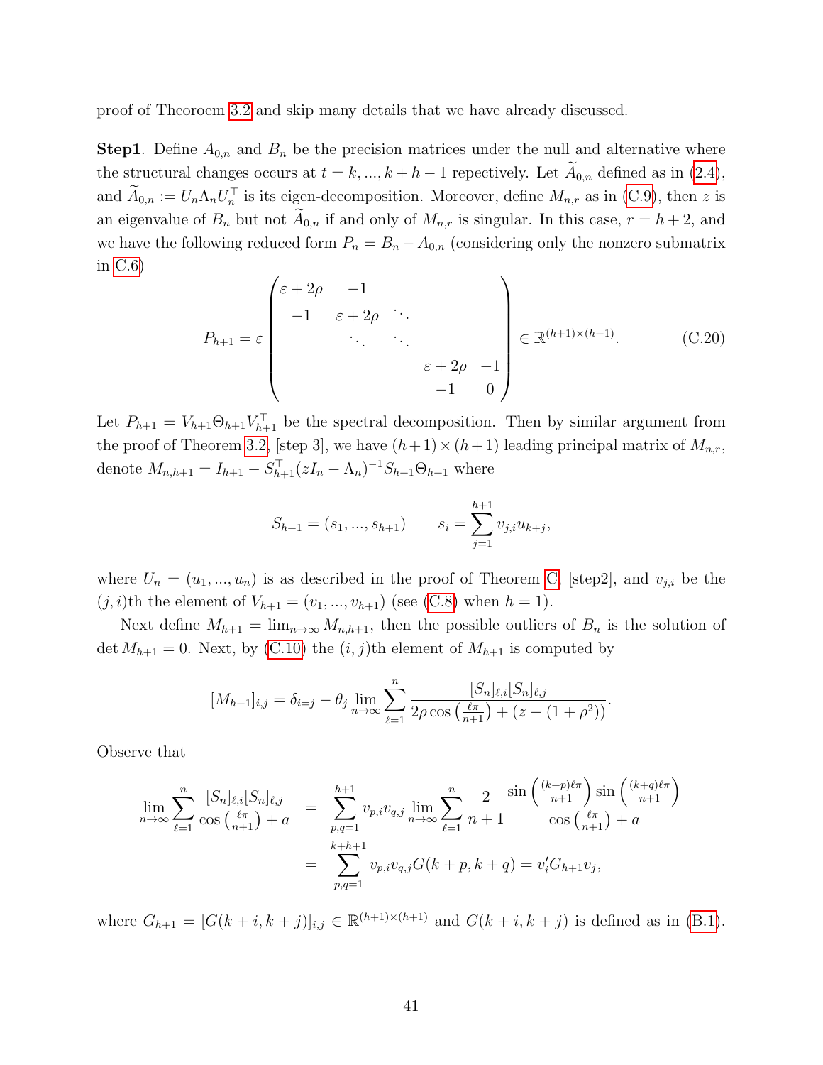proof of Theoroem 3.2 and skip many details that we have already discussed.

**Step1**. Define $A_{0,n}$ and $B_n$ be the precision matrices under the null and alternative where the structural changes occurs at $t = k, ..., k+h-1$ repectively. Let $\widetilde{A}_{0,n}$ defined as in (2.4), and $\widetilde{A}_{0,n} := U_n \Lambda_n U_n^\top$ is its eigen-decomposition. Moreover, define $M_{n,r}$ as in (C.9), then $z$ is an eigenvalue of $B_n$ but not $\widetilde{A}_{0,n}$ if and only of $M_{n,r}$ is singular. In this case, $r = h+2$, and we have the following reduced form $P_n = B_n - A_{0,n}$ (considering only the nonzero submatrix in C.6)

$$
P_{h+1} = \varepsilon \begin{pmatrix} \varepsilon + 2\rho & -1 & & & \\ -1 & \varepsilon + 2\rho & \ddots & & \\ & \ddots & \ddots & & \\ & & & \varepsilon + 2\rho & -1 \\ & & & -1 & 0 \end{pmatrix} \in \mathbb{R}^{(h+1)\times(h+1)}. \tag{C.20}
$$

Let $P_{h+1} = V_{h+1}\Theta_{h+1}V_{h+1}^\top$ be the spectral decomposition. Then by similar argument from the proof of Theorem 3.2, [step 3], we have $(h+1)\times(h+1)$ leading principal matrix of $M_{n,r}$, denote $M_{n,h+1} = I_{h+1} - S_{h+1}^\top (zI_n - \Lambda_n)^{-1} S_{h+1}\Theta_{h+1}$ where

$$
S_{h+1} = (s_1, ..., s_{h+1}) \qquad s_i = \sum_{j=1}^{h+1} v_{j,i} u_{k+j},
$$

where $U_n = (u_1, ..., u_n)$ is as described in the proof of Theorem C, [step2], and $v_{j,i}$ be the $(j,i)$th the element of $V_{h+1} = (v_1, ..., v_{h+1})$ (see (C.8) when $h=1$).

Next define $M_{h+1} = \lim_{n\to\infty} M_{n,h+1}$, then the possible outliers of $B_n$ is the solution of $\det M_{h+1} = 0$. Next, by (C.10) the $(i,j)$th element of $M_{h+1}$ is computed by

$$
[M_{h+1}]_{i,j} = \delta_{i=j} - \theta_j \lim_{n\to\infty} \sum_{\ell=1}^{n} \frac{[S_n]_{\ell,i}[S_n]_{\ell,j}}{2\rho\cos\left(\frac{\ell\pi}{n+1}\right) + (z - (1+\rho^2))}.
$$

Observe that

$$
\begin{aligned}
\lim_{n\to\infty} \sum_{\ell=1}^{n} \frac{[S_n]_{\ell,i}[S_n]_{\ell,j}}{\cos\left(\frac{\ell\pi}{n+1}\right) + a} &= \sum_{p,q=1}^{h+1} v_{p,i}v_{q,j} \lim_{n\to\infty} \sum_{\ell=1}^{n} \frac{2}{n+1} \frac{\sin\left(\frac{(k+p)\ell\pi}{n+1}\right)\sin\left(\frac{(k+q)\ell\pi}{n+1}\right)}{\cos\left(\frac{\ell\pi}{n+1}\right) + a} \\
&= \sum_{p,q=1}^{k+h+1} v_{p,i}v_{q,j} G(k+p, k+q) = v_i' G_{h+1} v_j,
\end{aligned}
$$

where $G_{h+1} = [G(k+i, k+j)]_{i,j} \in \mathbb{R}^{(h+1)\times(h+1)}$ and $G(k+i, k+j)$ is defined as in (B.1).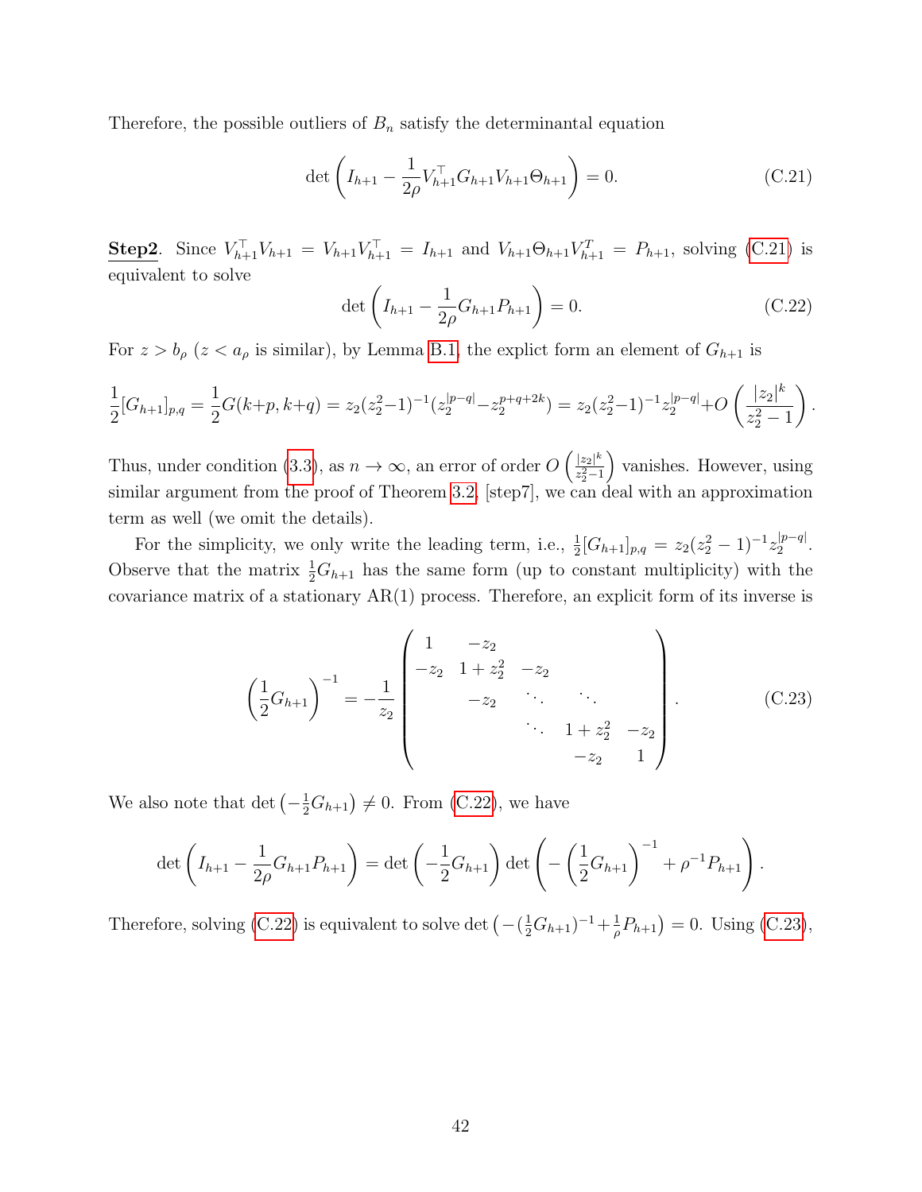Therefore, the possible outliers of $B_n$ satisfy the determinantal equation

$$\det\left(I_{h+1} - \frac{1}{2\rho} V_{h+1}^\top G_{h+1} V_{h+1} \Theta_{h+1}\right) = 0. \tag{C.21}$$

**Step2**. Since $V_{h+1}^\top V_{h+1} = V_{h+1} V_{h+1}^\top = I_{h+1}$ and $V_{h+1}\Theta_{h+1}V_{h+1}^T = P_{h+1}$, solving (C.21) is equivalent to solve

$$\det\left(I_{h+1} - \frac{1}{2\rho} G_{h+1} P_{h+1}\right) = 0. \tag{C.22}$$

For $z > b_\rho$ ($z < a_\rho$ is similar), by Lemma B.1, the explict form an element of $G_{h+1}$ is

$$\frac{1}{2}[G_{h+1}]_{p,q} = \frac{1}{2}G(k+p, k+q) = z_2(z_2^2-1)^{-1}(z_2^{|p-q|} - z_2^{p+q+2k}) = z_2(z_2^2-1)^{-1}z_2^{|p-q|} + O\left(\frac{|z_2|^k}{z_2^2-1}\right).$$

Thus, under condition (3.3), as $n \to \infty$, an error of order $O\left(\frac{|z_2|^k}{z_2^2-1}\right)$ vanishes. However, using similar argument from the proof of Theorem 3.2, [step7], we can deal with an approximation term as well (we omit the details).

For the simplicity, we only write the leading term, i.e., $\frac{1}{2}[G_{h+1}]_{p,q} = z_2(z_2^2-1)^{-1}z_2^{|p-q|}$. Observe that the matrix $\frac{1}{2}G_{h+1}$ has the same form (up to constant multiplicity) with the covariance matrix of a stationary AR(1) process. Therefore, an explicit form of its inverse is

$$\left(\frac{1}{2}G_{h+1}\right)^{-1} = -\frac{1}{z_2}\begin{pmatrix} 1 & -z_2 & & & \\ -z_2 & 1+z_2^2 & -z_2 & & \\ & -z_2 & \ddots & \ddots & \\ & & \ddots & 1+z_2^2 & -z_2 \\ & & & -z_2 & 1 \end{pmatrix}. \tag{C.23}$$

We also note that $\det\left(-\frac{1}{2}G_{h+1}\right) \neq 0$. From (C.22), we have

$$\det\left(I_{h+1} - \frac{1}{2\rho}G_{h+1}P_{h+1}\right) = \det\left(-\frac{1}{2}G_{h+1}\right)\det\left(-\left(\frac{1}{2}G_{h+1}\right)^{-1} + \rho^{-1}P_{h+1}\right).$$

Therefore, solving (C.22) is equivalent to solve $\det\left(-(\frac{1}{2}G_{h+1})^{-1} + \frac{1}{\rho}P_{h+1}\right) = 0$. Using (C.23),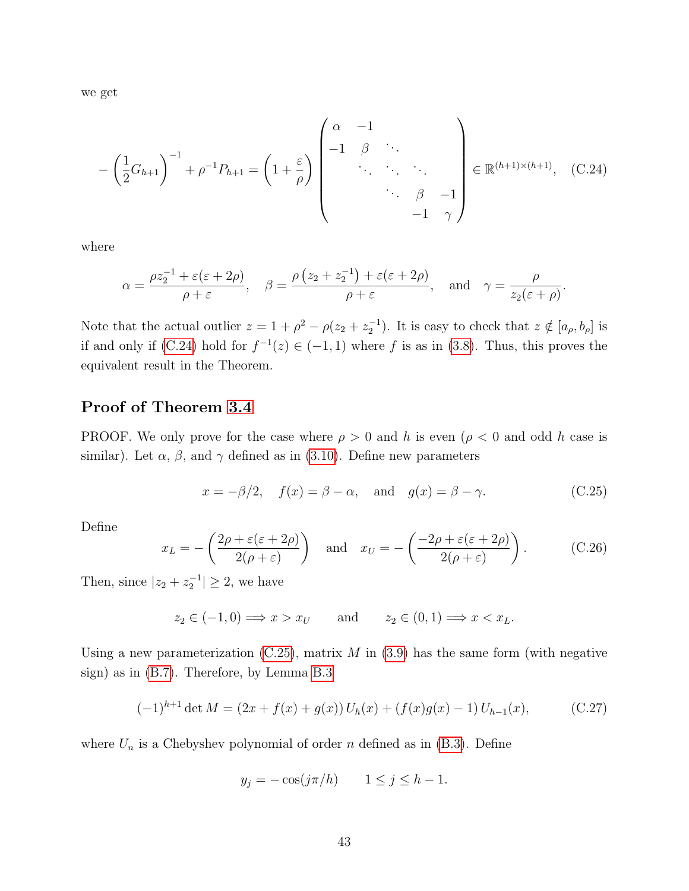we get

$$
-\left(\frac{1}{2}G_{h+1}\right)^{-1} + \rho^{-1}P_{h+1} = \left(1+\frac{\varepsilon}{\rho}\right)\begin{pmatrix} \alpha & -1 & & & \\ -1 & \beta & \ddots & & \\ & \ddots & \ddots & \ddots & \\ & & \ddots & \beta & -1 \\ & & & -1 & \gamma \end{pmatrix} \in \mathbb{R}^{(h+1)\times(h+1)}, \quad \text{(C.24)}
$$

where

$$
\alpha = \frac{\rho z_2^{-1} + \varepsilon(\varepsilon+2\rho)}{\rho+\varepsilon}, \quad \beta = \frac{\rho\left(z_2+z_2^{-1}\right)+\varepsilon(\varepsilon+2\rho)}{\rho+\varepsilon}, \quad \text{and} \quad \gamma = \frac{\rho}{z_2(\varepsilon+\rho)}.
$$

Note that the actual outlier $z = 1+\rho^2 - \rho(z_2+z_2^{-1})$. It is easy to check that $z \notin [a_\rho, b_\rho]$ is if and only if (C.24) hold for $f^{-1}(z) \in (-1,1)$ where $f$ is as in (3.8). Thus, this proves the equivalent result in the Theorem.

## Proof of Theorem 3.4

PROOF. We only prove for the case where $\rho > 0$ and $h$ is even ($\rho < 0$ and odd $h$ case is similar). Let $\alpha$, $\beta$, and $\gamma$ defined as in (3.10). Define new parameters

$$
x = -\beta/2, \quad f(x) = \beta - \alpha, \quad \text{and} \quad g(x) = \beta - \gamma. \quad \text{(C.25)}
$$

Define

$$
x_L = -\left(\frac{2\rho+\varepsilon(\varepsilon+2\rho)}{2(\rho+\varepsilon)}\right) \quad \text{and} \quad x_U = -\left(\frac{-2\rho+\varepsilon(\varepsilon+2\rho)}{2(\rho+\varepsilon)}\right). \quad \text{(C.26)}
$$

Then, since $|z_2+z_2^{-1}| \geq 2$, we have

$$
z_2 \in (-1,0) \Longrightarrow x > x_U \qquad \text{and} \qquad z_2 \in (0,1) \Longrightarrow x < x_L.
$$

Using a new parameterization (C.25), matrix $M$ in (3.9) has the same form (with negative sign) as in (B.7). Therefore, by Lemma B.3

$$
(-1)^{h+1}\det M = (2x+f(x)+g(x))\,U_h(x) + (f(x)g(x)-1)\,U_{h-1}(x), \quad \text{(C.27)}
$$

where $U_n$ is a Chebyshev polynomial of order $n$ defined as in (B.3). Define

$$
y_j = -\cos(j\pi/h) \qquad 1 \leq j \leq h-1.
$$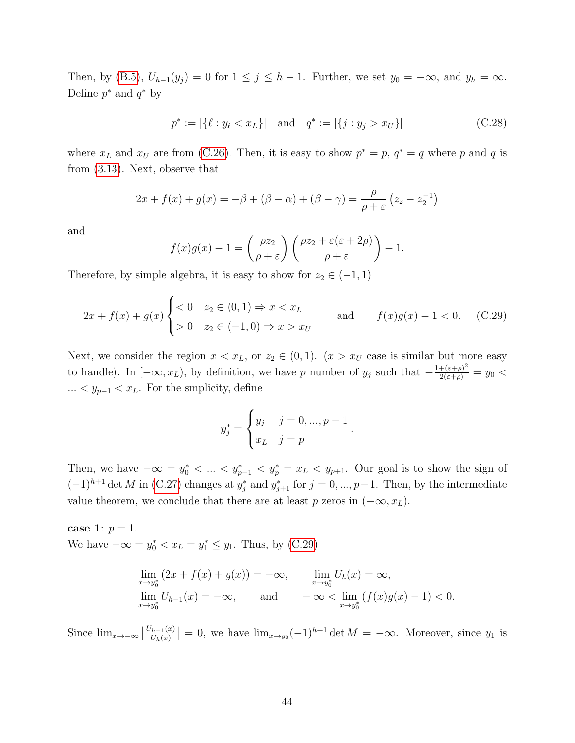Then, by (B.5), $U_{h-1}(y_j) = 0$ for $1 \le j \le h-1$. Further, we set $y_0 = -\infty$, and $y_h = \infty$. Define $p^*$ and $q^*$ by

$$p^* := |\{\ell : y_\ell < x_L\}| \quad \text{and} \quad q^* := |\{j : y_j > x_U\}| \tag{C.28}$$

where $x_L$ and $x_U$ are from (C.26). Then, it is easy to show $p^* = p$, $q^* = q$ where $p$ and $q$ is from (3.13). Next, observe that

$$2x + f(x) + g(x) = -\beta + (\beta - \alpha) + (\beta - \gamma) = \frac{\rho}{\rho + \varepsilon}\left(z_2 - z_2^{-1}\right)$$

and

$$f(x)g(x) - 1 = \left(\frac{\rho z_2}{\rho + \varepsilon}\right)\left(\frac{\rho z_2 + \varepsilon(\varepsilon + 2\rho)}{\rho + \varepsilon}\right) - 1.$$

Therefore, by simple algebra, it is easy to show for $z_2 \in (-1, 1)$

$$2x + f(x) + g(x) \begin{cases} < 0 & z_2 \in (0,1) \Rightarrow x < x_L \\ > 0 & z_2 \in (-1,0) \Rightarrow x > x_U \end{cases} \quad \text{and} \quad f(x)g(x) - 1 < 0. \tag{C.29}$$

Next, we consider the region $x < x_L$, or $z_2 \in (0,1)$. ($x > x_U$ case is similar but more easy to handle). In $[-\infty, x_L)$, by definition, we have $p$ number of $y_j$ such that $-\frac{1+(\varepsilon+\rho)^2}{2(\varepsilon+\rho)} = y_0 < \ldots < y_{p-1} < x_L$. For the smplicity, define

$$y_j^* = \begin{cases} y_j & j = 0, \ldots, p-1 \\ x_L & j = p \end{cases}.$$

Then, we have $-\infty = y_0^* < \ldots < y_{p-1}^* < y_p^* = x_L < y_{p+1}$. Our goal is to show the sign of $(-1)^{h+1}\det M$ in (C.27) changes at $y_j^*$ and $y_{j+1}^*$ for $j = 0, \ldots, p-1$. Then, by the intermediate value theorem, we conclude that there are at least $p$ zeros in $(-\infty, x_L)$.

**case 1**: $p = 1$.
We have $-\infty = y_0^* < x_L = y_1^* \le y_1$. Thus, by (C.29)

$$\lim_{x \to y_0^*}(2x + f(x) + g(x)) = -\infty, \qquad \lim_{x \to y_0^*} U_h(x) = \infty,$$
$$\lim_{x \to y_0^*} U_{h-1}(x) = -\infty, \qquad \text{and} \qquad -\infty < \lim_{x \to y_0^*}(f(x)g(x) - 1) < 0.$$

Since $\lim_{x \to -\infty}\left|\frac{U_{h-1}(x)}{U_h(x)}\right| = 0$, we have $\lim_{x \to y_0}(-1)^{h+1}\det M = -\infty$. Moreover, since $y_1$ is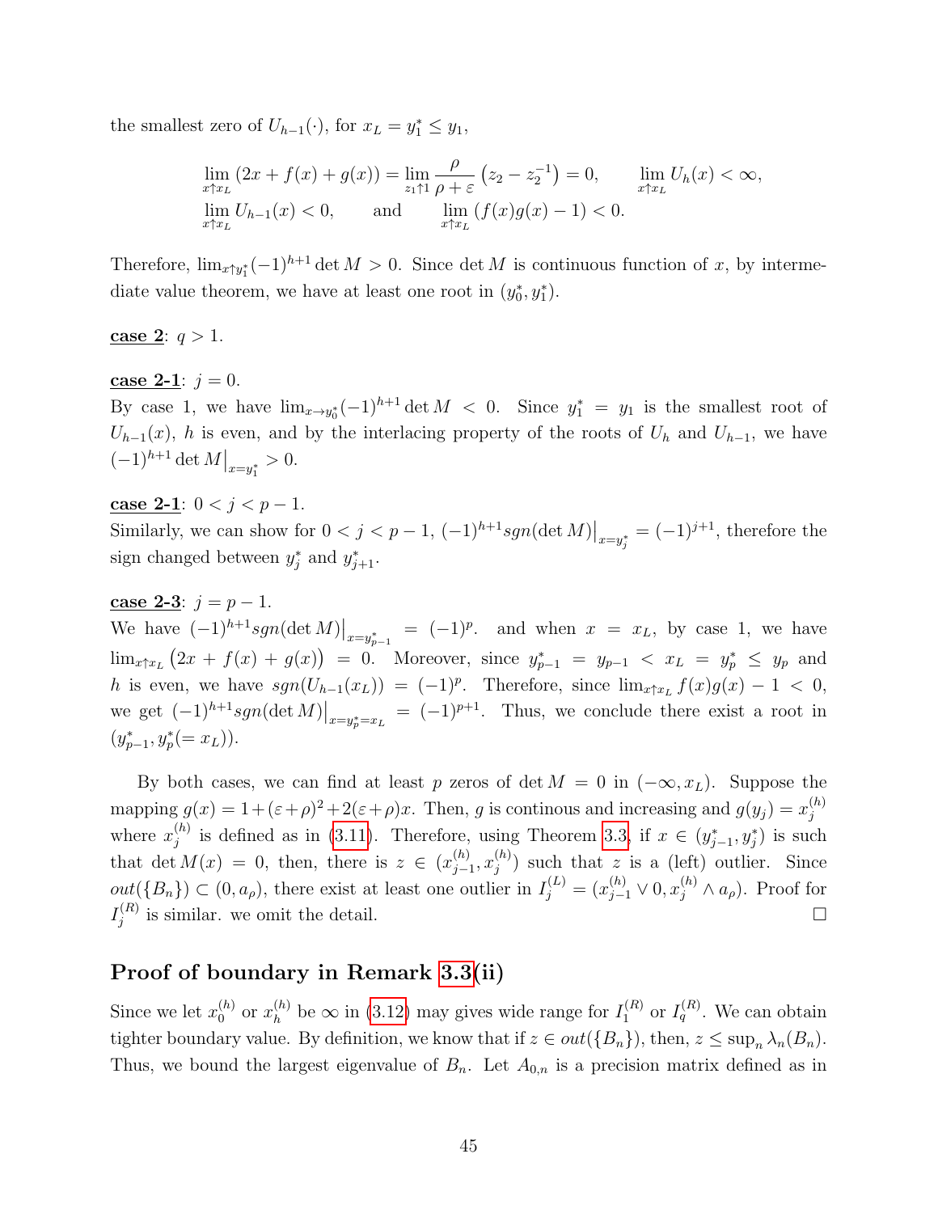the smallest zero of $U_{h-1}(\cdot)$, for $x_L = y_1^* \leq y_1$,

$$\lim_{x \uparrow x_L} (2x + f(x) + g(x)) = \lim_{z_1 \uparrow 1} \frac{\rho}{\rho + \varepsilon} \left( z_2 - z_2^{-1} \right) = 0, \qquad \lim_{x \uparrow x_L} U_h(x) < \infty,$$
$$\lim_{x \uparrow x_L} U_{h-1}(x) < 0, \qquad \text{and} \qquad \lim_{x \uparrow x_L} (f(x)g(x) - 1) < 0.$$

Therefore, $\lim_{x \uparrow y_1^*} (-1)^{h+1} \det M > 0$. Since $\det M$ is continuous function of $x$, by intermediate value theorem, we have at least one root in $(y_0^*, y_1^*)$.

**case 2**: $q > 1$.

**case 2-1**: $j = 0$.
By case 1, we have $\lim_{x \to y_0^*} (-1)^{h+1} \det M < 0$. Since $y_1^* = y_1$ is the smallest root of $U_{h-1}(x)$, $h$ is even, and by the interlacing property of the roots of $U_h$ and $U_{h-1}$, we have $(-1)^{h+1} \det M\big|_{x = y_1^*} > 0$.

**case 2-1**: $0 < j < p - 1$.
Similarly, we can show for $0 < j < p-1$, $(-1)^{h+1} sgn(\det M)\big|_{x = y_j^*} = (-1)^{j+1}$, therefore the sign changed between $y_j^*$ and $y_{j+1}^*$.

**case 2-3**: $j = p - 1$.
We have $(-1)^{h+1} sgn(\det M)\big|_{x = y_{p-1}^*} = (-1)^p$. and when $x = x_L$, by case 1, we have $\lim_{x \uparrow x_L} \big(2x + f(x) + g(x)\big) = 0$. Moreover, since $y_{p-1}^* = y_{p-1} < x_L = y_p^* \leq y_p$ and $h$ is even, we have $sgn(U_{h-1}(x_L)) = (-1)^p$. Therefore, since $\lim_{x \uparrow x_L} f(x)g(x) - 1 < 0$, we get $(-1)^{h+1} sgn(\det M)\big|_{x = y_p^* = x_L} = (-1)^{p+1}$. Thus, we conclude there exist a root in $(y_{p-1}^*, y_p^*(= x_L))$.

By both cases, we can find at least $p$ zeros of $\det M = 0$ in $(-\infty, x_L)$. Suppose the mapping $g(x) = 1 + (\varepsilon + \rho)^2 + 2(\varepsilon + \rho)x$. Then, $g$ is continous and increasing and $g(y_j) = x_j^{(h)}$ where $x_j^{(h)}$ is defined as in (3.11). Therefore, using Theorem 3.3, if $x \in (y_{j-1}^*, y_j^*)$ is such that $\det M(x) = 0$, then, there is $z \in (x_{j-1}^{(h)}, x_j^{(h)})$ such that $z$ is a (left) outlier. Since $out(\{B_n\}) \subset (0, a_\rho)$, there exist at least one outlier in $I_j^{(L)} = (x_{j-1}^{(h)} \vee 0, x_j^{(h)} \wedge a_\rho)$. Proof for $I_j^{(R)}$ is similar. we omit the detail. $\square$

## Proof of boundary in Remark 3.3(ii)

Since we let $x_0^{(h)}$ or $x_h^{(h)}$ be $\infty$ in (3.12) may gives wide range for $I_1^{(R)}$ or $I_q^{(R)}$. We can obtain tighter boundary value. By definition, we know that if $z \in out(\{B_n\})$, then, $z \leq \sup_n \lambda_n(B_n)$. Thus, we bound the largest eigenvalue of $B_n$. Let $A_{0,n}$ is a precision matrix defined as in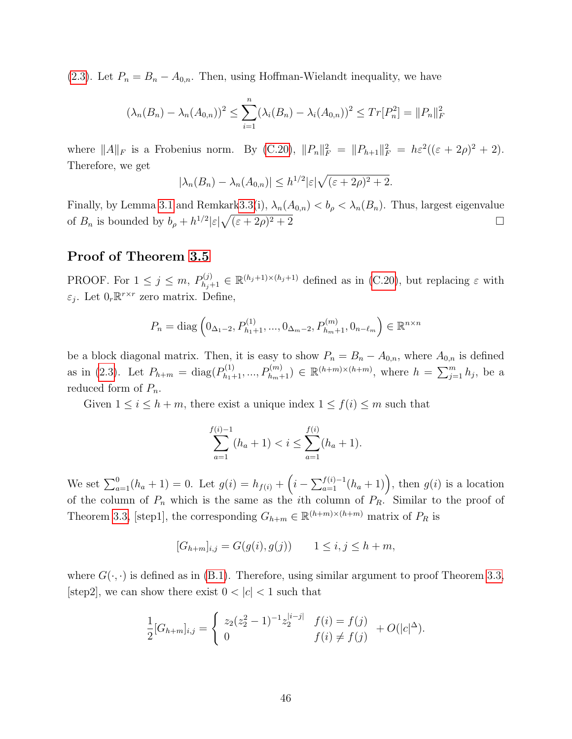(2.3). Let $P_n = B_n - A_{0,n}$. Then, using Hoffman-Wielandt inequality, we have

$$(\lambda_n(B_n) - \lambda_n(A_{0,n}))^2 \leq \sum_{i=1}^{n} (\lambda_i(B_n) - \lambda_i(A_{0,n}))^2 \leq Tr[P_n^2] = \|P_n\|_F^2$$

where $\|A\|_F$ is a Frobenius norm. By (C.20), $\|P_n\|_F^2 = \|P_{h+1}\|_F^2 = h\varepsilon^2((\varepsilon + 2\rho)^2 + 2)$. Therefore, we get

$$|\lambda_n(B_n) - \lambda_n(A_{0,n})| \leq h^{1/2}|\varepsilon|\sqrt{(\varepsilon + 2\rho)^2 + 2}.$$

Finally, by Lemma 3.1 and Remkark3.3(i), $\lambda_n(A_{0,n}) < b_\rho < \lambda_n(B_n)$. Thus, largest eigenvalue of $B_n$ is bounded by $b_\rho + h^{1/2}|\varepsilon|\sqrt{(\varepsilon + 2\rho)^2 + 2}$ □

## Proof of Theorem 3.5

PROOF. For $1 \leq j \leq m$, $P_{h_j+1}^{(j)} \in \mathbb{R}^{(h_j+1)\times(h_j+1)}$ defined as in (C.20), but replacing $\varepsilon$ with $\varepsilon_j$. Let $0_r\mathbb{R}^{r\times r}$ zero matrix. Define,

$$P_n = \text{diag}\left(0_{\Delta_1 - 2}, P_{h_1+1}^{(1)}, ..., 0_{\Delta_m - 2}, P_{h_m+1}^{(m)}, 0_{n-\ell_m}\right) \in \mathbb{R}^{n\times n}$$

be a block diagonal matrix. Then, it is easy to show $P_n = B_n - A_{0,n}$, where $A_{0,n}$ is defined as in (2.3). Let $P_{h+m} = \text{diag}(P_{h_1+1}^{(1)}, ..., P_{h_m+1}^{(m)}) \in \mathbb{R}^{(h+m)\times(h+m)}$, where $h = \sum_{j=1}^{m} h_j$, be a reduced form of $P_n$.

Given $1 \leq i \leq h + m$, there exist a unique index $1 \leq f(i) \leq m$ such that

$$\sum_{a=1}^{f(i)-1}(h_a + 1) < i \leq \sum_{a=1}^{f(i)}(h_a + 1).$$

We set $\sum_{a=1}^{0}(h_a + 1) = 0$. Let $g(i) = h_{f(i)} + \left(i - \sum_{a=1}^{f(i)-1}(h_a + 1)\right)$, then $g(i)$ is a location of the column of $P_n$ which is the same as the $i$th column of $P_R$. Similar to the proof of Theorem 3.3, [step1], the corresponding $G_{h+m} \in \mathbb{R}^{(h+m)\times(h+m)}$ matrix of $P_R$ is

$$[G_{h+m}]_{i,j} = G(g(i), g(j)) \qquad 1 \leq i, j \leq h + m,$$

where $G(\cdot, \cdot)$ is defined as in (B.1). Therefore, using similar argument to proof Theorem 3.3, [step2], we can show there exist $0 < |c| < 1$ such that

$$\frac{1}{2}[G_{h+m}]_{i,j} = \begin{cases} z_2(z_2^2 - 1)^{-1}z_2^{|i-j|} & f(i) = f(j) \\ 0 & f(i) \neq f(j) \end{cases} + O(|c|^\Delta).$$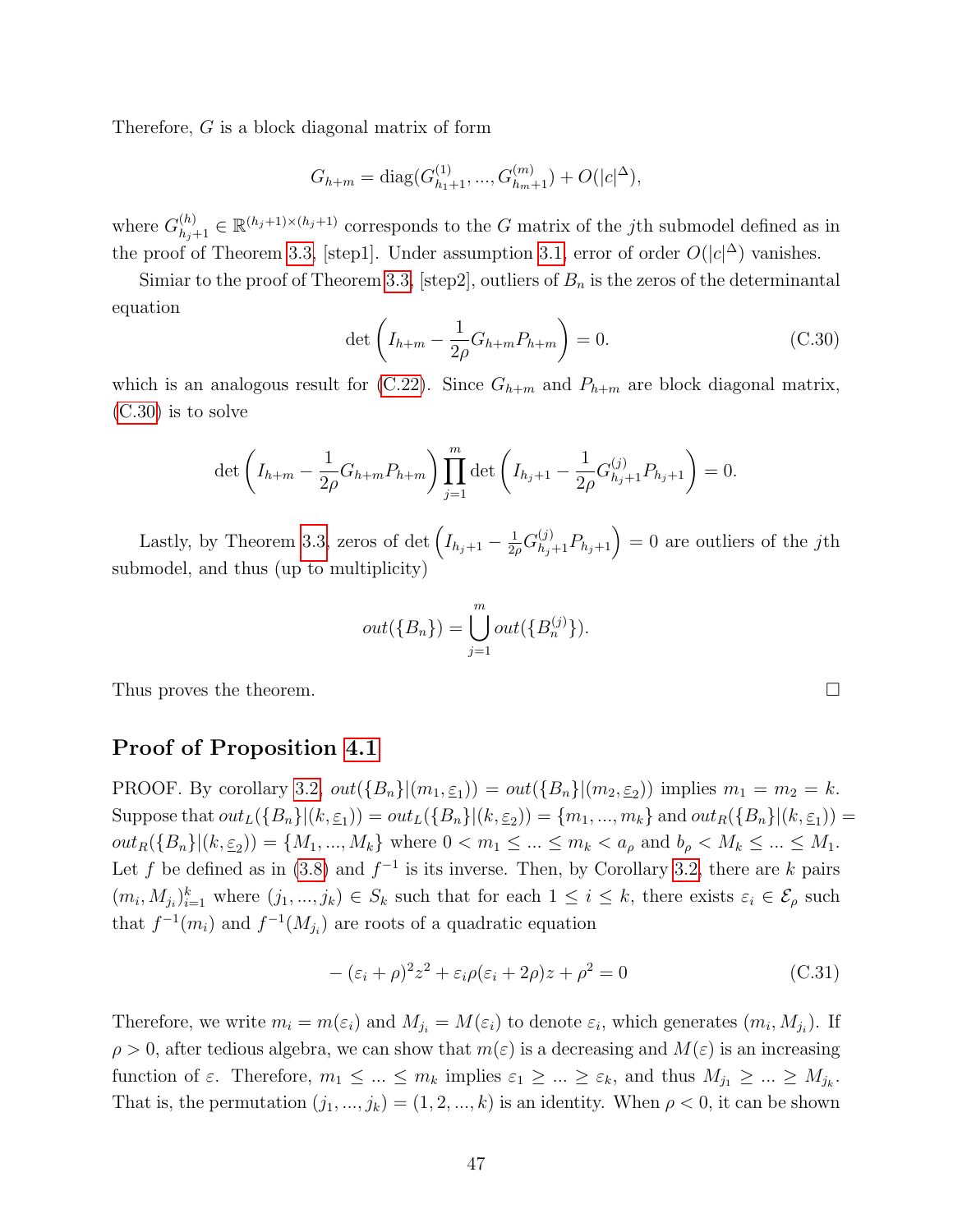Therefore, $G$ is a block diagonal matrix of form

$$G_{h+m} = \text{diag}(G^{(1)}_{h_1+1}, ..., G^{(m)}_{h_m+1}) + O(|c|^{\Delta}),$$

where $G^{(h)}_{h_j+1} \in \mathbb{R}^{(h_j+1)\times(h_j+1)}$ corresponds to the $G$ matrix of the $j$th submodel defined as in the proof of Theorem 3.3, [step1]. Under assumption 3.1, error of order $O(|c|^{\Delta})$ vanishes.

Simiar to the proof of Theorem 3.3, [step2], outliers of $B_n$ is the zeros of the determinantal equation

$$\det\left(I_{h+m} - \frac{1}{2\rho} G_{h+m} P_{h+m}\right) = 0. \tag{C.30}$$

which is an analogous result for (C.22). Since $G_{h+m}$ and $P_{h+m}$ are block diagonal matrix, (C.30) is to solve

$$\det\left(I_{h+m} - \frac{1}{2\rho} G_{h+m} P_{h+m}\right) \prod_{j=1}^{m} \det\left(I_{h_j+1} - \frac{1}{2\rho} G^{(j)}_{h_j+1} P_{h_j+1}\right) = 0.$$

Lastly, by Theorem 3.3, zeros of $\det\left(I_{h_j+1} - \frac{1}{2\rho} G^{(j)}_{h_j+1} P_{h_j+1}\right) = 0$ are outliers of the $j$th submodel, and thus (up to multiplicity)

$$out(\{B_n\}) = \bigcup_{j=1}^{m} out(\{B^{(j)}_n\}).$$

Thus proves the theorem. □

## Proof of Proposition 4.1

PROOF. By corollary 3.2, $out(\{B_n\}|(m_1, \underline{\varepsilon}_1)) = out(\{B_n\}|(m_2, \underline{\varepsilon}_2))$ implies $m_1 = m_2 = k$. Suppose that $out_L(\{B_n\}|(k, \underline{\varepsilon}_1)) = out_L(\{B_n\}|(k, \underline{\varepsilon}_2)) = \{m_1, ..., m_k\}$ and $out_R(\{B_n\}|(k, \underline{\varepsilon}_1)) = out_R(\{B_n\}|(k, \underline{\varepsilon}_2)) = \{M_1, ..., M_k\}$ where $0 < m_1 \leq ... \leq m_k < a_\rho$ and $b_\rho < M_k \leq ... \leq M_1$. Let $f$ be defined as in (3.8) and $f^{-1}$ is its inverse. Then, by Corollary 3.2, there are $k$ pairs $(m_i, M_{j_i})_{i=1}^{k}$ where $(j_1, ..., j_k) \in S_k$ such that for each $1 \leq i \leq k$, there exists $\varepsilon_i \in \mathcal{E}_\rho$ such that $f^{-1}(m_i)$ and $f^{-1}(M_{j_i})$ are roots of a quadratic equation

$$-(\varepsilon_i + \rho)^2 z^2 + \varepsilon_i \rho(\varepsilon_i + 2\rho) z + \rho^2 = 0 \tag{C.31}$$

Therefore, we write $m_i = m(\varepsilon_i)$ and $M_{j_i} = M(\varepsilon_i)$ to denote $\varepsilon_i$, which generates $(m_i, M_{j_i})$. If $\rho > 0$, after tedious algebra, we can show that $m(\varepsilon)$ is a decreasing and $M(\varepsilon)$ is an increasing function of $\varepsilon$. Therefore, $m_1 \leq ... \leq m_k$ implies $\varepsilon_1 \geq ... \geq \varepsilon_k$, and thus $M_{j_1} \geq ... \geq M_{j_k}$. That is, the permutation $(j_1, ..., j_k) = (1, 2, ..., k)$ is an identity. When $\rho < 0$, it can be shown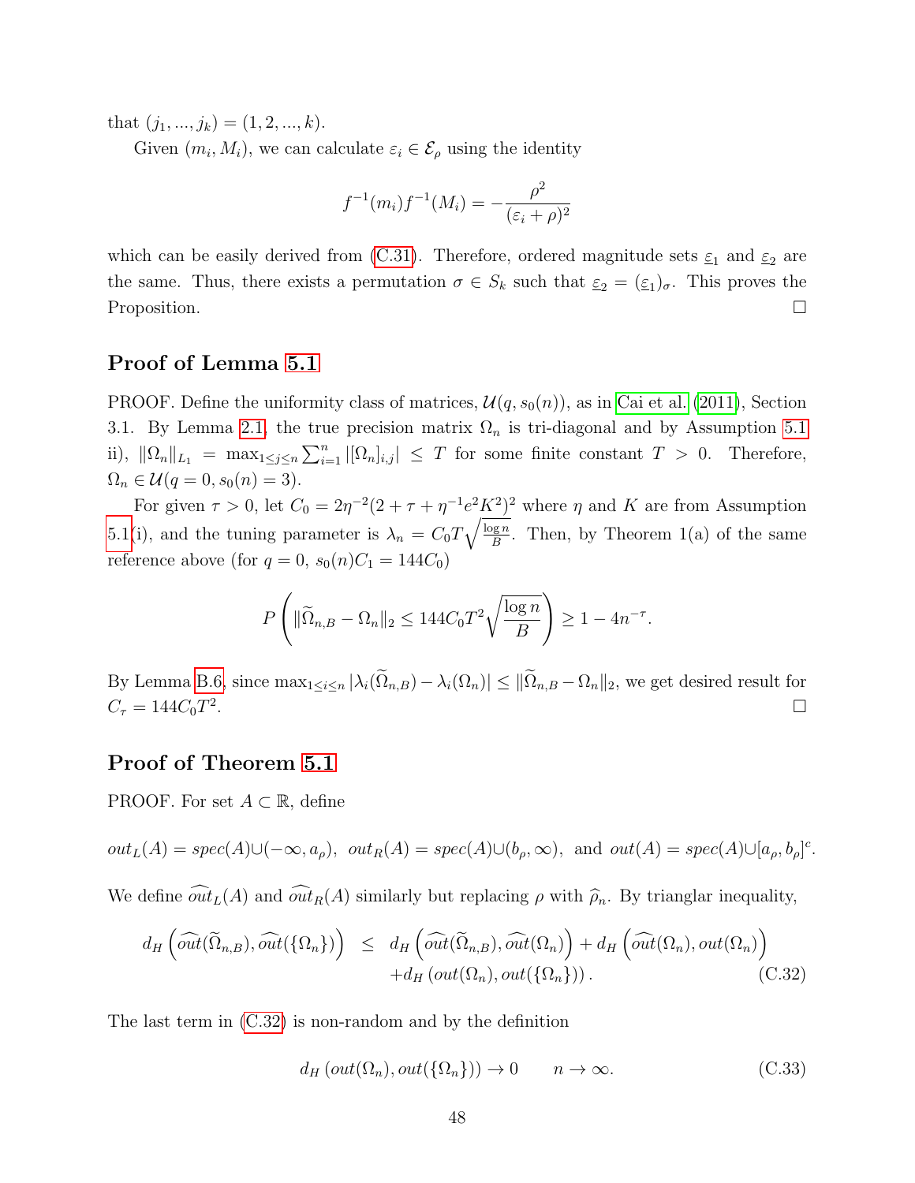that $(j_1, ..., j_k) = (1, 2, ..., k)$.

Given $(m_i, M_i)$, we can calculate $\varepsilon_i \in \mathcal{E}_\rho$ using the identity

$$f^{-1}(m_i) f^{-1}(M_i) = -\frac{\rho^2}{(\varepsilon_i + \rho)^2}$$

which can be easily derived from (C.31). Therefore, ordered magnitude sets $\underline{\varepsilon}_1$ and $\underline{\varepsilon}_2$ are the same. Thus, there exists a permutation $\sigma \in S_k$ such that $\underline{\varepsilon}_2 = (\underline{\varepsilon}_1)_\sigma$. This proves the Proposition. □

## Proof of Lemma 5.1

PROOF. Define the uniformity class of matrices, $\mathcal{U}(q, s_0(n))$, as in Cai et al. (2011), Section 3.1. By Lemma 2.1, the true precision matrix $\Omega_n$ is tri-diagonal and by Assumption 5.1 ii), $\|\Omega_n\|_{L_1} = \max_{1\le j\le n} \sum_{i=1}^n |[\Omega_n]_{i,j}| \le T$ for some finite constant $T > 0$. Therefore, $\Omega_n \in \mathcal{U}(q = 0, s_0(n) = 3)$.

For given $\tau > 0$, let $C_0 = 2\eta^{-2}(2 + \tau + \eta^{-1}e^2K^2)^2$ where $\eta$ and $K$ are from Assumption 5.1(i), and the tuning parameter is $\lambda_n = C_0 T\sqrt{\frac{\log n}{B}}$. Then, by Theorem 1(a) of the same reference above (for $q = 0$, $s_0(n)C_1 = 144C_0$)

$$P\left(\|\widetilde{\Omega}_{n,B} - \Omega_n\|_2 \le 144C_0T^2\sqrt{\frac{\log n}{B}}\right) \ge 1 - 4n^{-\tau}.$$

By Lemma B.6, since $\max_{1\le i\le n} |\lambda_i(\widetilde{\Omega}_{n,B}) - \lambda_i(\Omega_n)| \le \|\widetilde{\Omega}_{n,B} - \Omega_n\|_2$, we get desired result for $C_\tau = 144C_0T^2$. □

## Proof of Theorem 5.1

PROOF. For set $A \subset \mathbb{R}$, define

$$out_L(A) = spec(A) \cup (-\infty, a_\rho),\ \ out_R(A) = spec(A) \cup (b_\rho, \infty),\ \text{ and } out(A) = spec(A) \cup [a_\rho, b_\rho]^c.$$

We define $\widehat{out}_L(A)$ and $\widehat{out}_R(A)$ similarly but replacing $\rho$ with $\widehat{\rho}_n$. By trianglar inequality,

$$\begin{aligned} d_H\left(\widehat{out}(\widetilde{\Omega}_{n,B}), \widehat{out}(\{\Omega_n\})\right) &\le d_H\left(\widehat{out}(\widetilde{\Omega}_{n,B}), \widehat{out}(\Omega_n)\right) + d_H\left(\widehat{out}(\Omega_n), out(\Omega_n)\right) \\ &\quad + d_H\left(out(\Omega_n), out(\{\Omega_n\})\right). \end{aligned} \tag{C.32}$$

The last term in (C.32) is non-random and by the definition

$$d_H\left(out(\Omega_n), out(\{\Omega_n\})\right) \to 0 \qquad n \to \infty. \tag{C.33}$$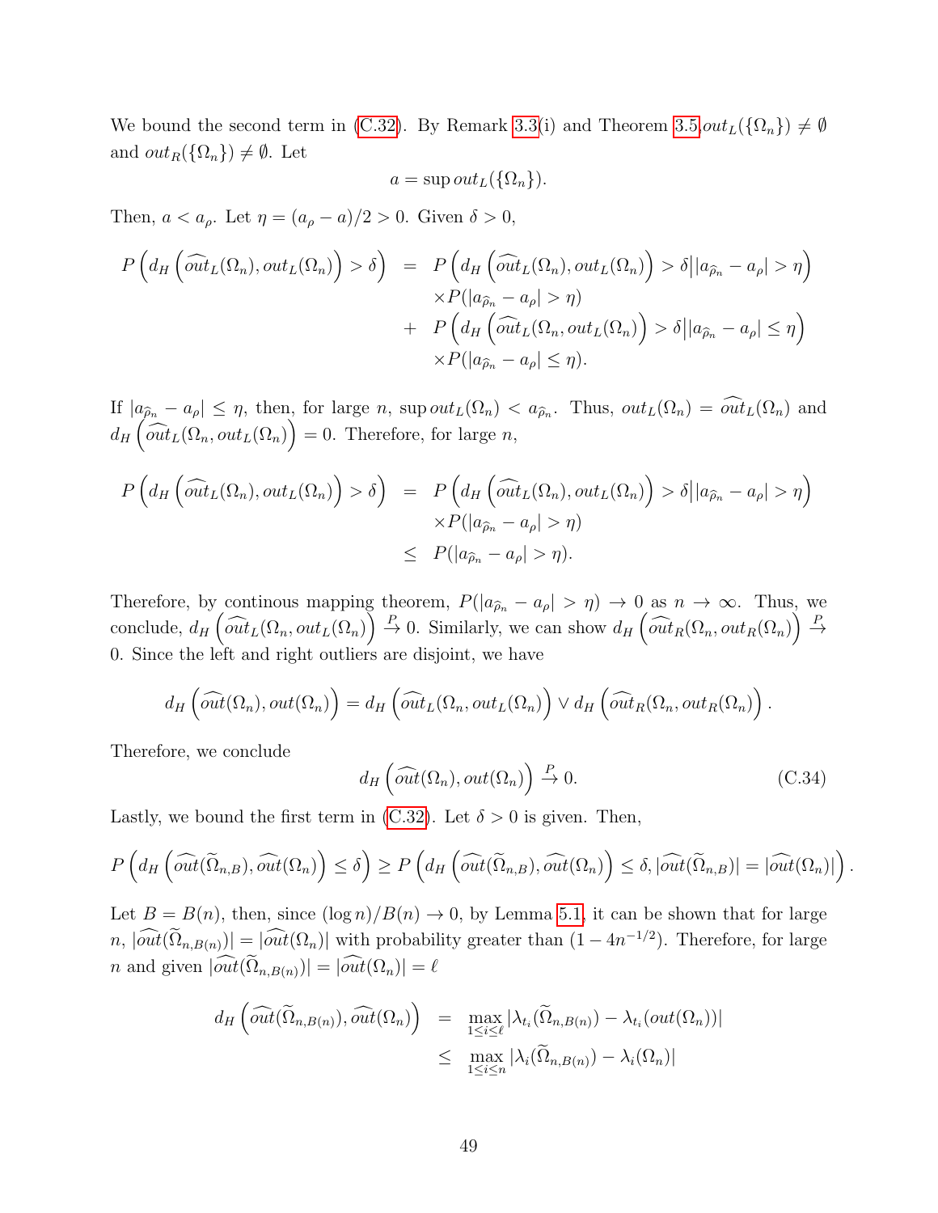We bound the second term in (C.32). By Remark 3.3(i) and Theorem 3.5, $out_L(\{\Omega_n\}) \neq \emptyset$ and $out_R(\{\Omega_n\}) \neq \emptyset$. Let

$$a = \sup out_L(\{\Omega_n\}).$$

Then, $a < a_\rho$. Let $\eta = (a_\rho - a)/2 > 0$. Given $\delta > 0$,

$$\begin{aligned}
P\left(d_H\left(\widehat{out}_L(\Omega_n), out_L(\Omega_n)\right) > \delta\right) &= P\left(d_H\left(\widehat{out}_L(\Omega_n), out_L(\Omega_n)\right) > \delta \Big| |a_{\widehat{\rho}_n} - a_\rho| > \eta\right) \\
&\quad \times P(|a_{\widehat{\rho}_n} - a_\rho| > \eta) \\
&\quad + P\left(d_H\left(\widehat{out}_L(\Omega_n, out_L(\Omega_n)\right) > \delta \Big| |a_{\widehat{\rho}_n} - a_\rho| \leq \eta\right) \\
&\quad \times P(|a_{\widehat{\rho}_n} - a_\rho| \leq \eta).
\end{aligned}$$

If $|a_{\widehat{\rho}_n} - a_\rho| \leq \eta$, then, for large $n$, $\sup out_L(\Omega_n) < a_{\widehat{\rho}_n}$. Thus, $out_L(\Omega_n) = \widehat{out}_L(\Omega_n)$ and $d_H\left(\widehat{out}_L(\Omega_n, out_L(\Omega_n)\right) = 0$. Therefore, for large $n$,

$$\begin{aligned}
P\left(d_H\left(\widehat{out}_L(\Omega_n), out_L(\Omega_n)\right) > \delta\right) &= P\left(d_H\left(\widehat{out}_L(\Omega_n), out_L(\Omega_n)\right) > \delta \Big| |a_{\widehat{\rho}_n} - a_\rho| > \eta\right) \\
&\quad \times P(|a_{\widehat{\rho}_n} - a_\rho| > \eta) \\
&\leq P(|a_{\widehat{\rho}_n} - a_\rho| > \eta).
\end{aligned}$$

Therefore, by continous mapping theorem, $P(|a_{\widehat{\rho}_n} - a_\rho| > \eta) \to 0$ as $n \to \infty$. Thus, we conclude, $d_H\left(\widehat{out}_L(\Omega_n, out_L(\Omega_n)\right) \xrightarrow{P} 0$. Similarly, we can show $d_H\left(\widehat{out}_R(\Omega_n, out_R(\Omega_n)\right) \xrightarrow{P} 0$. Since the left and right outliers are disjoint, we have

$$d_H\left(\widehat{out}(\Omega_n), out(\Omega_n)\right) = d_H\left(\widehat{out}_L(\Omega_n, out_L(\Omega_n)\right) \vee d_H\left(\widehat{out}_R(\Omega_n, out_R(\Omega_n)\right).$$

Therefore, we conclude

$$d_H\left(\widehat{out}(\Omega_n), out(\Omega_n)\right) \xrightarrow{P} 0. \tag{C.34}$$

Lastly, we bound the first term in (C.32). Let $\delta > 0$ is given. Then,

$$P\left(d_H\left(\widehat{out}(\widetilde{\Omega}_{n,B}), \widehat{out}(\Omega_n)\right) \leq \delta\right) \geq P\left(d_H\left(\widehat{out}(\widetilde{\Omega}_{n,B}), \widehat{out}(\Omega_n)\right) \leq \delta, |\widehat{out}(\widetilde{\Omega}_{n,B})| = |\widehat{out}(\Omega_n)|\right).$$

Let $B = B(n)$, then, since $(\log n)/B(n) \to 0$, by Lemma 5.1, it can be shown that for large $n$, $|\widehat{out}(\widetilde{\Omega}_{n,B(n)})| = |\widehat{out}(\Omega_n)|$ with probability greater than $(1 - 4n^{-1/2})$. Therefore, for large $n$ and given $|\widehat{out}(\widetilde{\Omega}_{n,B(n)})| = |\widehat{out}(\Omega_n)| = \ell$

$$\begin{aligned}
d_H\left(\widehat{out}(\widetilde{\Omega}_{n,B(n)}), \widehat{out}(\Omega_n)\right) &= \max_{1 \leq i \leq \ell} |\lambda_{t_i}(\widetilde{\Omega}_{n,B(n)}) - \lambda_{t_i}(out(\Omega_n))| \\
&\leq \max_{1 \leq i \leq n} |\lambda_i(\widetilde{\Omega}_{n,B(n)}) - \lambda_i(\Omega_n)|
\end{aligned}$$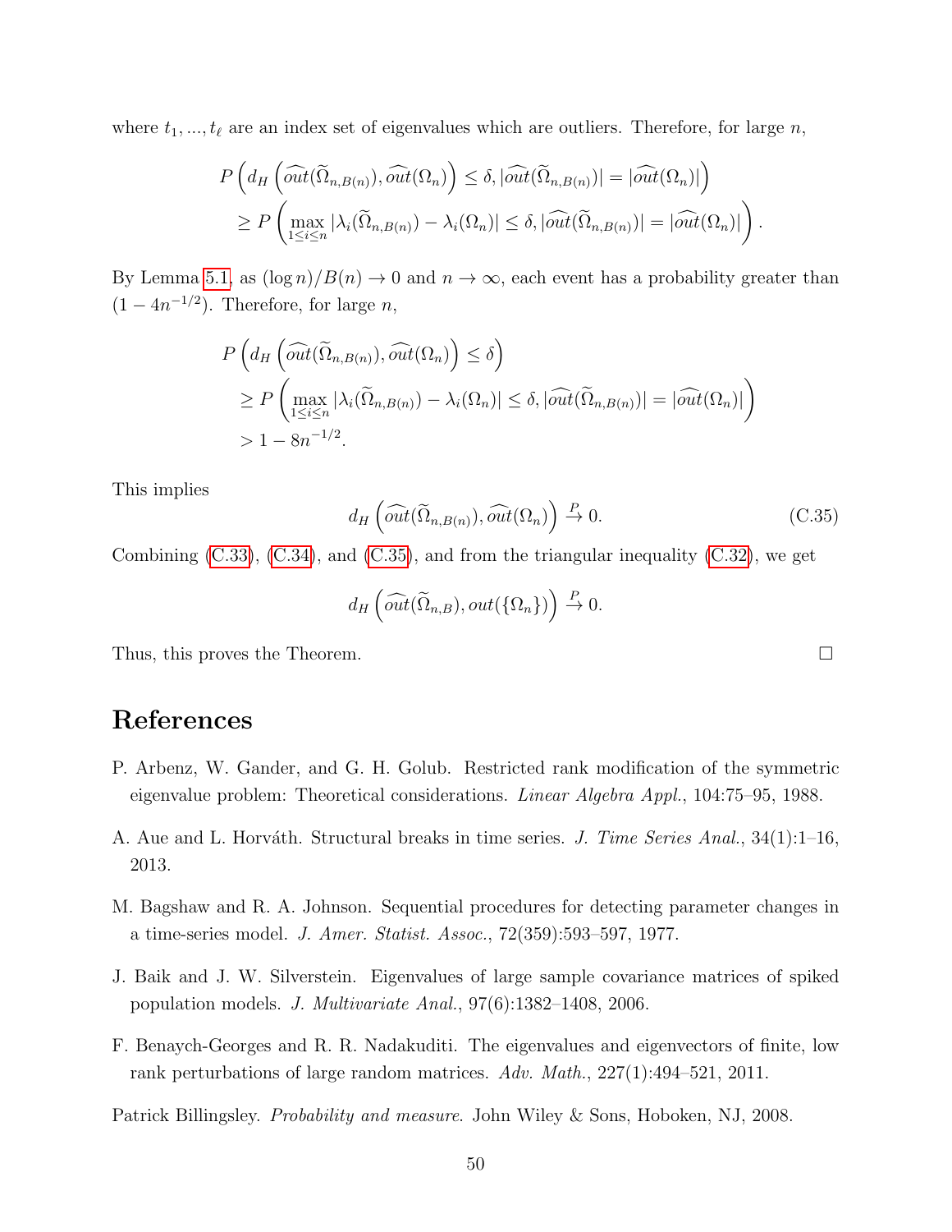where $t_1, ..., t_\ell$ are an index set of eigenvalues which are outliers. Therefore, for large $n$,

$$
\begin{aligned}
&P\left(d_H\left(\widehat{out}(\widetilde{\Omega}_{n,B(n)}), \widehat{out}(\Omega_n)\right) \leq \delta, |\widehat{out}(\widetilde{\Omega}_{n,B(n)})| = |\widehat{out}(\Omega_n)|\right) \\
&\quad \geq P\left(\max_{1\leq i\leq n} |\lambda_i(\widetilde{\Omega}_{n,B(n)}) - \lambda_i(\Omega_n)| \leq \delta, |\widehat{out}(\widetilde{\Omega}_{n,B(n)})| = |\widehat{out}(\Omega_n)|\right).
\end{aligned}
$$

By Lemma 5.1, as $(\log n)/B(n) \to 0$ and $n \to \infty$, each event has a probability greater than $(1 - 4n^{-1/2})$. Therefore, for large $n$,

$$
\begin{aligned}
&P\left(d_H\left(\widehat{out}(\widetilde{\Omega}_{n,B(n)}), \widehat{out}(\Omega_n)\right) \leq \delta\right) \\
&\quad \geq P\left(\max_{1\leq i\leq n} |\lambda_i(\widetilde{\Omega}_{n,B(n)}) - \lambda_i(\Omega_n)| \leq \delta, |\widehat{out}(\widetilde{\Omega}_{n,B(n)})| = |\widehat{out}(\Omega_n)|\right) \\
&\quad > 1 - 8n^{-1/2}.
\end{aligned}
$$

This implies

$$
d_H\left(\widehat{out}(\widetilde{\Omega}_{n,B(n)}), \widehat{out}(\Omega_n)\right) \xrightarrow{P} 0. \tag{C.35}
$$

Combining (C.33), (C.34), and (C.35), and from the triangular inequality (C.32), we get

$$
d_H\left(\widehat{out}(\widetilde{\Omega}_{n,B}), out(\{\Omega_n\})\right) \xrightarrow{P} 0.
$$

Thus, this proves the Theorem. □

# References

P. Arbenz, W. Gander, and G. H. Golub. Restricted rank modification of the symmetric eigenvalue problem: Theoretical considerations. *Linear Algebra Appl.*, 104:75–95, 1988.

A. Aue and L. Horváth. Structural breaks in time series. *J. Time Series Anal.*, 34(1):1–16, 2013.

M. Bagshaw and R. A. Johnson. Sequential procedures for detecting parameter changes in a time-series model. *J. Amer. Statist. Assoc.*, 72(359):593–597, 1977.

J. Baik and J. W. Silverstein. Eigenvalues of large sample covariance matrices of spiked population models. *J. Multivariate Anal.*, 97(6):1382–1408, 2006.

F. Benaych-Georges and R. R. Nadakuditi. The eigenvalues and eigenvectors of finite, low rank perturbations of large random matrices. *Adv. Math.*, 227(1):494–521, 2011.

Patrick Billingsley. *Probability and measure*. John Wiley & Sons, Hoboken, NJ, 2008.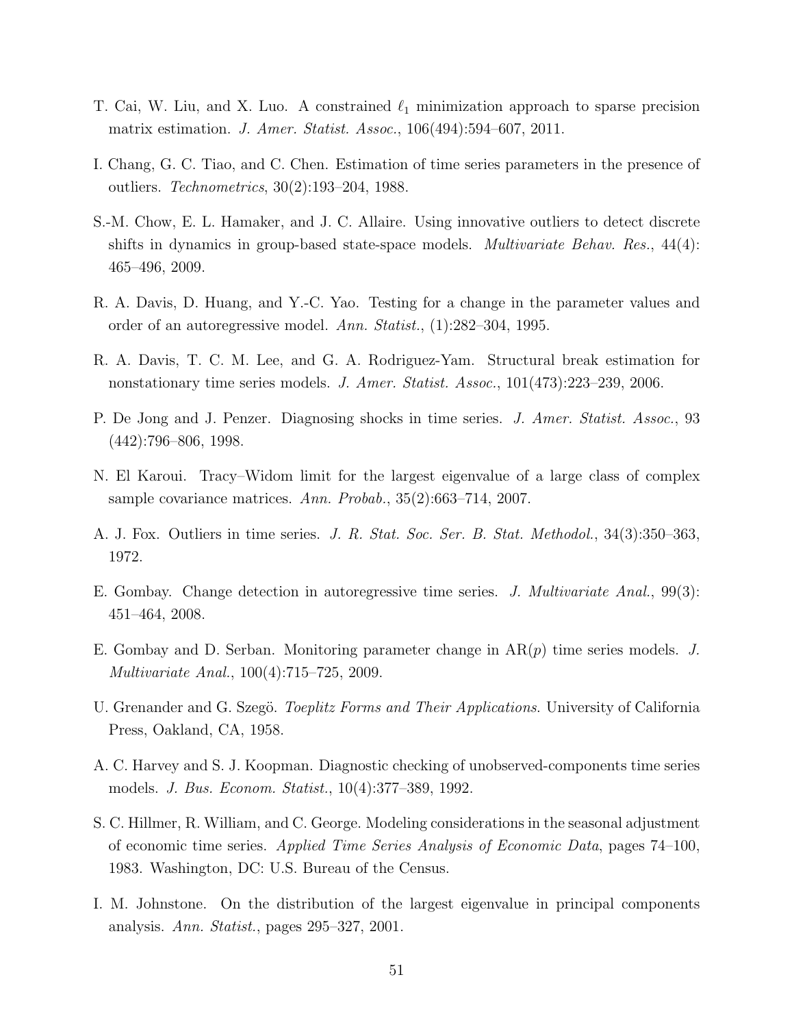T. Cai, W. Liu, and X. Luo. A constrained $\ell_1$ minimization approach to sparse precision matrix estimation. *J. Amer. Statist. Assoc.*, 106(494):594–607, 2011.

I. Chang, G. C. Tiao, and C. Chen. Estimation of time series parameters in the presence of outliers. *Technometrics*, 30(2):193–204, 1988.

S.-M. Chow, E. L. Hamaker, and J. C. Allaire. Using innovative outliers to detect discrete shifts in dynamics in group-based state-space models. *Multivariate Behav. Res.*, 44(4): 465–496, 2009.

R. A. Davis, D. Huang, and Y.-C. Yao. Testing for a change in the parameter values and order of an autoregressive model. *Ann. Statist.*, (1):282–304, 1995.

R. A. Davis, T. C. M. Lee, and G. A. Rodriguez-Yam. Structural break estimation for nonstationary time series models. *J. Amer. Statist. Assoc.*, 101(473):223–239, 2006.

P. De Jong and J. Penzer. Diagnosing shocks in time series. *J. Amer. Statist. Assoc.*, 93 (442):796–806, 1998.

N. El Karoui. Tracy–Widom limit for the largest eigenvalue of a large class of complex sample covariance matrices. *Ann. Probab.*, 35(2):663–714, 2007.

A. J. Fox. Outliers in time series. *J. R. Stat. Soc. Ser. B. Stat. Methodol.*, 34(3):350–363, 1972.

E. Gombay. Change detection in autoregressive time series. *J. Multivariate Anal.*, 99(3): 451–464, 2008.

E. Gombay and D. Serban. Monitoring parameter change in AR($p$) time series models. *J. Multivariate Anal.*, 100(4):715–725, 2009.

U. Grenander and G. Szegö. *Toeplitz Forms and Their Applications*. University of California Press, Oakland, CA, 1958.

A. C. Harvey and S. J. Koopman. Diagnostic checking of unobserved-components time series models. *J. Bus. Econom. Statist.*, 10(4):377–389, 1992.

S. C. Hillmer, R. William, and C. George. Modeling considerations in the seasonal adjustment of economic time series. *Applied Time Series Analysis of Economic Data*, pages 74–100, 1983. Washington, DC: U.S. Bureau of the Census.

I. M. Johnstone. On the distribution of the largest eigenvalue in principal components analysis. *Ann. Statist.*, pages 295–327, 2001.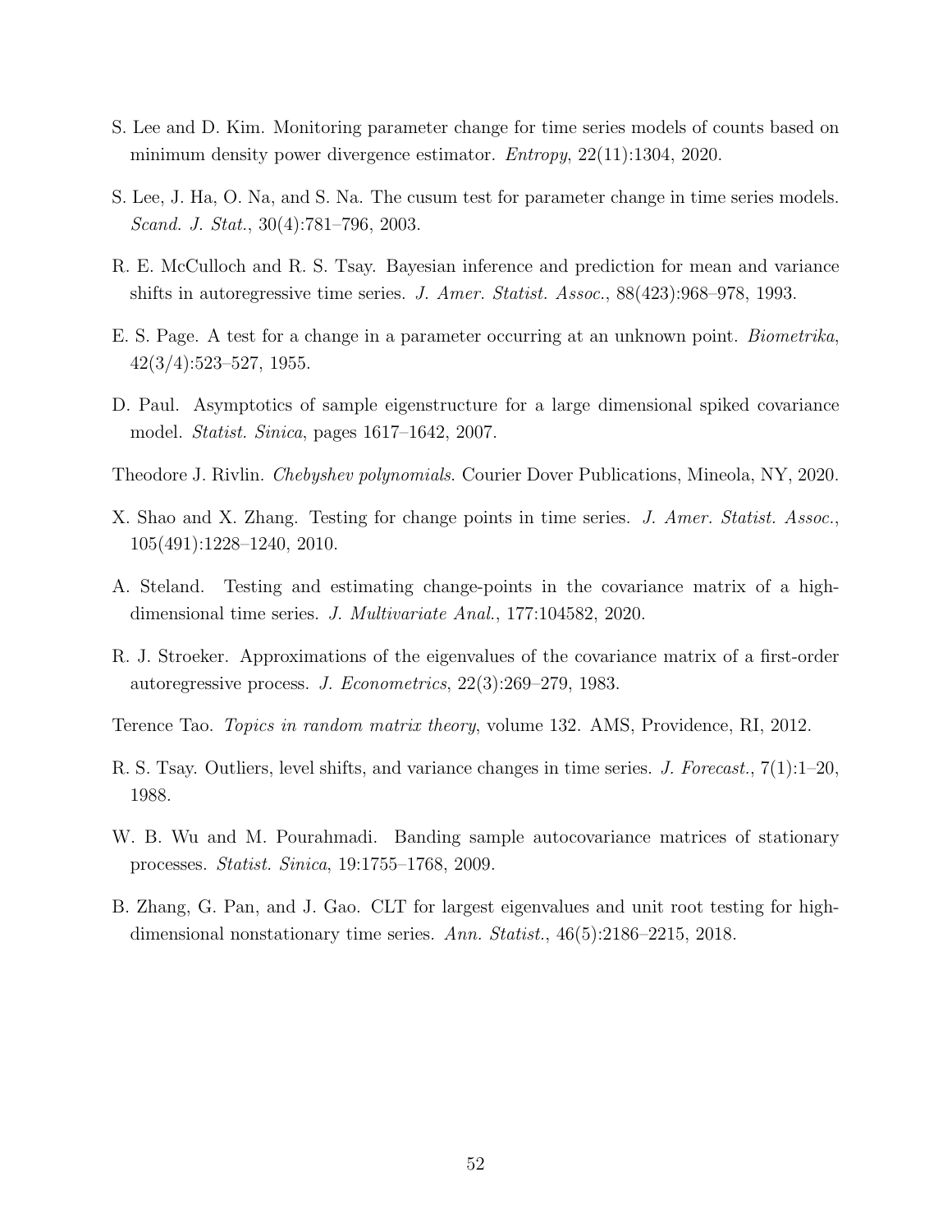S. Lee and D. Kim. Monitoring parameter change for time series models of counts based on minimum density power divergence estimator. *Entropy*, 22(11):1304, 2020.

S. Lee, J. Ha, O. Na, and S. Na. The cusum test for parameter change in time series models. *Scand. J. Stat.*, 30(4):781–796, 2003.

R. E. McCulloch and R. S. Tsay. Bayesian inference and prediction for mean and variance shifts in autoregressive time series. *J. Amer. Statist. Assoc.*, 88(423):968–978, 1993.

E. S. Page. A test for a change in a parameter occurring at an unknown point. *Biometrika*, 42(3/4):523–527, 1955.

D. Paul. Asymptotics of sample eigenstructure for a large dimensional spiked covariance model. *Statist. Sinica*, pages 1617–1642, 2007.

Theodore J. Rivlin. *Chebyshev polynomials*. Courier Dover Publications, Mineola, NY, 2020.

X. Shao and X. Zhang. Testing for change points in time series. *J. Amer. Statist. Assoc.*, 105(491):1228–1240, 2010.

A. Steland. Testing and estimating change-points in the covariance matrix of a high-dimensional time series. *J. Multivariate Anal.*, 177:104582, 2020.

R. J. Stroeker. Approximations of the eigenvalues of the covariance matrix of a first-order autoregressive process. *J. Econometrics*, 22(3):269–279, 1983.

Terence Tao. *Topics in random matrix theory*, volume 132. AMS, Providence, RI, 2012.

R. S. Tsay. Outliers, level shifts, and variance changes in time series. *J. Forecast.*, 7(1):1–20, 1988.

W. B. Wu and M. Pourahmadi. Banding sample autocovariance matrices of stationary processes. *Statist. Sinica*, 19:1755–1768, 2009.

B. Zhang, G. Pan, and J. Gao. CLT for largest eigenvalues and unit root testing for high-dimensional nonstationary time series. *Ann. Statist.*, 46(5):2186–2215, 2018.